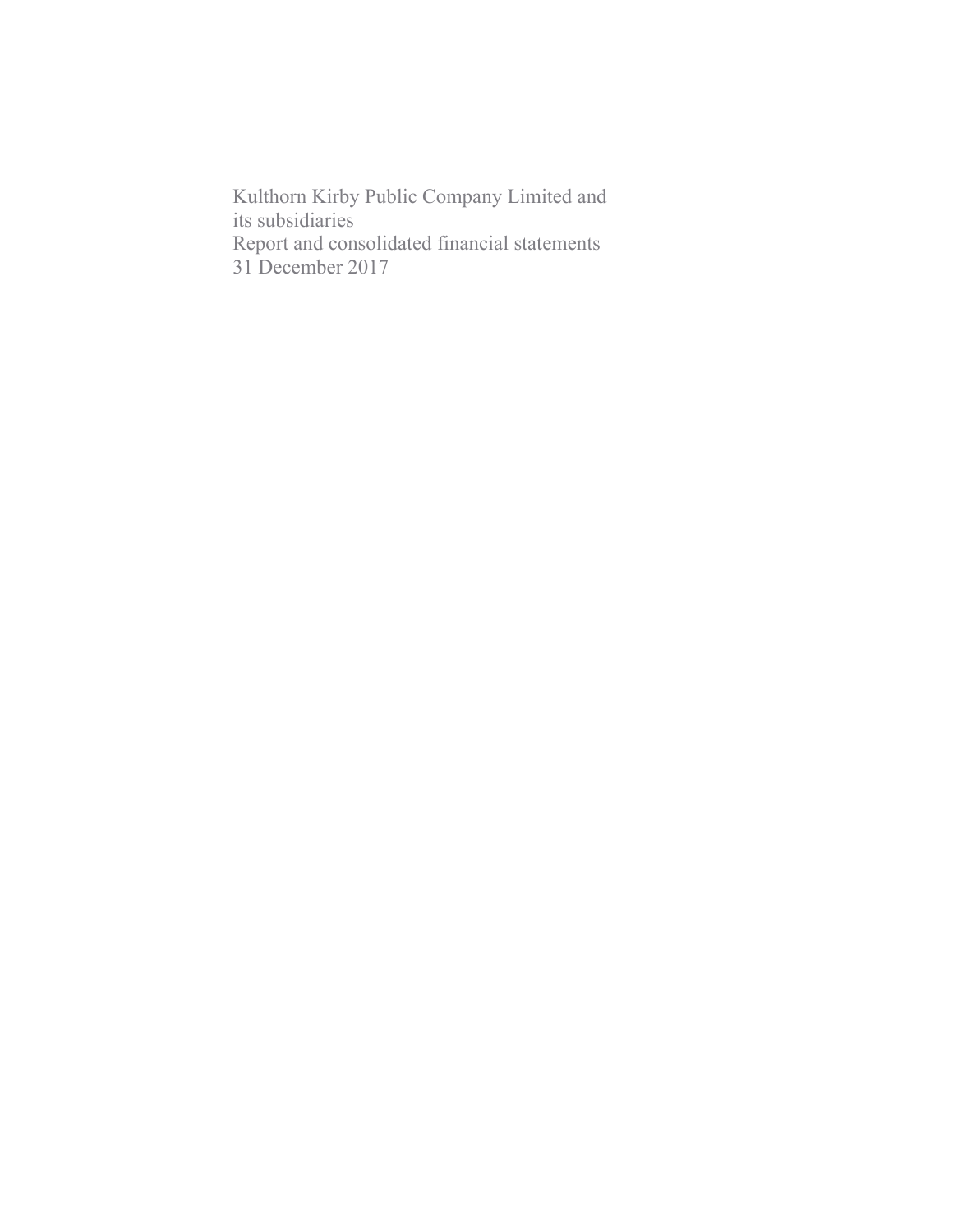Kulthorn Kirby Public Company Limited and its subsidiaries

Report and consolidated financial statements

31 December 2017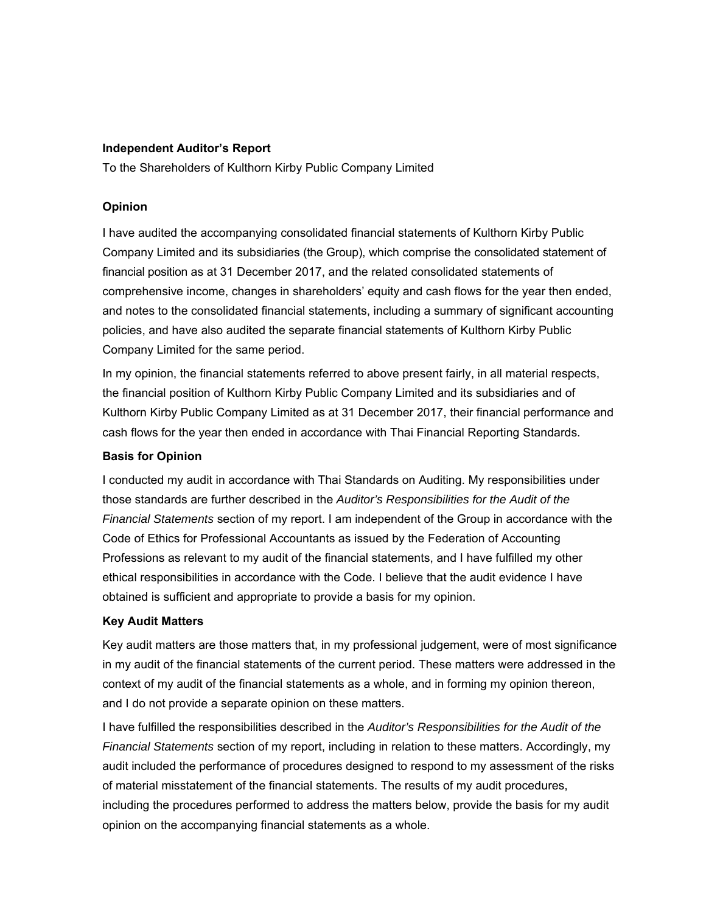**Independent Auditor's Report**

To the Shareholders of Kulthorn Kirby Public Company Limited

**Opinion**

I have audited the accompanying consolidated financial statements of Kulthorn Kirby Public Company Limited and its subsidiaries (the Group), which comprise the consolidated statement of financial position as at 31 December 2017, and the related consolidated statements of comprehensive income, changes in shareholders' equity and cash flows for the year then ended, and notes to the consolidated financial statements, including a summary of significant accounting policies, and have also audited the separate financial statements of Kulthorn Kirby Public Company Limited for the same period.

In my opinion, the financial statements referred to above present fairly, in all material respects, the financial position of Kulthorn Kirby Public Company Limited and its subsidiaries and of Kulthorn Kirby Public Company Limited as at 31 December 2017, their financial performance and cash flows for the year then ended in accordance with Thai Financial Reporting Standards.

**Basis for Opinion**

I conducted my audit in accordance with Thai Standards on Auditing. My responsibilities under those standards are further described in the *Auditor's Responsibilities for the Audit of the Financial Statements* section of my report. I am independent of the Group in accordance with the Code of Ethics for Professional Accountants as issued by the Federation of Accounting Professions as relevant to my audit of the financial statements, and I have fulfilled my other ethical responsibilities in accordance with the Code. I believe that the audit evidence I have obtained is sufficient and appropriate to provide a basis for my opinion.

**Key Audit Matters**

Key audit matters are those matters that, in my professional judgement, were of most significance in my audit of the financial statements of the current period. These matters were addressed in the context of my audit of the financial statements as a whole, and in forming my opinion thereon, and I do not provide a separate opinion on these matters.

I have fulfilled the responsibilities described in the *Auditor's Responsibilities for the Audit of the Financial Statements* section of my report, including in relation to these matters. Accordingly, my audit included the performance of procedures designed to respond to my assessment of the risks of material misstatement of the financial statements. The results of my audit procedures, including the procedures performed to address the matters below, provide the basis for my audit opinion on the accompanying financial statements as a whole.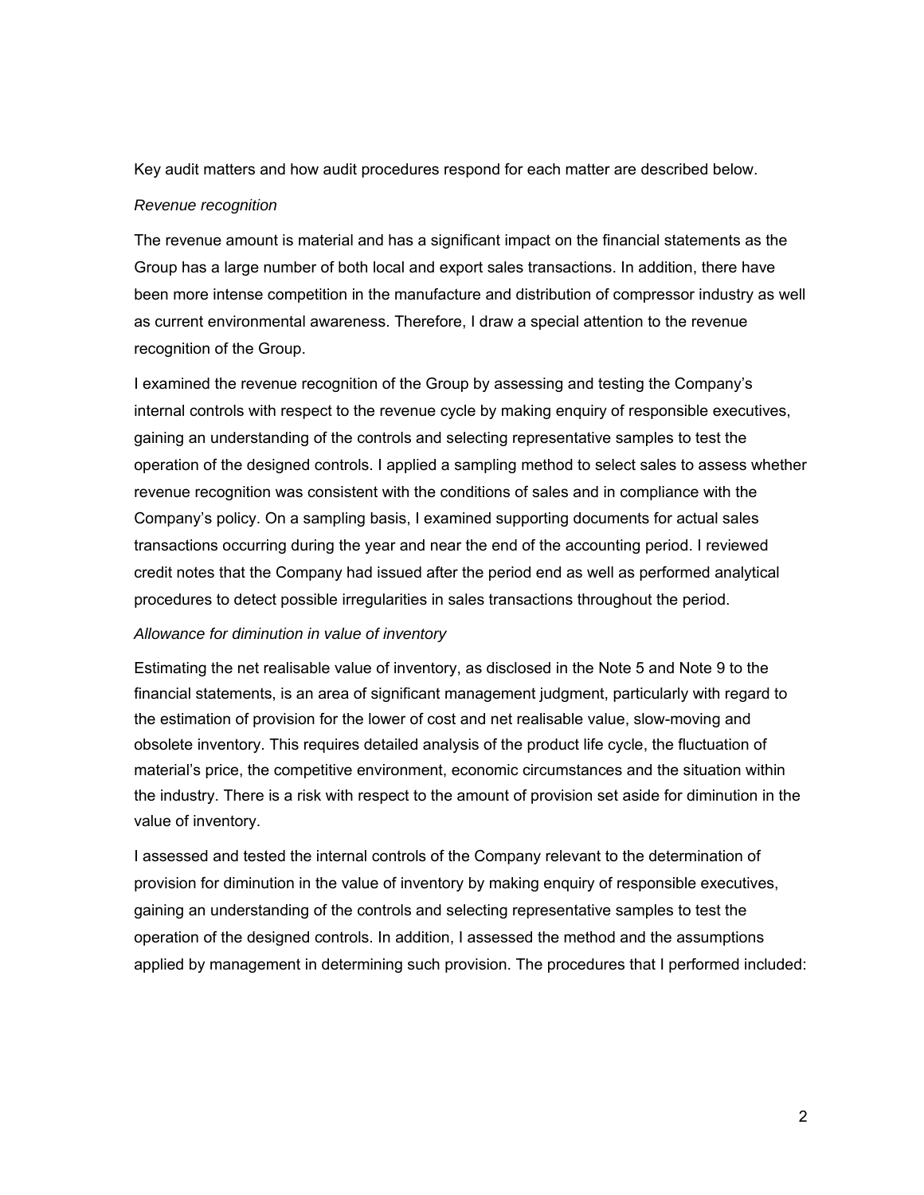Key audit matters and how audit procedures respond for each matter are described below.

*Revenue recognition*

The revenue amount is material and has a significant impact on the financial statements as the Group has a large number of both local and export sales transactions. In addition, there have been more intense competition in the manufacture and distribution of compressor industry as well as current environmental awareness. Therefore, I draw a special attention to the revenue recognition of the Group.

I examined the revenue recognition of the Group by assessing and testing the Company's internal controls with respect to the revenue cycle by making enquiry of responsible executives, gaining an understanding of the controls and selecting representative samples to test the operation of the designed controls. I applied a sampling method to select sales to assess whether revenue recognition was consistent with the conditions of sales and in compliance with the Company's policy. On a sampling basis, I examined supporting documents for actual sales transactions occurring during the year and near the end of the accounting period. I reviewed credit notes that the Company had issued after the period end as well as performed analytical procedures to detect possible irregularities in sales transactions throughout the period.

*Allowance for diminution in value of inventory*

Estimating the net realisable value of inventory, as disclosed in the Note 5 and Note 9 to the financial statements, is an area of significant management judgment, particularly with regard to the estimation of provision for the lower of cost and net realisable value, slow-moving and obsolete inventory. This requires detailed analysis of the product life cycle, the fluctuation of material's price, the competitive environment, economic circumstances and the situation within the industry. There is a risk with respect to the amount of provision set aside for diminution in the value of inventory.

I assessed and tested the internal controls of the Company relevant to the determination of provision for diminution in the value of inventory by making enquiry of responsible executives, gaining an understanding of the controls and selecting representative samples to test the operation of the designed controls. In addition, I assessed the method and the assumptions applied by management in determining such provision. The procedures that I performed included: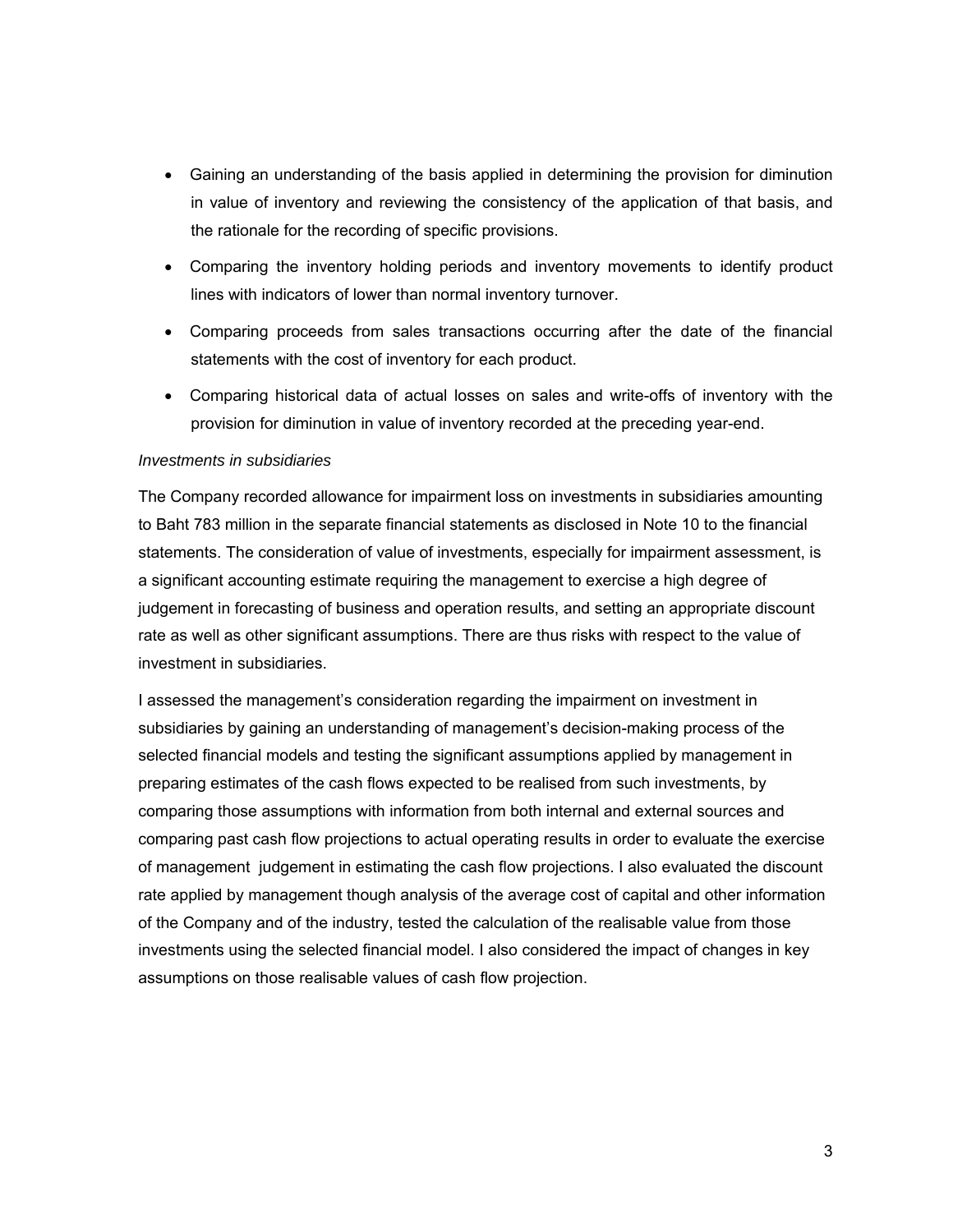- Gaining an understanding of the basis applied in determining the provision for diminution in value of inventory and reviewing the consistency of the application of that basis, and the rationale for the recording of specific provisions.
- Comparing the inventory holding periods and inventory movements to identify product lines with indicators of lower than normal inventory turnover.
- Comparing proceeds from sales transactions occurring after the date of the financial statements with the cost of inventory for each product.
- Comparing historical data of actual losses on sales and write-offs of inventory with the provision for diminution in value of inventory recorded at the preceding year-end.

*Investments in subsidiaries*

The Company recorded allowance for impairment loss on investments in subsidiaries amounting to Baht 783 million in the separate financial statements as disclosed in Note 10 to the financial statements. The consideration of value of investments, especially for impairment assessment, is a significant accounting estimate requiring the management to exercise a high degree of judgement in forecasting of business and operation results, and setting an appropriate discount rate as well as other significant assumptions. There are thus risks with respect to the value of investment in subsidiaries.

I assessed the management's consideration regarding the impairment on investment in subsidiaries by gaining an understanding of management's decision-making process of the selected financial models and testing the significant assumptions applied by management in preparing estimates of the cash flows expected to be realised from such investments, by comparing those assumptions with information from both internal and external sources and comparing past cash flow projections to actual operating results in order to evaluate the exercise of management judgement in estimating the cash flow projections. I also evaluated the discount rate applied by management though analysis of the average cost of capital and other information of the Company and of the industry, tested the calculation of the realisable value from those investments using the selected financial model. I also considered the impact of changes in key assumptions on those realisable values of cash flow projection.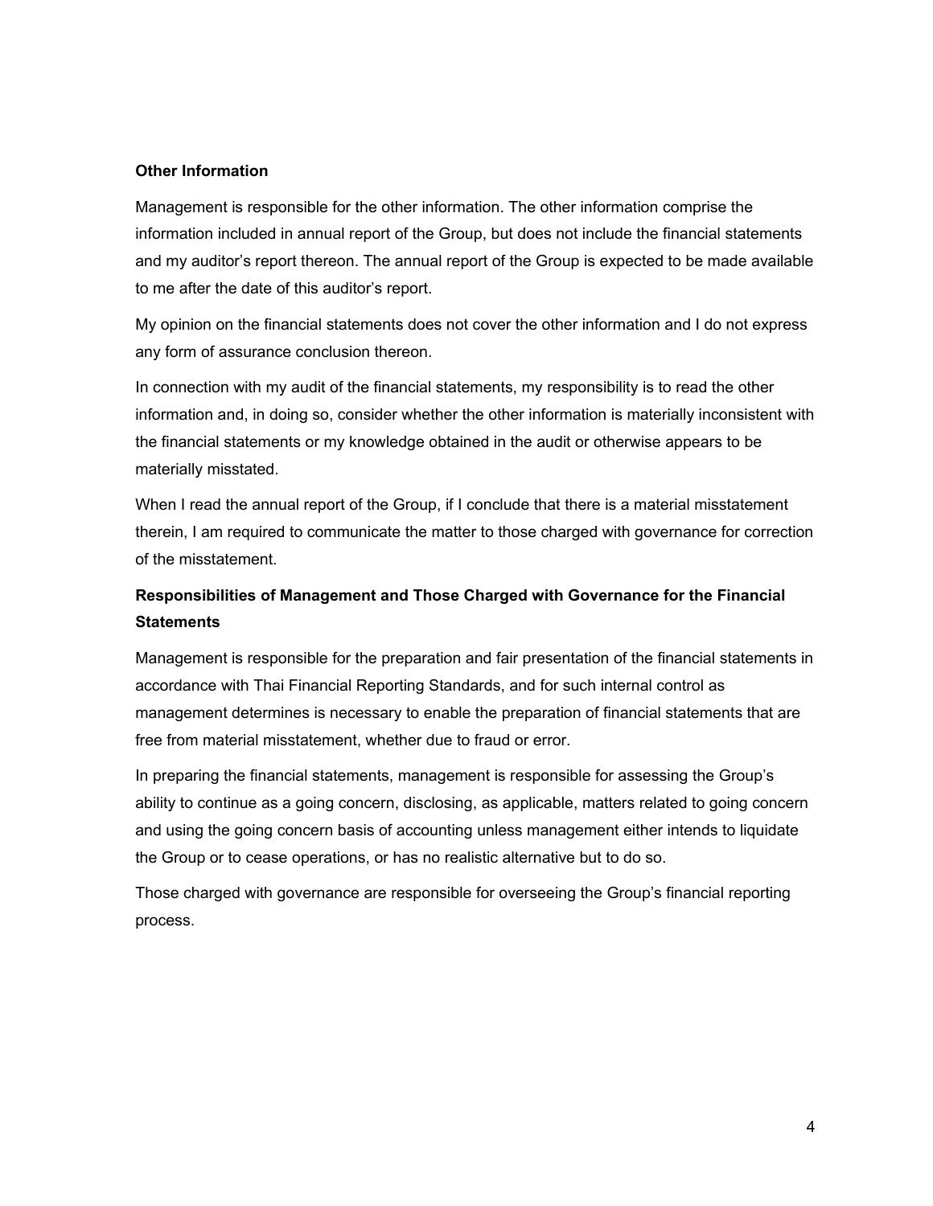**Other Information**

Management is responsible for the other information. The other information comprise the information included in annual report of the Group, but does not include the financial statements and my auditor's report thereon. The annual report of the Group is expected to be made available to me after the date of this auditor's report.

My opinion on the financial statements does not cover the other information and I do not express any form of assurance conclusion thereon.

In connection with my audit of the financial statements, my responsibility is to read the other information and, in doing so, consider whether the other information is materially inconsistent with the financial statements or my knowledge obtained in the audit or otherwise appears to be materially misstated.

When I read the annual report of the Group, if I conclude that there is a material misstatement therein, I am required to communicate the matter to those charged with governance for correction of the misstatement.

**Responsibilities of Management and Those Charged with Governance for the Financial Statements**

Management is responsible for the preparation and fair presentation of the financial statements in accordance with Thai Financial Reporting Standards, and for such internal control as management determines is necessary to enable the preparation of financial statements that are free from material misstatement, whether due to fraud or error.

In preparing the financial statements, management is responsible for assessing the Group's ability to continue as a going concern, disclosing, as applicable, matters related to going concern and using the going concern basis of accounting unless management either intends to liquidate the Group or to cease operations, or has no realistic alternative but to do so.

Those charged with governance are responsible for overseeing the Group's financial reporting process.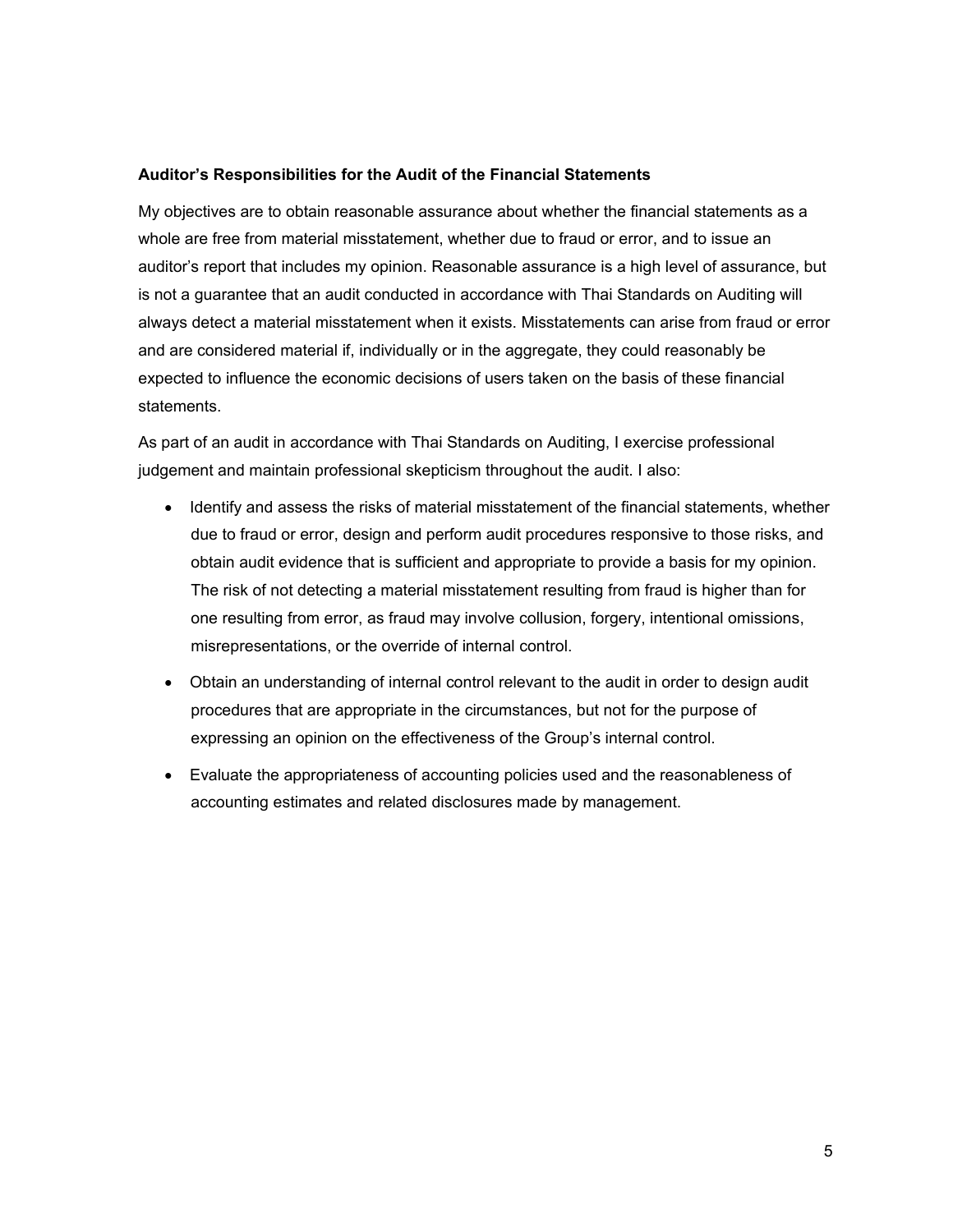**Auditor's Responsibilities for the Audit of the Financial Statements**

My objectives are to obtain reasonable assurance about whether the financial statements as a whole are free from material misstatement, whether due to fraud or error, and to issue an auditor's report that includes my opinion. Reasonable assurance is a high level of assurance, but is not a guarantee that an audit conducted in accordance with Thai Standards on Auditing will always detect a material misstatement when it exists. Misstatements can arise from fraud or error and are considered material if, individually or in the aggregate, they could reasonably be expected to influence the economic decisions of users taken on the basis of these financial statements.

As part of an audit in accordance with Thai Standards on Auditing, I exercise professional judgement and maintain professional skepticism throughout the audit. I also:

- Identify and assess the risks of material misstatement of the financial statements, whether due to fraud or error, design and perform audit procedures responsive to those risks, and obtain audit evidence that is sufficient and appropriate to provide a basis for my opinion. The risk of not detecting a material misstatement resulting from fraud is higher than for one resulting from error, as fraud may involve collusion, forgery, intentional omissions, misrepresentations, or the override of internal control.

- Obtain an understanding of internal control relevant to the audit in order to design audit procedures that are appropriate in the circumstances, but not for the purpose of expressing an opinion on the effectiveness of the Group's internal control.

- Evaluate the appropriateness of accounting policies used and the reasonableness of accounting estimates and related disclosures made by management.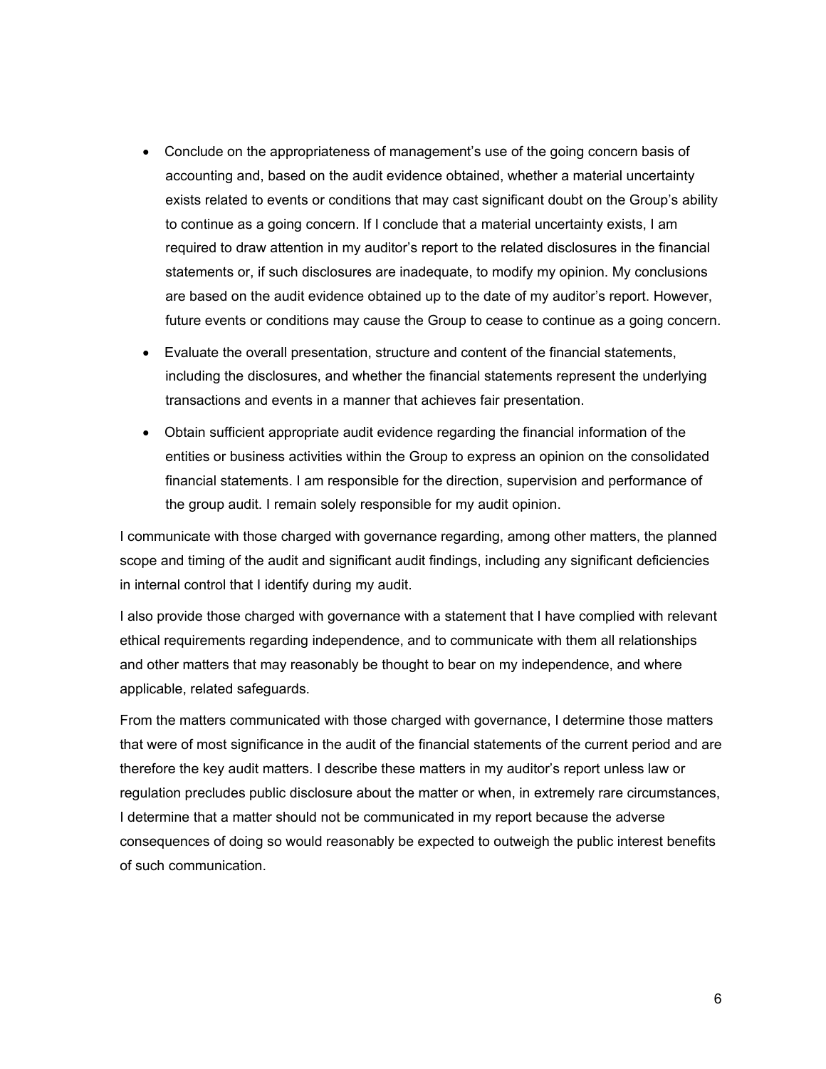- Conclude on the appropriateness of management's use of the going concern basis of accounting and, based on the audit evidence obtained, whether a material uncertainty exists related to events or conditions that may cast significant doubt on the Group's ability to continue as a going concern. If I conclude that a material uncertainty exists, I am required to draw attention in my auditor's report to the related disclosures in the financial statements or, if such disclosures are inadequate, to modify my opinion. My conclusions are based on the audit evidence obtained up to the date of my auditor's report. However, future events or conditions may cause the Group to cease to continue as a going concern.
- Evaluate the overall presentation, structure and content of the financial statements, including the disclosures, and whether the financial statements represent the underlying transactions and events in a manner that achieves fair presentation.
- Obtain sufficient appropriate audit evidence regarding the financial information of the entities or business activities within the Group to express an opinion on the consolidated financial statements. I am responsible for the direction, supervision and performance of the group audit. I remain solely responsible for my audit opinion.

I communicate with those charged with governance regarding, among other matters, the planned scope and timing of the audit and significant audit findings, including any significant deficiencies in internal control that I identify during my audit.

I also provide those charged with governance with a statement that I have complied with relevant ethical requirements regarding independence, and to communicate with them all relationships and other matters that may reasonably be thought to bear on my independence, and where applicable, related safeguards.

From the matters communicated with those charged with governance, I determine those matters that were of most significance in the audit of the financial statements of the current period and are therefore the key audit matters. I describe these matters in my auditor's report unless law or regulation precludes public disclosure about the matter or when, in extremely rare circumstances, I determine that a matter should not be communicated in my report because the adverse consequences of doing so would reasonably be expected to outweigh the public interest benefits of such communication.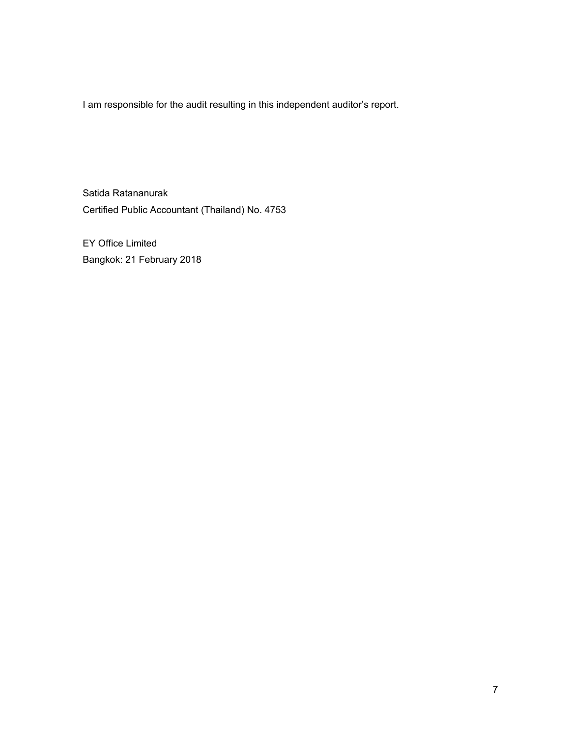I am responsible for the audit resulting in this independent auditor's report.

Satida Ratananurak

Certified Public Accountant (Thailand) No. 4753

EY Office Limited

Bangkok: 21 February 2018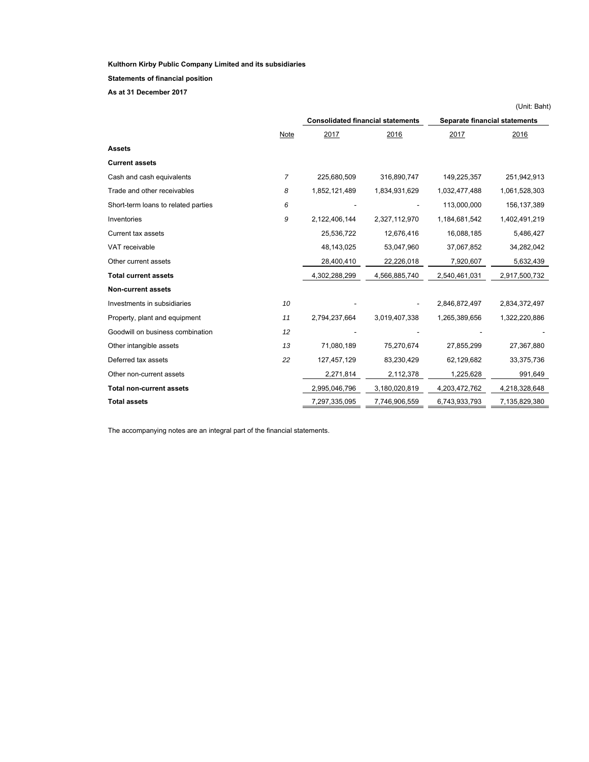**Kulthorn Kirby Public Company Limited and its subsidiaries**

**Statements of financial position**

**As at 31 December 2017**

(Unit: Baht)

| | | Consolidated financial statements | | Separate financial statements | |
|---|---|---|---|---|---|
| | Note | 2017 | 2016 | 2017 | 2016 |
| **Assets** | | | | | |
| **Current assets** | | | | | |
| Cash and cash equivalents | 7 | 225,680,509 | 316,890,747 | 149,225,357 | 251,942,913 |
| Trade and other receivables | 8 | 1,852,121,489 | 1,834,931,629 | 1,032,477,488 | 1,061,528,303 |
| Short-term loans to related parties | 6 | - | - | 113,000,000 | 156,137,389 |
| Inventories | 9 | 2,122,406,144 | 2,327,112,970 | 1,184,681,542 | 1,402,491,219 |
| Current tax assets | | 25,536,722 | 12,676,416 | 16,088,185 | 5,486,427 |
| VAT receivable | | 48,143,025 | 53,047,960 | 37,067,852 | 34,282,042 |
| Other current assets | | 28,400,410 | 22,226,018 | 7,920,607 | 5,632,439 |
| **Total current assets** | | 4,302,288,299 | 4,566,885,740 | 2,540,461,031 | 2,917,500,732 |
| **Non-current assets** | | | | | |
| Investments in subsidiaries | 10 | - | - | 2,846,872,497 | 2,834,372,497 |
| Property, plant and equipment | 11 | 2,794,237,664 | 3,019,407,338 | 1,265,389,656 | 1,322,220,886 |
| Goodwill on business combination | 12 | - | - | - | - |
| Other intangible assets | 13 | 71,080,189 | 75,270,674 | 27,855,299 | 27,367,880 |
| Deferred tax assets | 22 | 127,457,129 | 83,230,429 | 62,129,682 | 33,375,736 |
| Other non-current assets | | 2,271,814 | 2,112,378 | 1,225,628 | 991,649 |
| **Total non-current assets** | | 2,995,046,796 | 3,180,020,819 | 4,203,472,762 | 4,218,328,648 |
| **Total assets** | | 7,297,335,095 | 7,746,906,559 | 6,743,933,793 | 7,135,829,380 |

The accompanying notes are an integral part of the financial statements.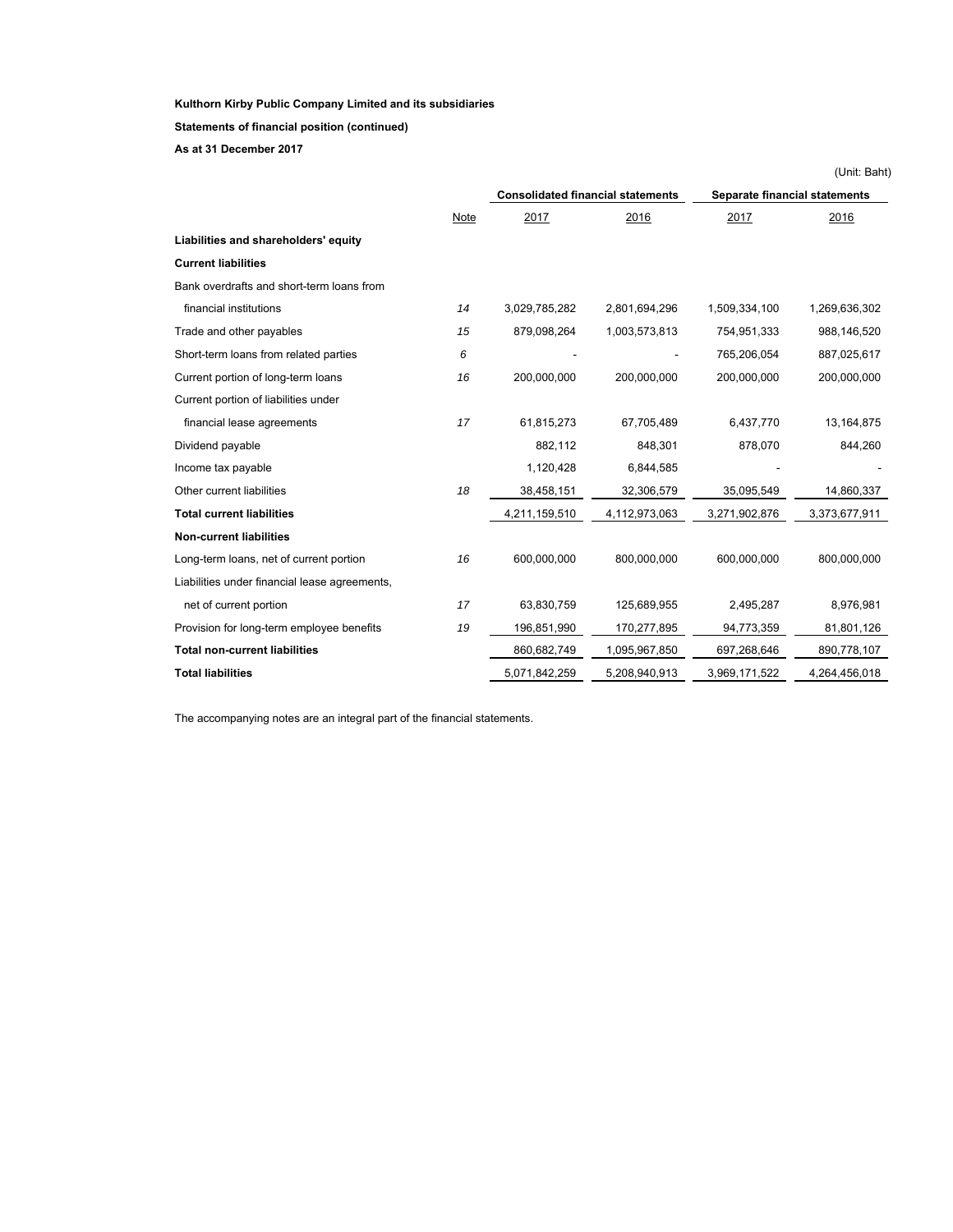**Kulthorn Kirby Public Company Limited and its subsidiaries**

**Statements of financial position (continued)**

**As at 31 December 2017**

(Unit: Baht)

| | | Consolidated financial statements | | Separate financial statements | |
|---|---|---|---|---|---|
| | Note | 2017 | 2016 | 2017 | 2016 |
| **Liabilities and shareholders' equity** | | | | | |
| **Current liabilities** | | | | | |
| Bank overdrafts and short-term loans from financial institutions | 14 | 3,029,785,282 | 2,801,694,296 | 1,509,334,100 | 1,269,636,302 |
| Trade and other payables | 15 | 879,098,264 | 1,003,573,813 | 754,951,333 | 988,146,520 |
| Short-term loans from related parties | 6 | - | - | 765,206,054 | 887,025,617 |
| Current portion of long-term loans | 16 | 200,000,000 | 200,000,000 | 200,000,000 | 200,000,000 |
| Current portion of liabilities under financial lease agreements | 17 | 61,815,273 | 67,705,489 | 6,437,770 | 13,164,875 |
| Dividend payable | | 882,112 | 848,301 | 878,070 | 844,260 |
| Income tax payable | | 1,120,428 | 6,844,585 | - | - |
| Other current liabilities | 18 | 38,458,151 | 32,306,579 | 35,095,549 | 14,860,337 |
| **Total current liabilities** | | 4,211,159,510 | 4,112,973,063 | 3,271,902,876 | 3,373,677,911 |
| **Non-current liabilities** | | | | | |
| Long-term loans, net of current portion | 16 | 600,000,000 | 800,000,000 | 600,000,000 | 800,000,000 |
| Liabilities under financial lease agreements, net of current portion | 17 | 63,830,759 | 125,689,955 | 2,495,287 | 8,976,981 |
| Provision for long-term employee benefits | 19 | 196,851,990 | 170,277,895 | 94,773,359 | 81,801,126 |
| **Total non-current liabilities** | | 860,682,749 | 1,095,967,850 | 697,268,646 | 890,778,107 |
| **Total liabilities** | | 5,071,842,259 | 5,208,940,913 | 3,969,171,522 | 4,264,456,018 |

The accompanying notes are an integral part of the financial statements.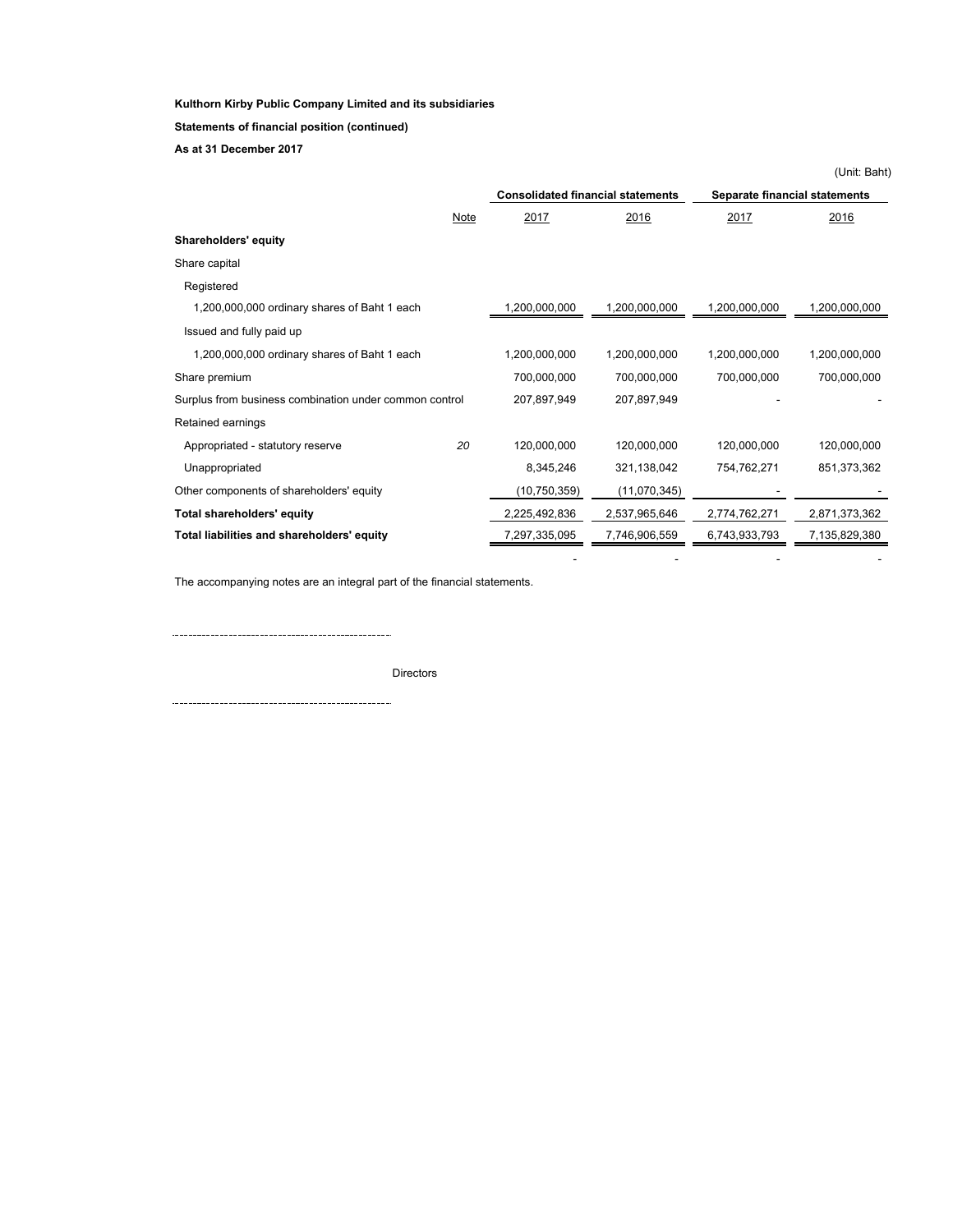**Kulthorn Kirby Public Company Limited and its subsidiaries**

**Statements of financial position (continued)**

**As at 31 December 2017**

(Unit: Baht)

| | Note | Consolidated financial statements | | Separate financial statements | |
|---|---|---|---|---|---|
| | | 2017 | 2016 | 2017 | 2016 |
| **Shareholders' equity** | | | | | |
| Share capital | | | | | |
| Registered | | | | | |
| 1,200,000,000 ordinary shares of Baht 1 each | | 1,200,000,000 | 1,200,000,000 | 1,200,000,000 | 1,200,000,000 |
| Issued and fully paid up | | | | | |
| 1,200,000,000 ordinary shares of Baht 1 each | | 1,200,000,000 | 1,200,000,000 | 1,200,000,000 | 1,200,000,000 |
| Share premium | | 700,000,000 | 700,000,000 | 700,000,000 | 700,000,000 |
| Surplus from business combination under common control | | 207,897,949 | 207,897,949 | - | - |
| Retained earnings | | | | | |
| Appropriated - statutory reserve | 20 | 120,000,000 | 120,000,000 | 120,000,000 | 120,000,000 |
| Unappropriated | | 8,345,246 | 321,138,042 | 754,762,271 | 851,373,362 |
| Other components of shareholders' equity | | (10,750,359) | (11,070,345) | - | - |
| **Total shareholders' equity** | | 2,225,492,836 | 2,537,965,646 | 2,774,762,271 | 2,871,373,362 |
| **Total liabilities and shareholders' equity** | | 7,297,335,095 | 7,746,906,559 | 6,743,933,793 | 7,135,829,380 |
| | | - | - | - | - |

The accompanying notes are an integral part of the financial statements.

Directors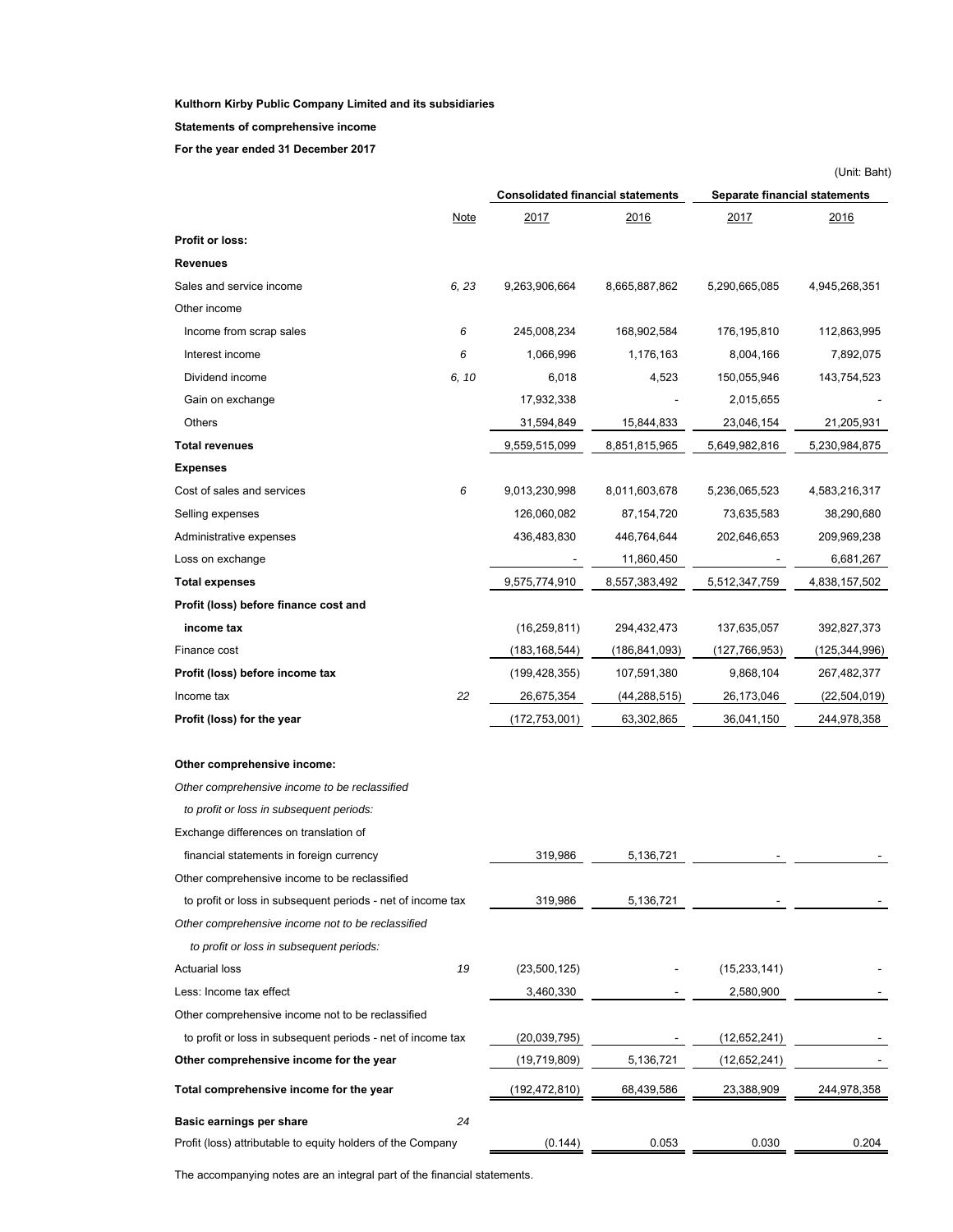**Kulthorn Kirby Public Company Limited and its subsidiaries**

**Statements of comprehensive income**

**For the year ended 31 December 2017**

(Unit: Baht)

| | Note | Consolidated financial statements | | Separate financial statements | |
|---|---|---|---|---|---|
| | | 2017 | 2016 | 2017 | 2016 |
| **Profit or loss:** | | | | | |
| **Revenues** | | | | | |
| Sales and service income | 6, 23 | 9,263,906,664 | 8,665,887,862 | 5,290,665,085 | 4,945,268,351 |
| Other income | | | | | |
| Income from scrap sales | 6 | 245,008,234 | 168,902,584 | 176,195,810 | 112,863,995 |
| Interest income | 6 | 1,066,996 | 1,176,163 | 8,004,166 | 7,892,075 |
| Dividend income | 6, 10 | 6,018 | 4,523 | 150,055,946 | 143,754,523 |
| Gain on exchange | | 17,932,338 | - | 2,015,655 | - |
| Others | | 31,594,849 | 15,844,833 | 23,046,154 | 21,205,931 |
| **Total revenues** | | 9,559,515,099 | 8,851,815,965 | 5,649,982,816 | 5,230,984,875 |
| **Expenses** | | | | | |
| Cost of sales and services | 6 | 9,013,230,998 | 8,011,603,678 | 5,236,065,523 | 4,583,216,317 |
| Selling expenses | | 126,060,082 | 87,154,720 | 73,635,583 | 38,290,680 |
| Administrative expenses | | 436,483,830 | 446,764,644 | 202,646,653 | 209,969,238 |
| Loss on exchange | | - | 11,860,450 | - | 6,681,267 |
| **Total expenses** | | 9,575,774,910 | 8,557,383,492 | 5,512,347,759 | 4,838,157,502 |
| **Profit (loss) before finance cost and income tax** | | (16,259,811) | 294,432,473 | 137,635,057 | 392,827,373 |
| Finance cost | | (183,168,544) | (186,841,093) | (127,766,953) | (125,344,996) |
| **Profit (loss) before income tax** | | (199,428,355) | 107,591,380 | 9,868,104 | 267,482,377 |
| Income tax | 22 | 26,675,354 | (44,288,515) | 26,173,046 | (22,504,019) |
| **Profit (loss) for the year** | | (172,753,001) | 63,302,865 | 36,041,150 | 244,978,358 |
| | | | | | |
| **Other comprehensive income:** | | | | | |
| *Other comprehensive income to be reclassified to profit or loss in subsequent periods:* | | | | | |
| Exchange differences on translation of financial statements in foreign currency | | 319,986 | 5,136,721 | - | - |
| Other comprehensive income to be reclassified to profit or loss in subsequent periods - net of income tax | | 319,986 | 5,136,721 | - | - |
| *Other comprehensive income not to be reclassified to profit or loss in subsequent periods:* | | | | | |
| Actuarial loss | 19 | (23,500,125) | - | (15,233,141) | - |
| Less: Income tax effect | | 3,460,330 | - | 2,580,900 | - |
| Other comprehensive income not to be reclassified to profit or loss in subsequent periods - net of income tax | | (20,039,795) | - | (12,652,241) | - |
| **Other comprehensive income for the year** | | (19,719,809) | 5,136,721 | (12,652,241) | - |
| **Total comprehensive income for the year** | | (192,472,810) | 68,439,586 | 23,388,909 | 244,978,358 |
| | | | | | |
| **Basic earnings per share** | 24 | | | | |
| Profit (loss) attributable to equity holders of the Company | | (0.144) | 0.053 | 0.030 | 0.204 |

The accompanying notes are an integral part of the financial statements.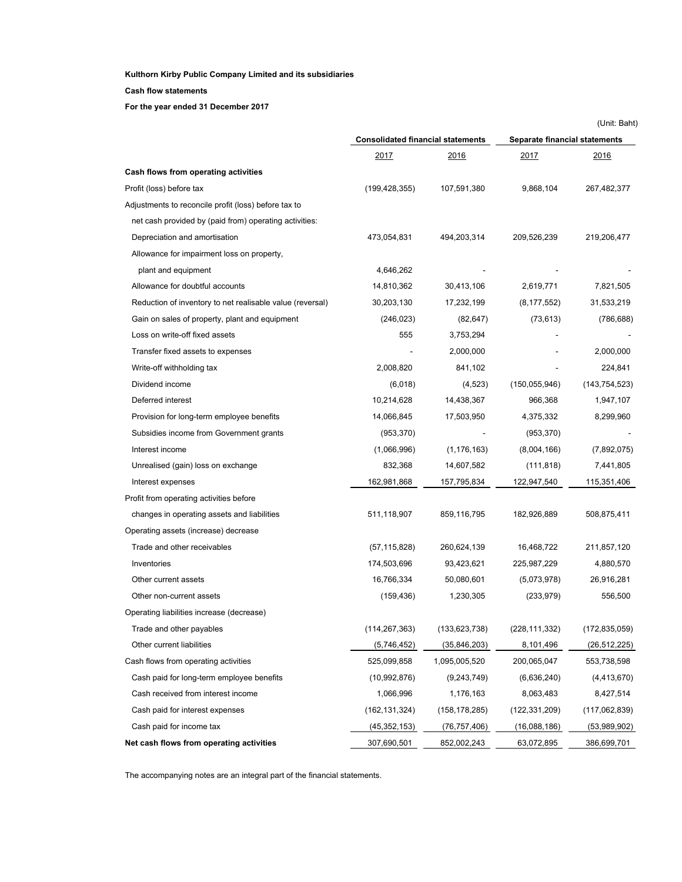**Kulthorn Kirby Public Company Limited and its subsidiaries**

**Cash flow statements**

**For the year ended 31 December 2017**

(Unit: Baht)

| | Consolidated financial statements | | Separate financial statements | |
|---|---|---|---|---|
| | 2017 | 2016 | 2017 | 2016 |
| **Cash flows from operating activities** | | | | |
| Profit (loss) before tax | (199,428,355) | 107,591,380 | 9,868,104 | 267,482,377 |
| Adjustments to reconcile profit (loss) before tax to | | | | |
| net cash provided by (paid from) operating activities: | | | | |
| Depreciation and amortisation | 473,054,831 | 494,203,314 | 209,526,239 | 219,206,477 |
| Allowance for impairment loss on property, | | | | |
| plant and equipment | 4,646,262 | - | - | - |
| Allowance for doubtful accounts | 14,810,362 | 30,413,106 | 2,619,771 | 7,821,505 |
| Reduction of inventory to net realisable value (reversal) | 30,203,130 | 17,232,199 | (8,177,552) | 31,533,219 |
| Gain on sales of property, plant and equipment | (246,023) | (82,647) | (73,613) | (786,688) |
| Loss on write-off fixed assets | 555 | 3,753,294 | - | - |
| Transfer fixed assets to expenses | - | 2,000,000 | - | 2,000,000 |
| Write-off withholding tax | 2,008,820 | 841,102 | - | 224,841 |
| Dividend income | (6,018) | (4,523) | (150,055,946) | (143,754,523) |
| Deferred interest | 10,214,628 | 14,438,367 | 966,368 | 1,947,107 |
| Provision for long-term employee benefits | 14,066,845 | 17,503,950 | 4,375,332 | 8,299,960 |
| Subsidies income from Government grants | (953,370) | - | (953,370) | - |
| Interest income | (1,066,996) | (1,176,163) | (8,004,166) | (7,892,075) |
| Unrealised (gain) loss on exchange | 832,368 | 14,607,582 | (111,818) | 7,441,805 |
| Interest expenses | 162,981,868 | 157,795,834 | 122,947,540 | 115,351,406 |
| Profit from operating activities before | | | | |
| changes in operating assets and liabilities | 511,118,907 | 859,116,795 | 182,926,889 | 508,875,411 |
| Operating assets (increase) decrease | | | | |
| Trade and other receivables | (57,115,828) | 260,624,139 | 16,468,722 | 211,857,120 |
| Inventories | 174,503,696 | 93,423,621 | 225,987,229 | 4,880,570 |
| Other current assets | 16,766,334 | 50,080,601 | (5,073,978) | 26,916,281 |
| Other non-current assets | (159,436) | 1,230,305 | (233,979) | 556,500 |
| Operating liabilities increase (decrease) | | | | |
| Trade and other payables | (114,267,363) | (133,623,738) | (228,111,332) | (172,835,059) |
| Other current liabilities | (5,746,452) | (35,846,203) | 8,101,496 | (26,512,225) |
| Cash flows from operating activities | 525,099,858 | 1,095,005,520 | 200,065,047 | 553,738,598 |
| Cash paid for long-term employee benefits | (10,992,876) | (9,243,749) | (6,636,240) | (4,413,670) |
| Cash received from interest income | 1,066,996 | 1,176,163 | 8,063,483 | 8,427,514 |
| Cash paid for interest expenses | (162,131,324) | (158,178,285) | (122,331,209) | (117,062,839) |
| Cash paid for income tax | (45,352,153) | (76,757,406) | (16,088,186) | (53,989,902) |
| **Net cash flows from operating activities** | 307,690,501 | 852,002,243 | 63,072,895 | 386,699,701 |

The accompanying notes are an integral part of the financial statements.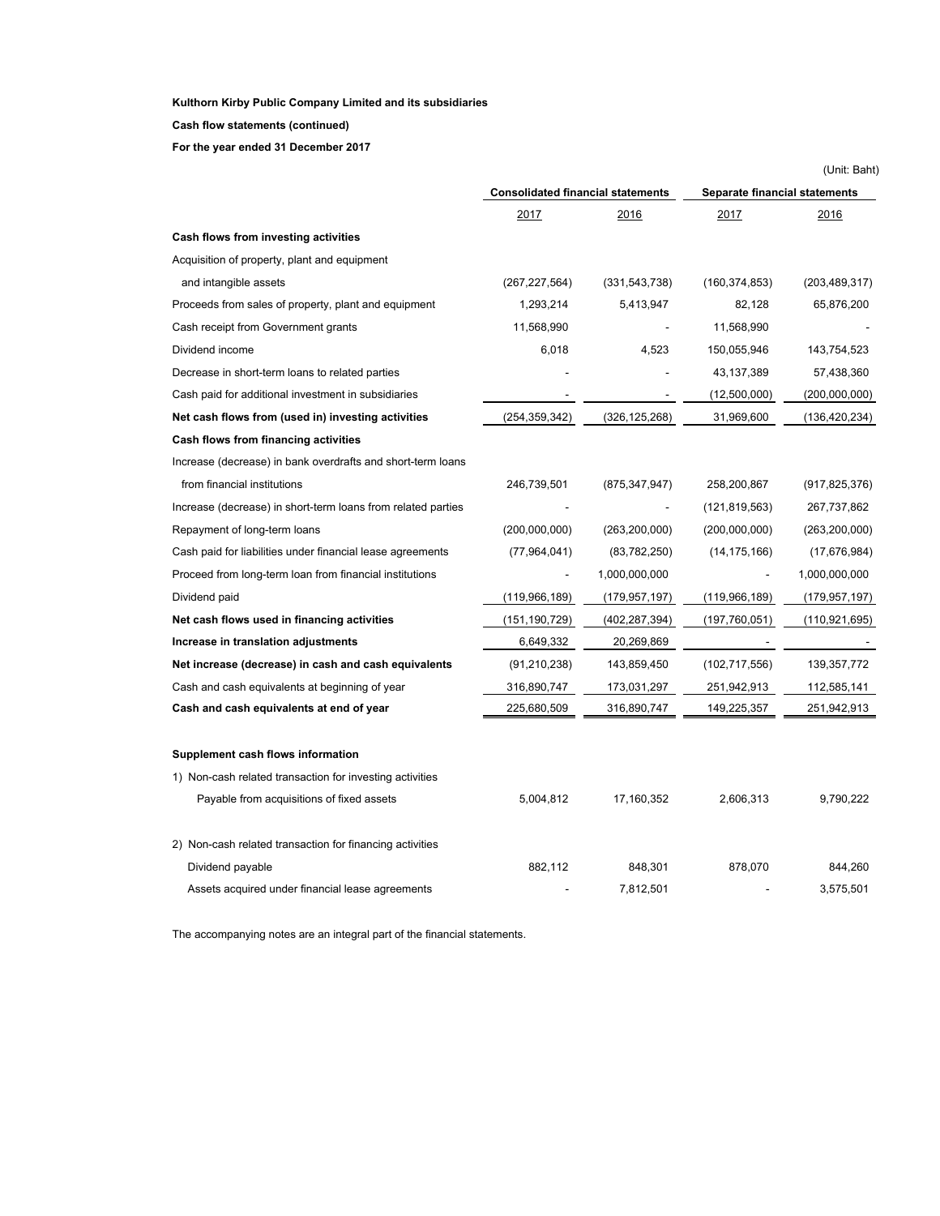**Kulthorn Kirby Public Company Limited and its subsidiaries**

**Cash flow statements (continued)**

**For the year ended 31 December 2017**

(Unit: Baht)

| | Consolidated financial statements | | Separate financial statements | |
|---|---|---|---|---|
| | 2017 | 2016 | 2017 | 2016 |
| **Cash flows from investing activities** | | | | |
| Acquisition of property, plant and equipment | | | | |
| and intangible assets | (267,227,564) | (331,543,738) | (160,374,853) | (203,489,317) |
| Proceeds from sales of property, plant and equipment | 1,293,214 | 5,413,947 | 82,128 | 65,876,200 |
| Cash receipt from Government grants | 11,568,990 | - | 11,568,990 | - |
| Dividend income | 6,018 | 4,523 | 150,055,946 | 143,754,523 |
| Decrease in short-term loans to related parties | - | - | 43,137,389 | 57,438,360 |
| Cash paid for additional investment in subsidiaries | - | - | (12,500,000) | (200,000,000) |
| **Net cash flows from (used in) investing activities** | (254,359,342) | (326,125,268) | 31,969,600 | (136,420,234) |
| **Cash flows from financing activities** | | | | |
| Increase (decrease) in bank overdrafts and short-term loans | | | | |
| from financial institutions | 246,739,501 | (875,347,947) | 258,200,867 | (917,825,376) |
| Increase (decrease) in short-term loans from related parties | - | - | (121,819,563) | 267,737,862 |
| Repayment of long-term loans | (200,000,000) | (263,200,000) | (200,000,000) | (263,200,000) |
| Cash paid for liabilities under financial lease agreements | (77,964,041) | (83,782,250) | (14,175,166) | (17,676,984) |
| Proceed from long-term loan from financial institutions | - | 1,000,000,000 | - | 1,000,000,000 |
| Dividend paid | (119,966,189) | (179,957,197) | (119,966,189) | (179,957,197) |
| **Net cash flows used in financing activities** | (151,190,729) | (402,287,394) | (197,760,051) | (110,921,695) |
| **Increase in translation adjustments** | 6,649,332 | 20,269,869 | - | - |
| **Net increase (decrease) in cash and cash equivalents** | (91,210,238) | 143,859,450 | (102,717,556) | 139,357,772 |
| Cash and cash equivalents at beginning of year | 316,890,747 | 173,031,297 | 251,942,913 | 112,585,141 |
| **Cash and cash equivalents at end of year** | 225,680,509 | 316,890,747 | 149,225,357 | 251,942,913 |
| | | | | |
| **Supplement cash flows information** | | | | |
| 1) Non-cash related transaction for investing activities | | | | |
| Payable from acquisitions of fixed assets | 5,004,812 | 17,160,352 | 2,606,313 | 9,790,222 |
| 2) Non-cash related transaction for financing activities | | | | |
| Dividend payable | 882,112 | 848,301 | 878,070 | 844,260 |
| Assets acquired under financial lease agreements | - | 7,812,501 | - | 3,575,501 |

The accompanying notes are an integral part of the financial statements.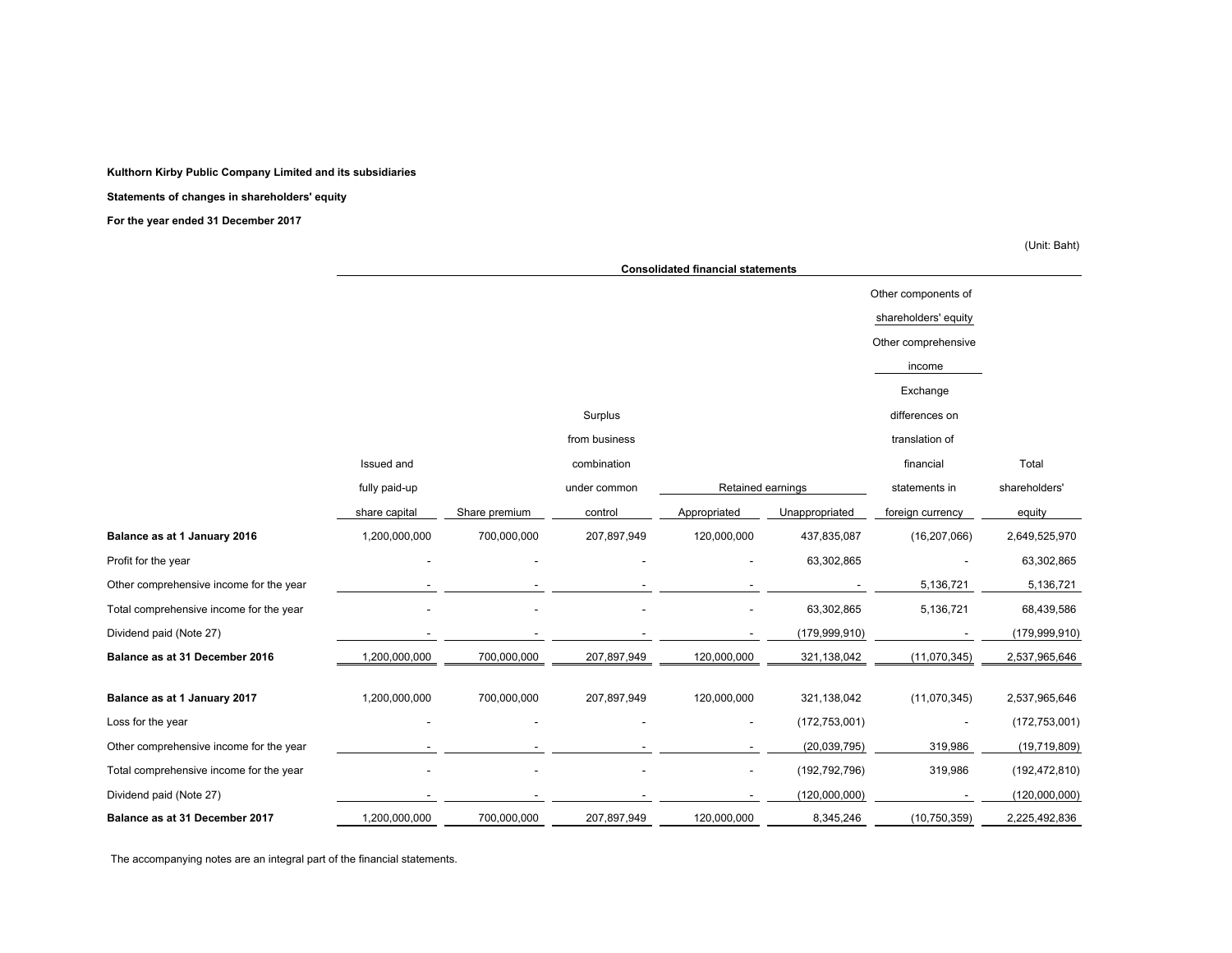**Kulthorn Kirby Public Company Limited and its subsidiaries**

**Statements of changes in shareholders' equity**

**For the year ended 31 December 2017**

(Unit: Baht)

| | Consolidated financial statements | | | | | | |
|---|---|---|---|---|---|---|---|
| | | | | | | Other components of shareholders' equity | |
| | | | | | | Other comprehensive income | |
| | Issued and fully paid-up share capital | Share premium | Surplus from business combination under common control | Retained earnings | | Exchange differences on translation of financial statements in foreign currency | Total shareholders' equity |
| | | | | Appropriated | Unappropriated | | |
| **Balance as at 1 January 2016** | 1,200,000,000 | 700,000,000 | 207,897,949 | 120,000,000 | 437,835,087 | (16,207,066) | 2,649,525,970 |
| Profit for the year | - | - | - | - | 63,302,865 | - | 63,302,865 |
| Other comprehensive income for the year | - | - | - | - | - | 5,136,721 | 5,136,721 |
| Total comprehensive income for the year | - | - | - | - | 63,302,865 | 5,136,721 | 68,439,586 |
| Dividend paid (Note 27) | - | - | - | - | (179,999,910) | - | (179,999,910) |
| **Balance as at 31 December 2016** | 1,200,000,000 | 700,000,000 | 207,897,949 | 120,000,000 | 321,138,042 | (11,070,345) | 2,537,965,646 |
| | | | | | | | |
| **Balance as at 1 January 2017** | 1,200,000,000 | 700,000,000 | 207,897,949 | 120,000,000 | 321,138,042 | (11,070,345) | 2,537,965,646 |
| Loss for the year | - | - | - | - | (172,753,001) | - | (172,753,001) |
| Other comprehensive income for the year | - | - | - | - | (20,039,795) | 319,986 | (19,719,809) |
| Total comprehensive income for the year | - | - | - | - | (192,792,796) | 319,986 | (192,472,810) |
| Dividend paid (Note 27) | - | - | - | - | (120,000,000) | - | (120,000,000) |
| **Balance as at 31 December 2017** | 1,200,000,000 | 700,000,000 | 207,897,949 | 120,000,000 | 8,345,246 | (10,750,359) | 2,225,492,836 |

The accompanying notes are an integral part of the financial statements.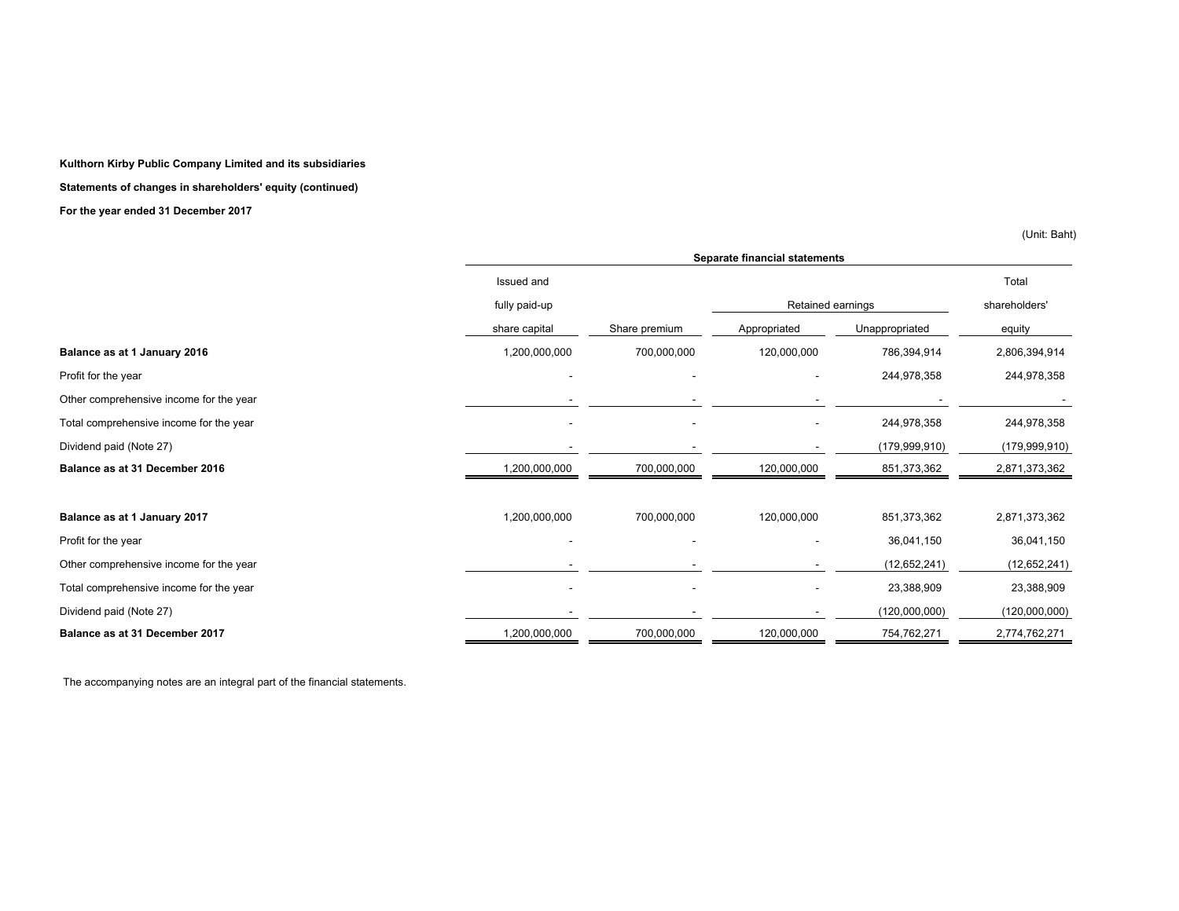**Kulthorn Kirby Public Company Limited and its subsidiaries**

**Statements of changes in shareholders' equity (continued)**

**For the year ended 31 December 2017**

(Unit: Baht)

| | Separate financial statements | | | | |
|---|---|---|---|---|---|
| | Issued and fully paid-up share capital | Share premium | Retained earnings | | Total shareholders' equity |
| | | | Appropriated | Unappropriated | |
| **Balance as at 1 January 2016** | 1,200,000,000 | 700,000,000 | 120,000,000 | 786,394,914 | 2,806,394,914 |
| Profit for the year | - | - | - | 244,978,358 | 244,978,358 |
| Other comprehensive income for the year | - | - | - | - | - |
| Total comprehensive income for the year | - | - | - | 244,978,358 | 244,978,358 |
| Dividend paid (Note 27) | - | - | - | (179,999,910) | (179,999,910) |
| **Balance as at 31 December 2016** | 1,200,000,000 | 700,000,000 | 120,000,000 | 851,373,362 | 2,871,373,362 |
| | | | | | |
| **Balance as at 1 January 2017** | 1,200,000,000 | 700,000,000 | 120,000,000 | 851,373,362 | 2,871,373,362 |
| Profit for the year | - | - | - | 36,041,150 | 36,041,150 |
| Other comprehensive income for the year | - | - | - | (12,652,241) | (12,652,241) |
| Total comprehensive income for the year | - | - | - | 23,388,909 | 23,388,909 |
| Dividend paid (Note 27) | - | - | - | (120,000,000) | (120,000,000) |
| **Balance as at 31 December 2017** | 1,200,000,000 | 700,000,000 | 120,000,000 | 754,762,271 | 2,774,762,271 |

The accompanying notes are an integral part of the financial statements.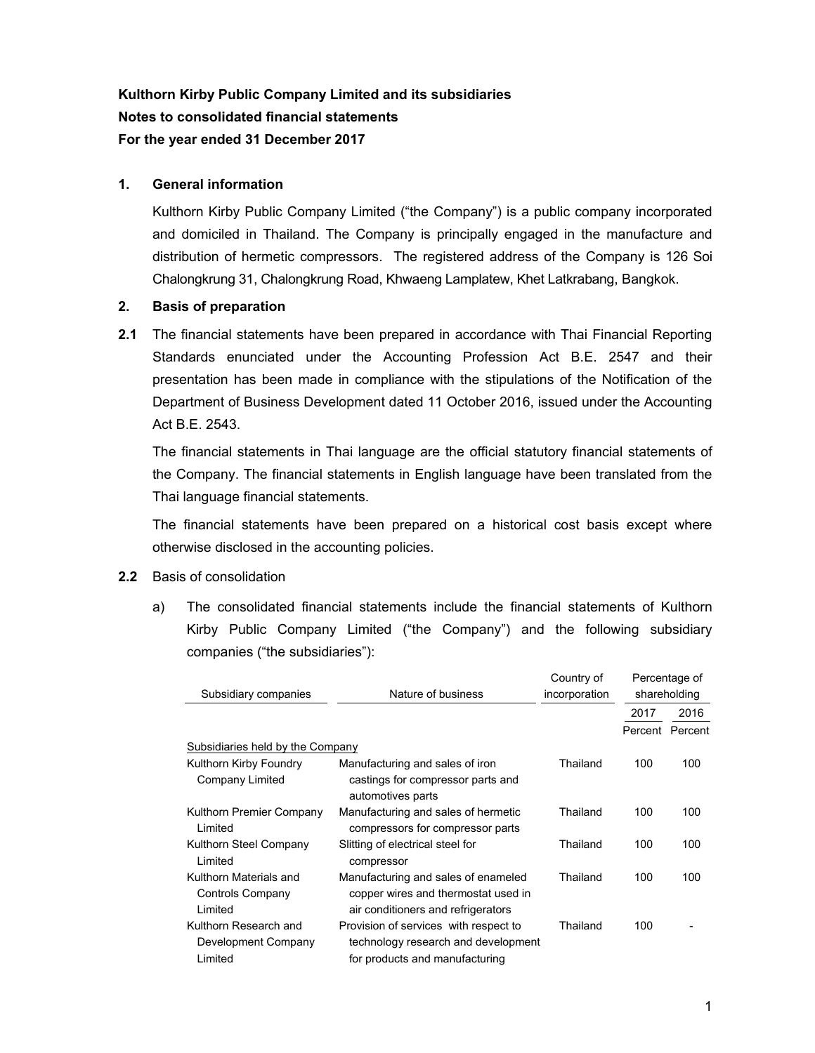**Kulthorn Kirby Public Company Limited and its subsidiaries**
**Notes to consolidated financial statements**
**For the year ended 31 December 2017**

**1. General information**

Kulthorn Kirby Public Company Limited ("the Company") is a public company incorporated and domiciled in Thailand. The Company is principally engaged in the manufacture and distribution of hermetic compressors. The registered address of the Company is 126 Soi Chalongkrung 31, Chalongkrung Road, Khwaeng Lamplatew, Khet Latkrabang, Bangkok.

**2. Basis of preparation**

**2.1** The financial statements have been prepared in accordance with Thai Financial Reporting Standards enunciated under the Accounting Profession Act B.E. 2547 and their presentation has been made in compliance with the stipulations of the Notification of the Department of Business Development dated 11 October 2016, issued under the Accounting Act B.E. 2543.

The financial statements in Thai language are the official statutory financial statements of the Company. The financial statements in English language have been translated from the Thai language financial statements.

The financial statements have been prepared on a historical cost basis except where otherwise disclosed in the accounting policies.

**2.2** Basis of consolidation

a) The consolidated financial statements include the financial statements of Kulthorn Kirby Public Company Limited ("the Company") and the following subsidiary companies ("the subsidiaries"):

| Subsidiary companies | Nature of business | Country of incorporation | Percentage of shareholding | |
|---|---|---|---|---|
| | | | 2017 | 2016 |
| | | | Percent | Percent |
| Subsidiaries held by the Company | | | | |
| Kulthorn Kirby Foundry Company Limited | Manufacturing and sales of iron castings for compressor parts and automotives parts | Thailand | 100 | 100 |
| Kulthorn Premier Company Limited | Manufacturing and sales of hermetic compressors for compressor parts | Thailand | 100 | 100 |
| Kulthorn Steel Company Limited | Slitting of electrical steel for compressor | Thailand | 100 | 100 |
| Kulthorn Materials and Controls Company Limited | Manufacturing and sales of enameled copper wires and thermostat used in air conditioners and refrigerators | Thailand | 100 | 100 |
| Kulthorn Research and Development Company Limited | Provision of services with respect to technology research and development for products and manufacturing | Thailand | 100 | - |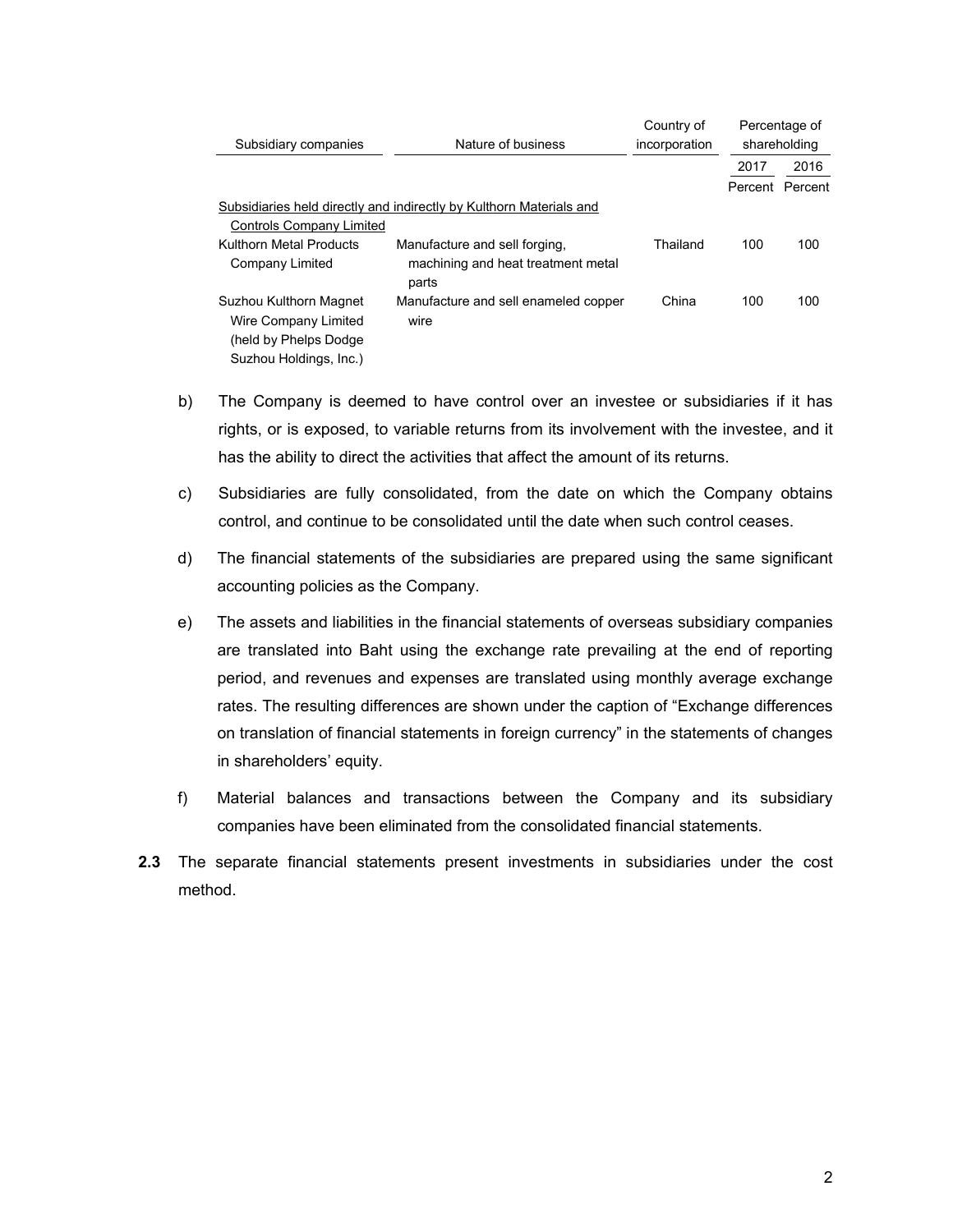| Subsidiary companies | Nature of business | Country of incorporation | Percentage of shareholding | |
|---|---|---|---|---|
| | | | 2017 | 2016 |
| | | | Percent | Percent |
| Subsidiaries held directly and indirectly by Kulthorn Materials and Controls Company Limited | | | | |
| Kulthorn Metal Products Company Limited | Manufacture and sell forging, machining and heat treatment metal parts | Thailand | 100 | 100 |
| Suzhou Kulthorn Magnet Wire Company Limited (held by Phelps Dodge Suzhou Holdings, Inc.) | Manufacture and sell enameled copper wire | China | 100 | 100 |

b) The Company is deemed to have control over an investee or subsidiaries if it has rights, or is exposed, to variable returns from its involvement with the investee, and it has the ability to direct the activities that affect the amount of its returns.

c) Subsidiaries are fully consolidated, from the date on which the Company obtains control, and continue to be consolidated until the date when such control ceases.

d) The financial statements of the subsidiaries are prepared using the same significant accounting policies as the Company.

e) The assets and liabilities in the financial statements of overseas subsidiary companies are translated into Baht using the exchange rate prevailing at the end of reporting period, and revenues and expenses are translated using monthly average exchange rates. The resulting differences are shown under the caption of "Exchange differences on translation of financial statements in foreign currency" in the statements of changes in shareholders' equity.

f) Material balances and transactions between the Company and its subsidiary companies have been eliminated from the consolidated financial statements.

**2.3** The separate financial statements present investments in subsidiaries under the cost method.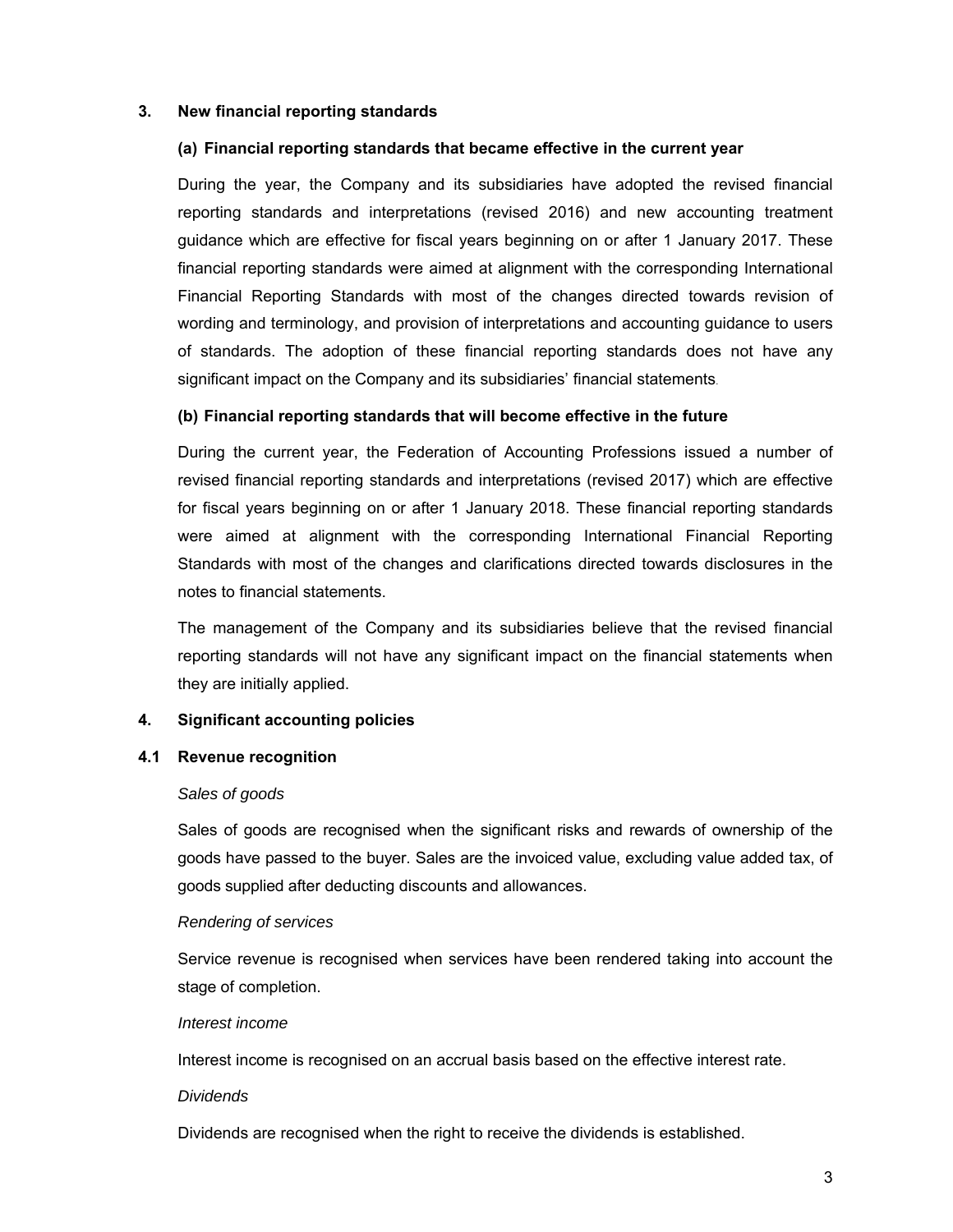## 3. New financial reporting standards

### (a) Financial reporting standards that became effective in the current year

During the year, the Company and its subsidiaries have adopted the revised financial reporting standards and interpretations (revised 2016) and new accounting treatment guidance which are effective for fiscal years beginning on or after 1 January 2017. These financial reporting standards were aimed at alignment with the corresponding International Financial Reporting Standards with most of the changes directed towards revision of wording and terminology, and provision of interpretations and accounting guidance to users of standards. The adoption of these financial reporting standards does not have any significant impact on the Company and its subsidiaries' financial statements.

### (b) Financial reporting standards that will become effective in the future

During the current year, the Federation of Accounting Professions issued a number of revised financial reporting standards and interpretations (revised 2017) which are effective for fiscal years beginning on or after 1 January 2018. These financial reporting standards were aimed at alignment with the corresponding International Financial Reporting Standards with most of the changes and clarifications directed towards disclosures in the notes to financial statements.

The management of the Company and its subsidiaries believe that the revised financial reporting standards will not have any significant impact on the financial statements when they are initially applied.

## 4. Significant accounting policies

### 4.1 Revenue recognition

*Sales of goods*

Sales of goods are recognised when the significant risks and rewards of ownership of the goods have passed to the buyer. Sales are the invoiced value, excluding value added tax, of goods supplied after deducting discounts and allowances.

*Rendering of services*

Service revenue is recognised when services have been rendered taking into account the stage of completion.

*Interest income*

Interest income is recognised on an accrual basis based on the effective interest rate.

*Dividends*

Dividends are recognised when the right to receive the dividends is established.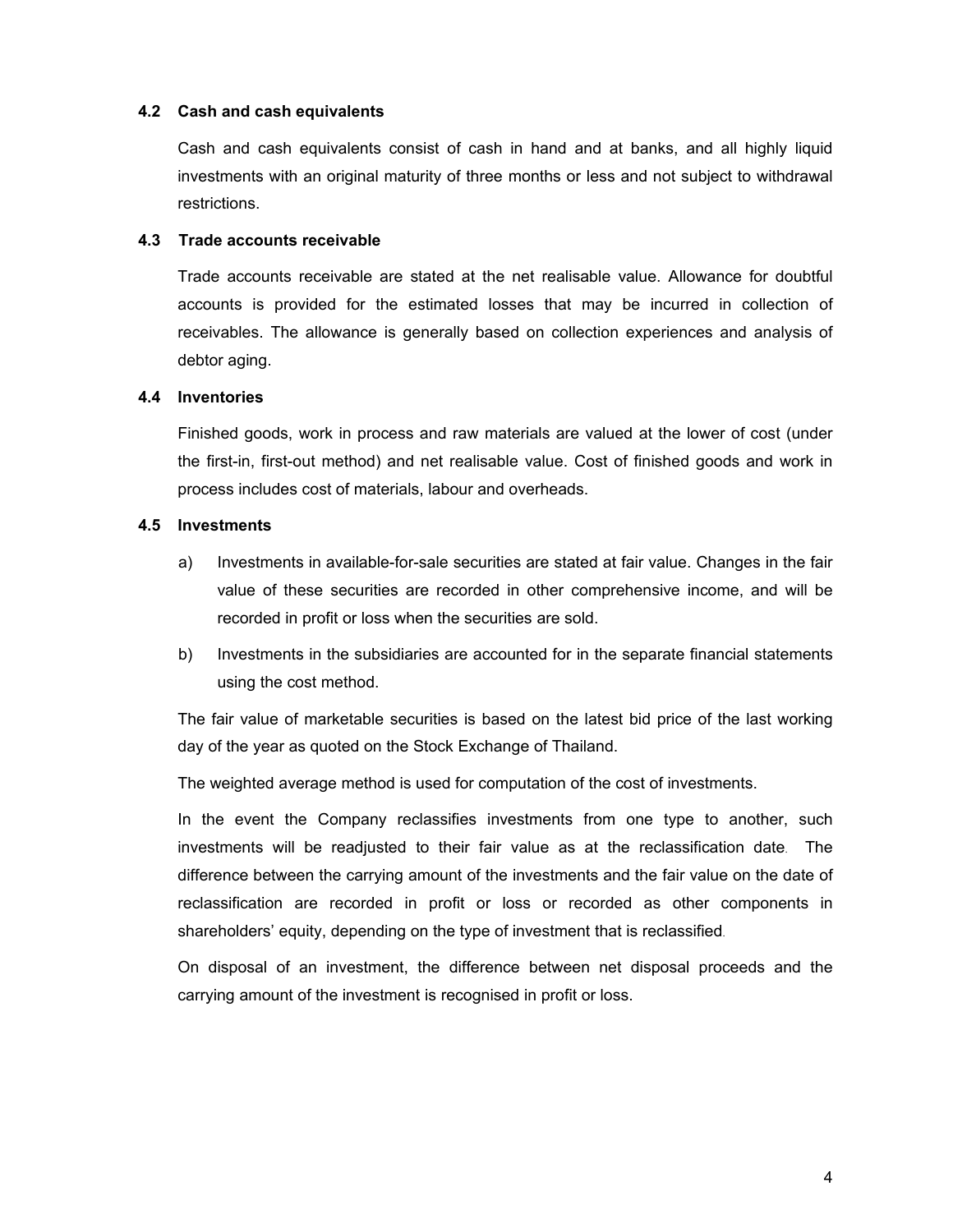### 4.2 Cash and cash equivalents

Cash and cash equivalents consist of cash in hand and at banks, and all highly liquid investments with an original maturity of three months or less and not subject to withdrawal restrictions.

### 4.3 Trade accounts receivable

Trade accounts receivable are stated at the net realisable value. Allowance for doubtful accounts is provided for the estimated losses that may be incurred in collection of receivables. The allowance is generally based on collection experiences and analysis of debtor aging.

### 4.4 Inventories

Finished goods, work in process and raw materials are valued at the lower of cost (under the first-in, first-out method) and net realisable value. Cost of finished goods and work in process includes cost of materials, labour and overheads.

### 4.5 Investments

a) Investments in available-for-sale securities are stated at fair value. Changes in the fair value of these securities are recorded in other comprehensive income, and will be recorded in profit or loss when the securities are sold.

b) Investments in the subsidiaries are accounted for in the separate financial statements using the cost method.

The fair value of marketable securities is based on the latest bid price of the last working day of the year as quoted on the Stock Exchange of Thailand.

The weighted average method is used for computation of the cost of investments.

In the event the Company reclassifies investments from one type to another, such investments will be readjusted to their fair value as at the reclassification date. The difference between the carrying amount of the investments and the fair value on the date of reclassification are recorded in profit or loss or recorded as other components in shareholders' equity, depending on the type of investment that is reclassified.

On disposal of an investment, the difference between net disposal proceeds and the carrying amount of the investment is recognised in profit or loss.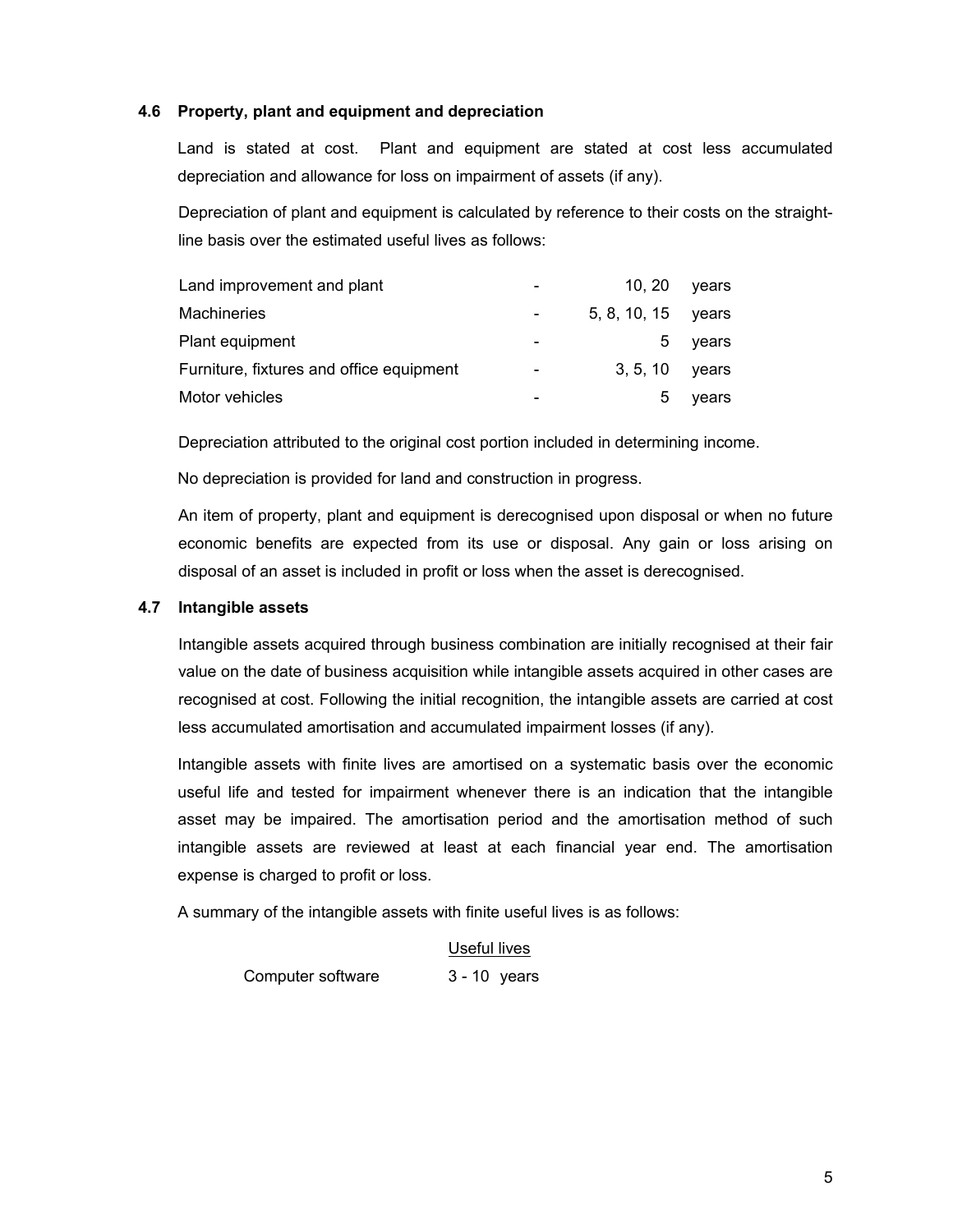### 4.6 Property, plant and equipment and depreciation

Land is stated at cost. Plant and equipment are stated at cost less accumulated depreciation and allowance for loss on impairment of assets (if any).

Depreciation of plant and equipment is calculated by reference to their costs on the straight-line basis over the estimated useful lives as follows:

| | | | |
|---|---|---|---|
| Land improvement and plant | - | 10, 20 | years |
| Machineries | - | 5, 8, 10, 15 | years |
| Plant equipment | - | 5 | years |
| Furniture, fixtures and office equipment | - | 3, 5, 10 | years |
| Motor vehicles | - | 5 | years |

Depreciation attributed to the original cost portion included in determining income.

No depreciation is provided for land and construction in progress.

An item of property, plant and equipment is derecognised upon disposal or when no future economic benefits are expected from its use or disposal. Any gain or loss arising on disposal of an asset is included in profit or loss when the asset is derecognised.

### 4.7 Intangible assets

Intangible assets acquired through business combination are initially recognised at their fair value on the date of business acquisition while intangible assets acquired in other cases are recognised at cost. Following the initial recognition, the intangible assets are carried at cost less accumulated amortisation and accumulated impairment losses (if any).

Intangible assets with finite lives are amortised on a systematic basis over the economic useful life and tested for impairment whenever there is an indication that the intangible asset may be impaired. The amortisation period and the amortisation method of such intangible assets are reviewed at least at each financial year end. The amortisation expense is charged to profit or loss.

A summary of the intangible assets with finite useful lives is as follows:

| | Useful lives |
|---|---|
| Computer software | 3 - 10 years |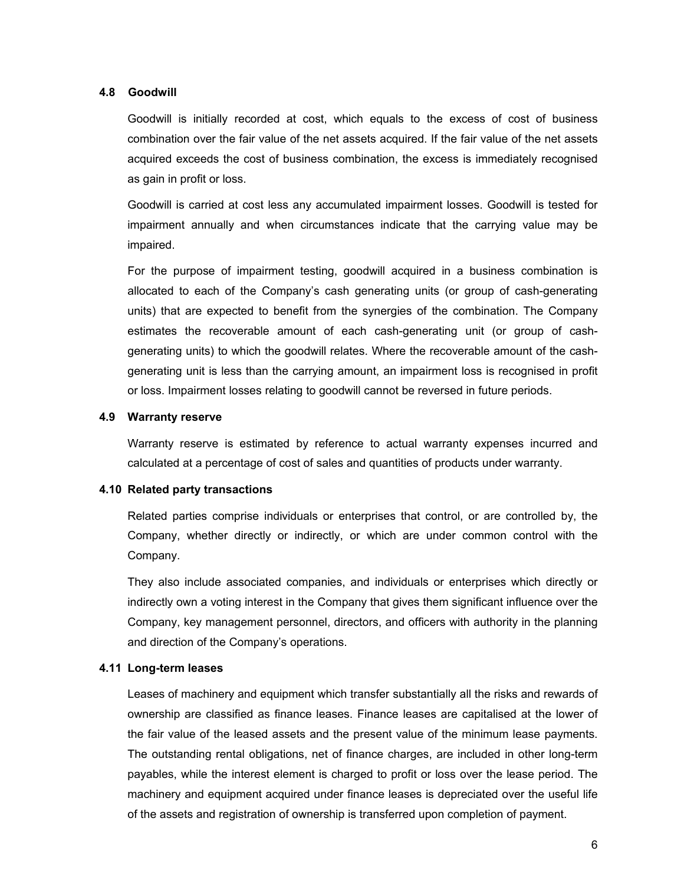### 4.8 Goodwill

Goodwill is initially recorded at cost, which equals to the excess of cost of business combination over the fair value of the net assets acquired. If the fair value of the net assets acquired exceeds the cost of business combination, the excess is immediately recognised as gain in profit or loss.

Goodwill is carried at cost less any accumulated impairment losses. Goodwill is tested for impairment annually and when circumstances indicate that the carrying value may be impaired.

For the purpose of impairment testing, goodwill acquired in a business combination is allocated to each of the Company's cash generating units (or group of cash-generating units) that are expected to benefit from the synergies of the combination. The Company estimates the recoverable amount of each cash-generating unit (or group of cash-generating units) to which the goodwill relates. Where the recoverable amount of the cash-generating unit is less than the carrying amount, an impairment loss is recognised in profit or loss. Impairment losses relating to goodwill cannot be reversed in future periods.

### 4.9 Warranty reserve

Warranty reserve is estimated by reference to actual warranty expenses incurred and calculated at a percentage of cost of sales and quantities of products under warranty.

### 4.10 Related party transactions

Related parties comprise individuals or enterprises that control, or are controlled by, the Company, whether directly or indirectly, or which are under common control with the Company.

They also include associated companies, and individuals or enterprises which directly or indirectly own a voting interest in the Company that gives them significant influence over the Company, key management personnel, directors, and officers with authority in the planning and direction of the Company's operations.

### 4.11 Long-term leases

Leases of machinery and equipment which transfer substantially all the risks and rewards of ownership are classified as finance leases. Finance leases are capitalised at the lower of the fair value of the leased assets and the present value of the minimum lease payments. The outstanding rental obligations, net of finance charges, are included in other long-term payables, while the interest element is charged to profit or loss over the lease period. The machinery and equipment acquired under finance leases is depreciated over the useful life of the assets and registration of ownership is transferred upon completion of payment.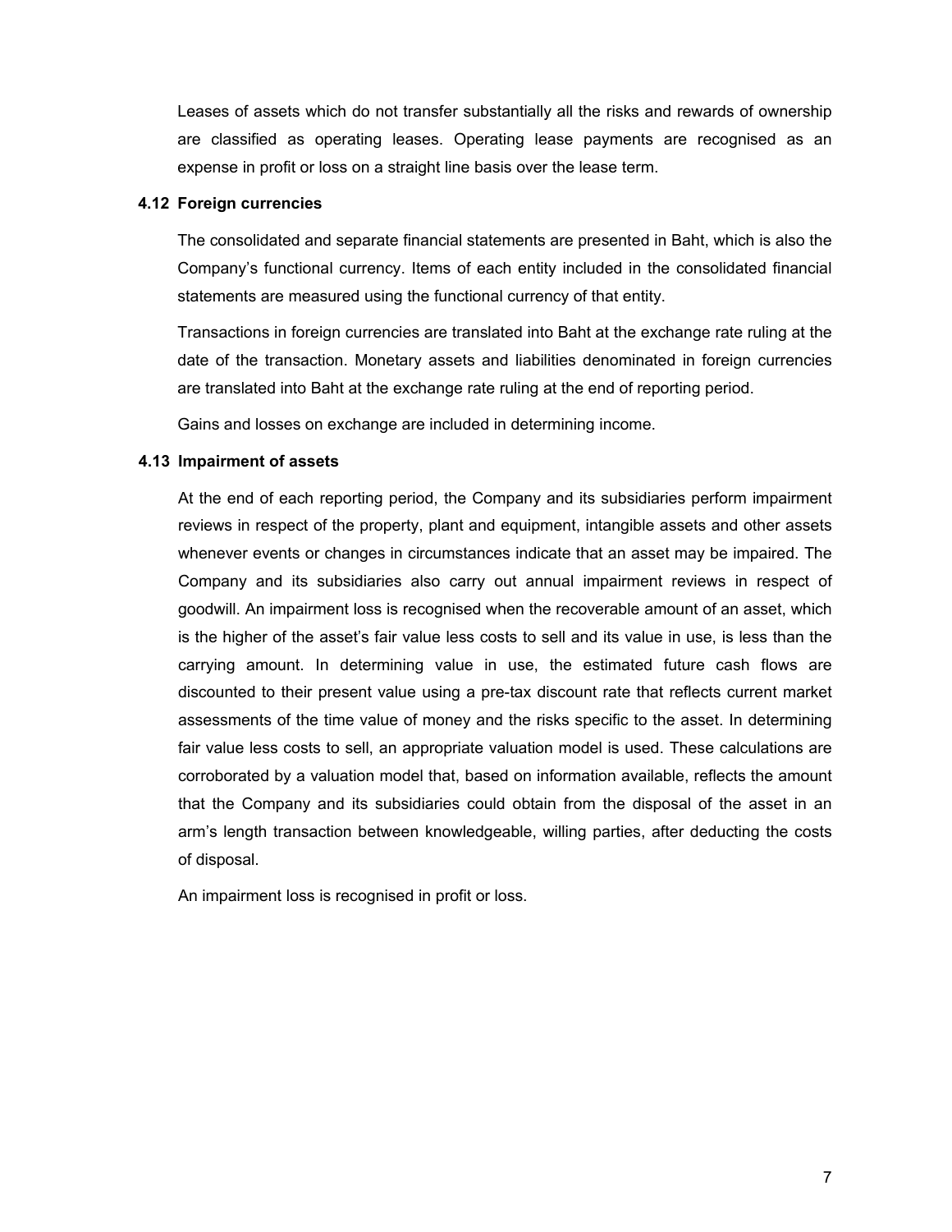Leases of assets which do not transfer substantially all the risks and rewards of ownership are classified as operating leases. Operating lease payments are recognised as an expense in profit or loss on a straight line basis over the lease term.

### 4.12 Foreign currencies

The consolidated and separate financial statements are presented in Baht, which is also the Company's functional currency. Items of each entity included in the consolidated financial statements are measured using the functional currency of that entity.

Transactions in foreign currencies are translated into Baht at the exchange rate ruling at the date of the transaction. Monetary assets and liabilities denominated in foreign currencies are translated into Baht at the exchange rate ruling at the end of reporting period.

Gains and losses on exchange are included in determining income.

### 4.13 Impairment of assets

At the end of each reporting period, the Company and its subsidiaries perform impairment reviews in respect of the property, plant and equipment, intangible assets and other assets whenever events or changes in circumstances indicate that an asset may be impaired. The Company and its subsidiaries also carry out annual impairment reviews in respect of goodwill. An impairment loss is recognised when the recoverable amount of an asset, which is the higher of the asset's fair value less costs to sell and its value in use, is less than the carrying amount. In determining value in use, the estimated future cash flows are discounted to their present value using a pre-tax discount rate that reflects current market assessments of the time value of money and the risks specific to the asset. In determining fair value less costs to sell, an appropriate valuation model is used. These calculations are corroborated by a valuation model that, based on information available, reflects the amount that the Company and its subsidiaries could obtain from the disposal of the asset in an arm's length transaction between knowledgeable, willing parties, after deducting the costs of disposal.

An impairment loss is recognised in profit or loss.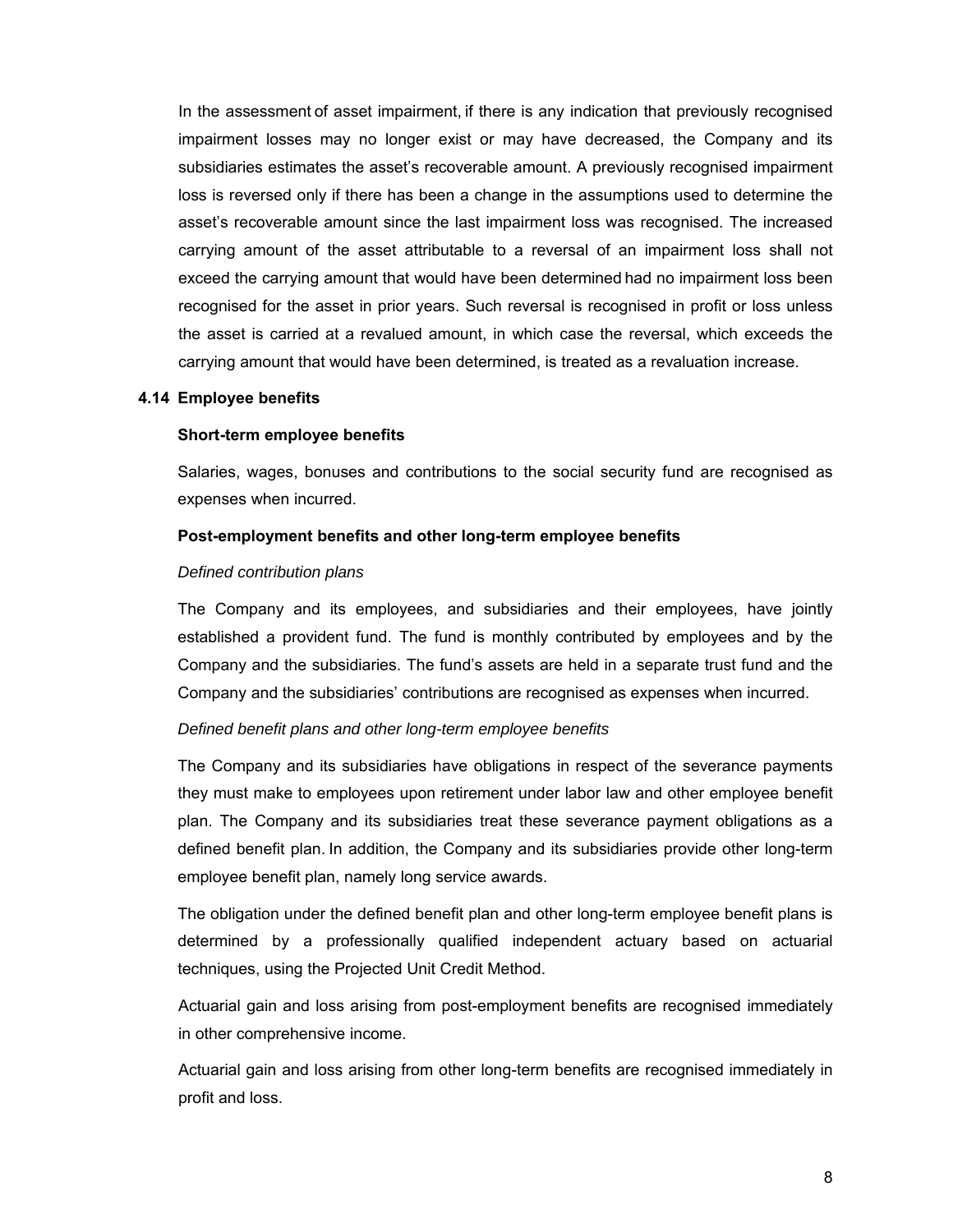In the assessment of asset impairment, if there is any indication that previously recognised impairment losses may no longer exist or may have decreased, the Company and its subsidiaries estimates the asset's recoverable amount. A previously recognised impairment loss is reversed only if there has been a change in the assumptions used to determine the asset's recoverable amount since the last impairment loss was recognised. The increased carrying amount of the asset attributable to a reversal of an impairment loss shall not exceed the carrying amount that would have been determined had no impairment loss been recognised for the asset in prior years. Such reversal is recognised in profit or loss unless the asset is carried at a revalued amount, in which case the reversal, which exceeds the carrying amount that would have been determined, is treated as a revaluation increase.

## 4.14 Employee benefits

**Short-term employee benefits**

Salaries, wages, bonuses and contributions to the social security fund are recognised as expenses when incurred.

**Post-employment benefits and other long-term employee benefits**

*Defined contribution plans*

The Company and its employees, and subsidiaries and their employees, have jointly established a provident fund. The fund is monthly contributed by employees and by the Company and the subsidiaries. The fund's assets are held in a separate trust fund and the Company and the subsidiaries' contributions are recognised as expenses when incurred.

*Defined benefit plans and other long-term employee benefits*

The Company and its subsidiaries have obligations in respect of the severance payments they must make to employees upon retirement under labor law and other employee benefit plan. The Company and its subsidiaries treat these severance payment obligations as a defined benefit plan. In addition, the Company and its subsidiaries provide other long-term employee benefit plan, namely long service awards.

The obligation under the defined benefit plan and other long-term employee benefit plans is determined by a professionally qualified independent actuary based on actuarial techniques, using the Projected Unit Credit Method.

Actuarial gain and loss arising from post-employment benefits are recognised immediately in other comprehensive income.

Actuarial gain and loss arising from other long-term benefits are recognised immediately in profit and loss.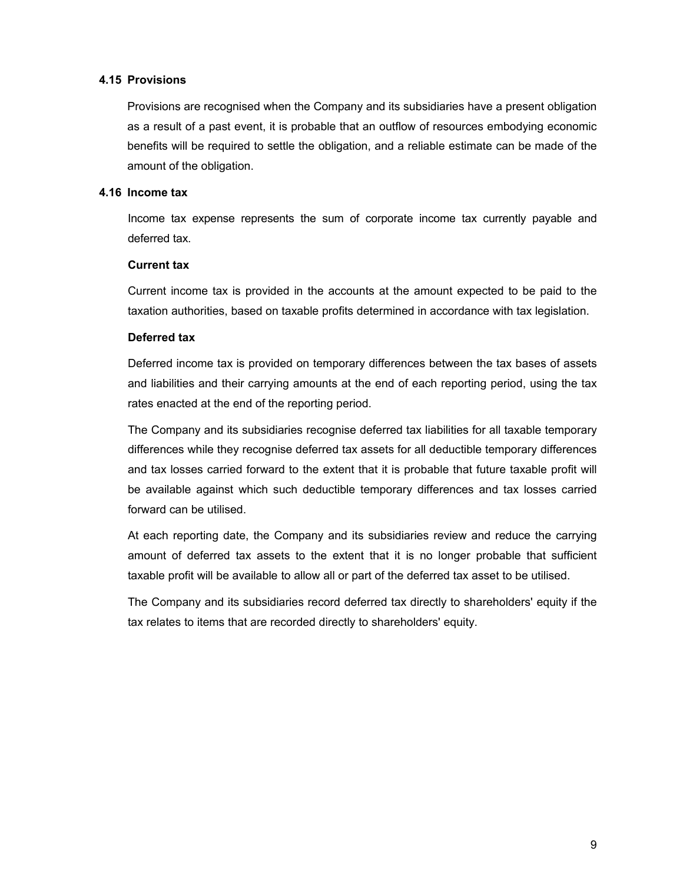### 4.15 Provisions

Provisions are recognised when the Company and its subsidiaries have a present obligation as a result of a past event, it is probable that an outflow of resources embodying economic benefits will be required to settle the obligation, and a reliable estimate can be made of the amount of the obligation.

### 4.16 Income tax

Income tax expense represents the sum of corporate income tax currently payable and deferred tax.

**Current tax**

Current income tax is provided in the accounts at the amount expected to be paid to the taxation authorities, based on taxable profits determined in accordance with tax legislation.

**Deferred tax**

Deferred income tax is provided on temporary differences between the tax bases of assets and liabilities and their carrying amounts at the end of each reporting period, using the tax rates enacted at the end of the reporting period.

The Company and its subsidiaries recognise deferred tax liabilities for all taxable temporary differences while they recognise deferred tax assets for all deductible temporary differences and tax losses carried forward to the extent that it is probable that future taxable profit will be available against which such deductible temporary differences and tax losses carried forward can be utilised.

At each reporting date, the Company and its subsidiaries review and reduce the carrying amount of deferred tax assets to the extent that it is no longer probable that sufficient taxable profit will be available to allow all or part of the deferred tax asset to be utilised.

The Company and its subsidiaries record deferred tax directly to shareholders' equity if the tax relates to items that are recorded directly to shareholders' equity.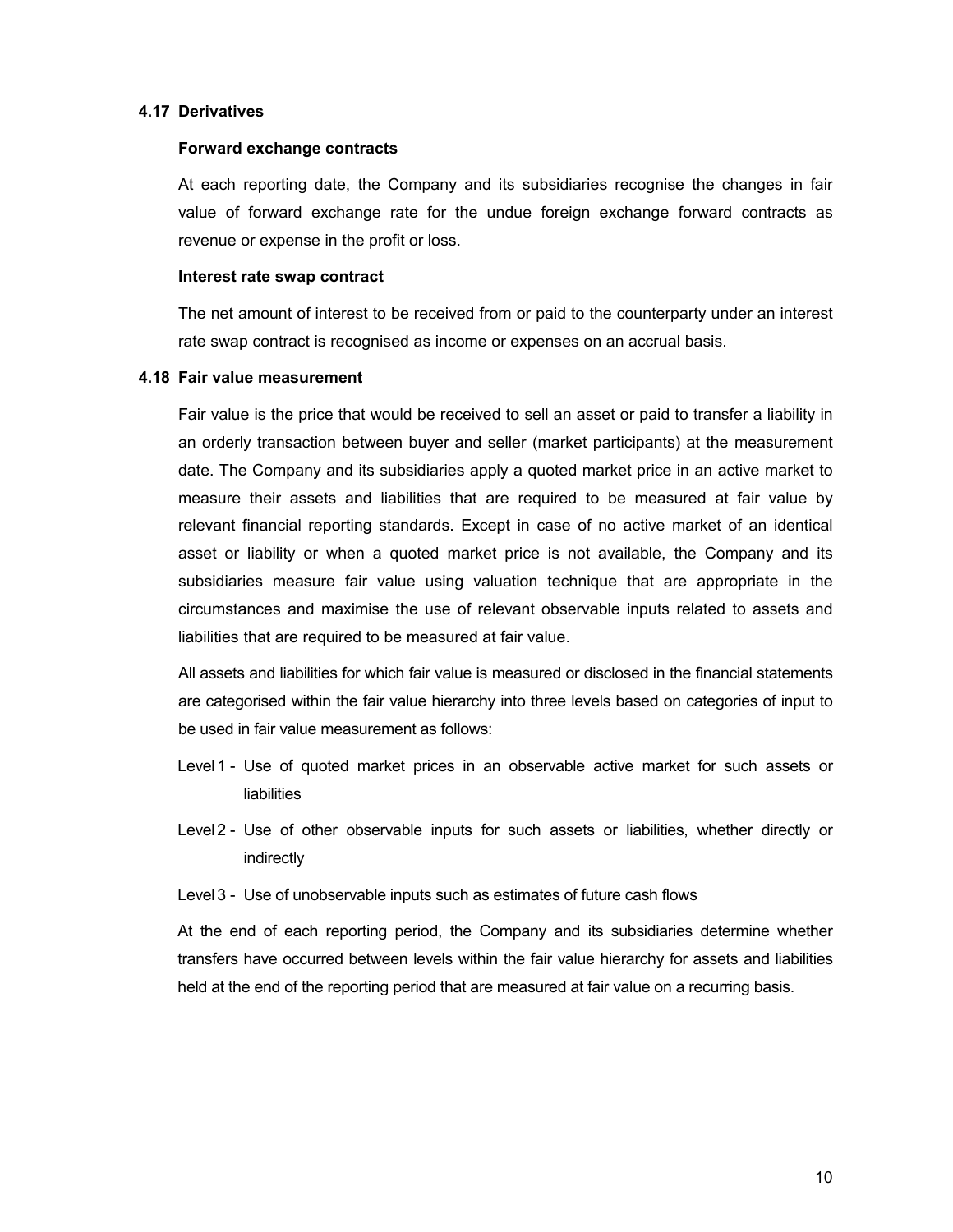### 4.17 Derivatives

**Forward exchange contracts**

At each reporting date, the Company and its subsidiaries recognise the changes in fair value of forward exchange rate for the undue foreign exchange forward contracts as revenue or expense in the profit or loss.

**Interest rate swap contract**

The net amount of interest to be received from or paid to the counterparty under an interest rate swap contract is recognised as income or expenses on an accrual basis.

### 4.18 Fair value measurement

Fair value is the price that would be received to sell an asset or paid to transfer a liability in an orderly transaction between buyer and seller (market participants) at the measurement date. The Company and its subsidiaries apply a quoted market price in an active market to measure their assets and liabilities that are required to be measured at fair value by relevant financial reporting standards. Except in case of no active market of an identical asset or liability or when a quoted market price is not available, the Company and its subsidiaries measure fair value using valuation technique that are appropriate in the circumstances and maximise the use of relevant observable inputs related to assets and liabilities that are required to be measured at fair value.

All assets and liabilities for which fair value is measured or disclosed in the financial statements are categorised within the fair value hierarchy into three levels based on categories of input to be used in fair value measurement as follows:

- Level 1 - Use of quoted market prices in an observable active market for such assets or liabilities
- Level 2 - Use of other observable inputs for such assets or liabilities, whether directly or indirectly
- Level 3 - Use of unobservable inputs such as estimates of future cash flows

At the end of each reporting period, the Company and its subsidiaries determine whether transfers have occurred between levels within the fair value hierarchy for assets and liabilities held at the end of the reporting period that are measured at fair value on a recurring basis.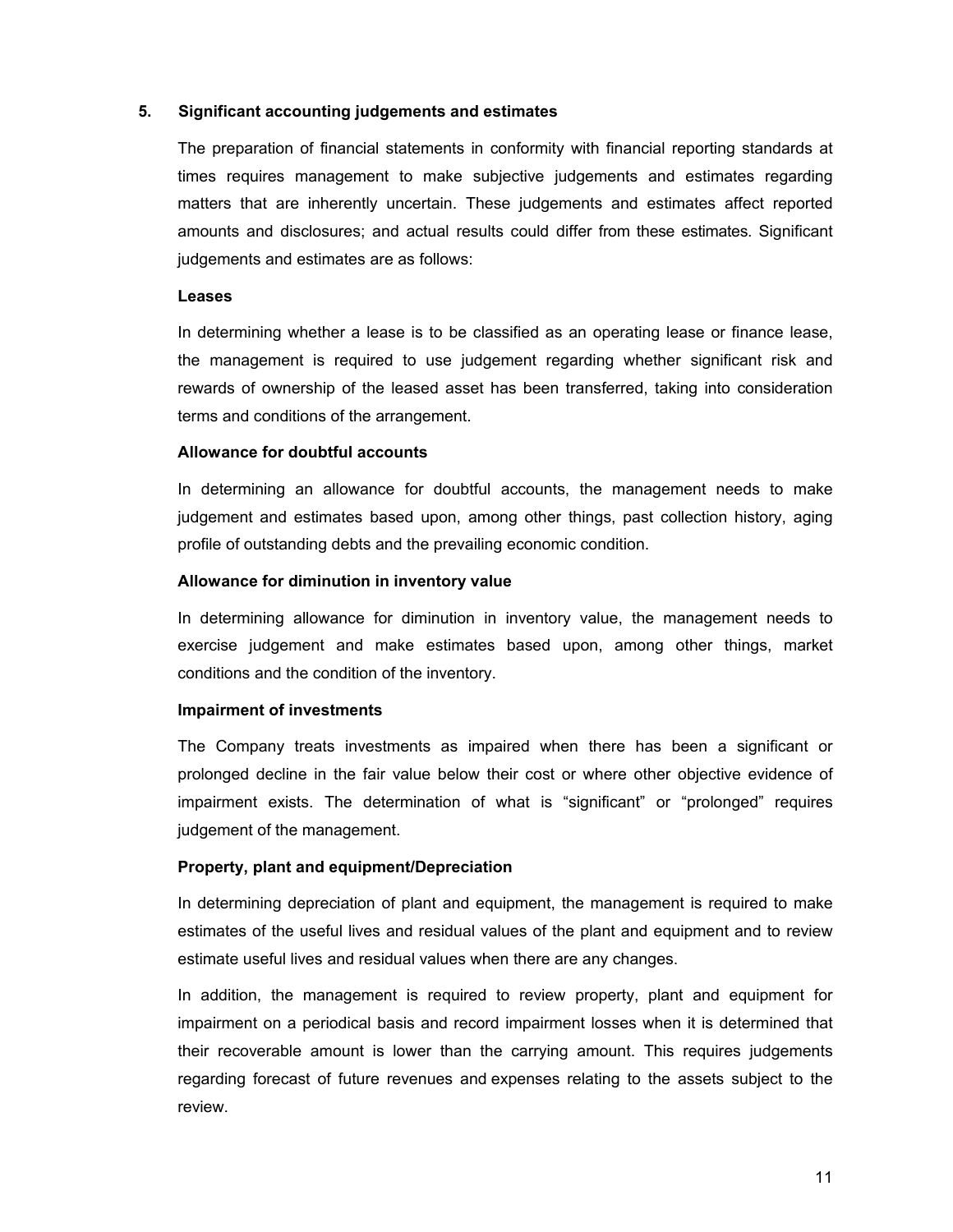## 5. Significant accounting judgements and estimates

The preparation of financial statements in conformity with financial reporting standards at times requires management to make subjective judgements and estimates regarding matters that are inherently uncertain. These judgements and estimates affect reported amounts and disclosures; and actual results could differ from these estimates. Significant judgements and estimates are as follows:

**Leases**

In determining whether a lease is to be classified as an operating lease or finance lease, the management is required to use judgement regarding whether significant risk and rewards of ownership of the leased asset has been transferred, taking into consideration terms and conditions of the arrangement.

**Allowance for doubtful accounts**

In determining an allowance for doubtful accounts, the management needs to make judgement and estimates based upon, among other things, past collection history, aging profile of outstanding debts and the prevailing economic condition.

**Allowance for diminution in inventory value**

In determining allowance for diminution in inventory value, the management needs to exercise judgement and make estimates based upon, among other things, market conditions and the condition of the inventory.

**Impairment of investments**

The Company treats investments as impaired when there has been a significant or prolonged decline in the fair value below their cost or where other objective evidence of impairment exists. The determination of what is "significant" or "prolonged" requires judgement of the management.

**Property, plant and equipment/Depreciation**

In determining depreciation of plant and equipment, the management is required to make estimates of the useful lives and residual values of the plant and equipment and to review estimate useful lives and residual values when there are any changes.

In addition, the management is required to review property, plant and equipment for impairment on a periodical basis and record impairment losses when it is determined that their recoverable amount is lower than the carrying amount. This requires judgements regarding forecast of future revenues and expenses relating to the assets subject to the review.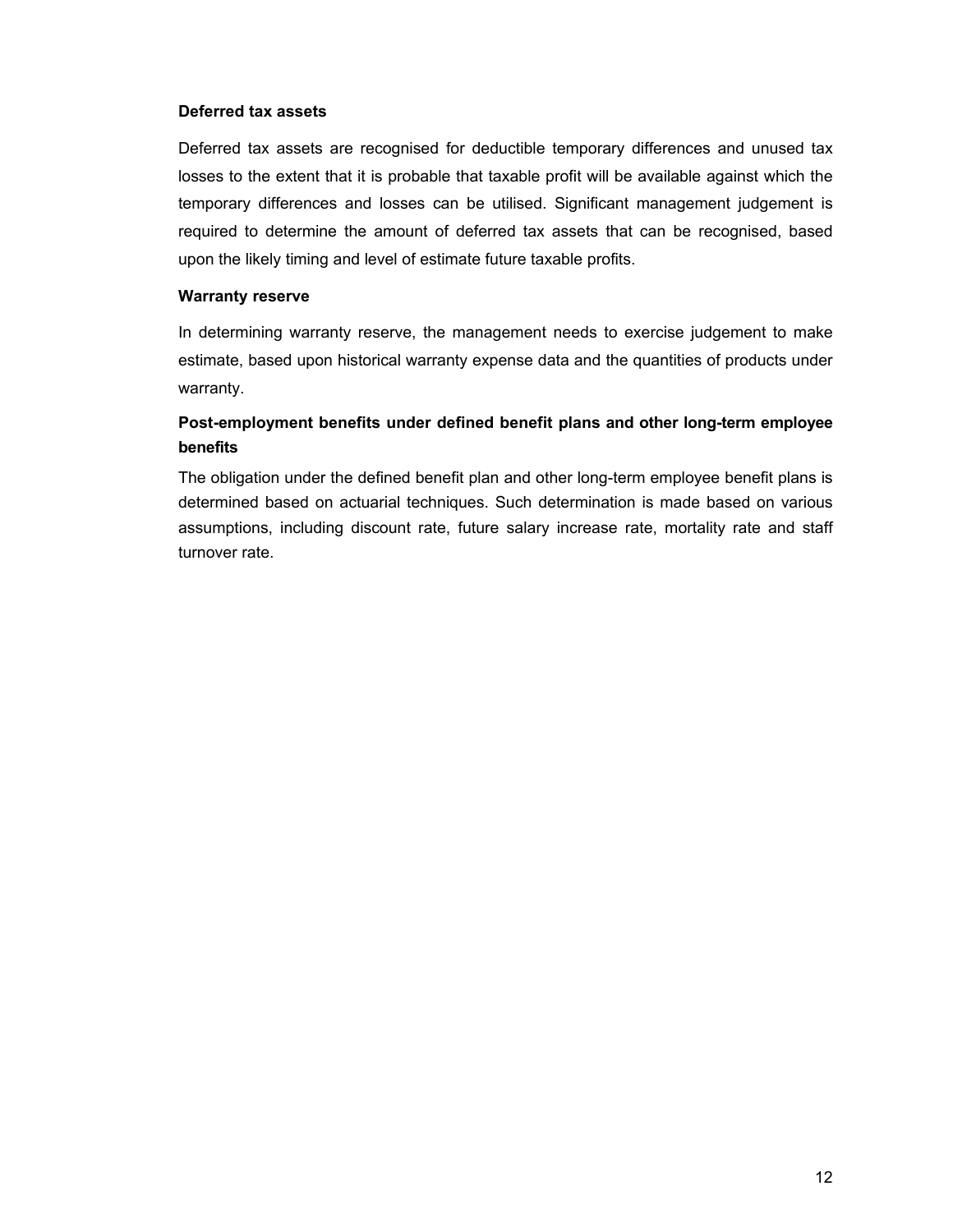**Deferred tax assets**

Deferred tax assets are recognised for deductible temporary differences and unused tax losses to the extent that it is probable that taxable profit will be available against which the temporary differences and losses can be utilised. Significant management judgement is required to determine the amount of deferred tax assets that can be recognised, based upon the likely timing and level of estimate future taxable profits.

**Warranty reserve**

In determining warranty reserve, the management needs to exercise judgement to make estimate, based upon historical warranty expense data and the quantities of products under warranty.

**Post-employment benefits under defined benefit plans and other long-term employee benefits**

The obligation under the defined benefit plan and other long-term employee benefit plans is determined based on actuarial techniques. Such determination is made based on various assumptions, including discount rate, future salary increase rate, mortality rate and staff turnover rate.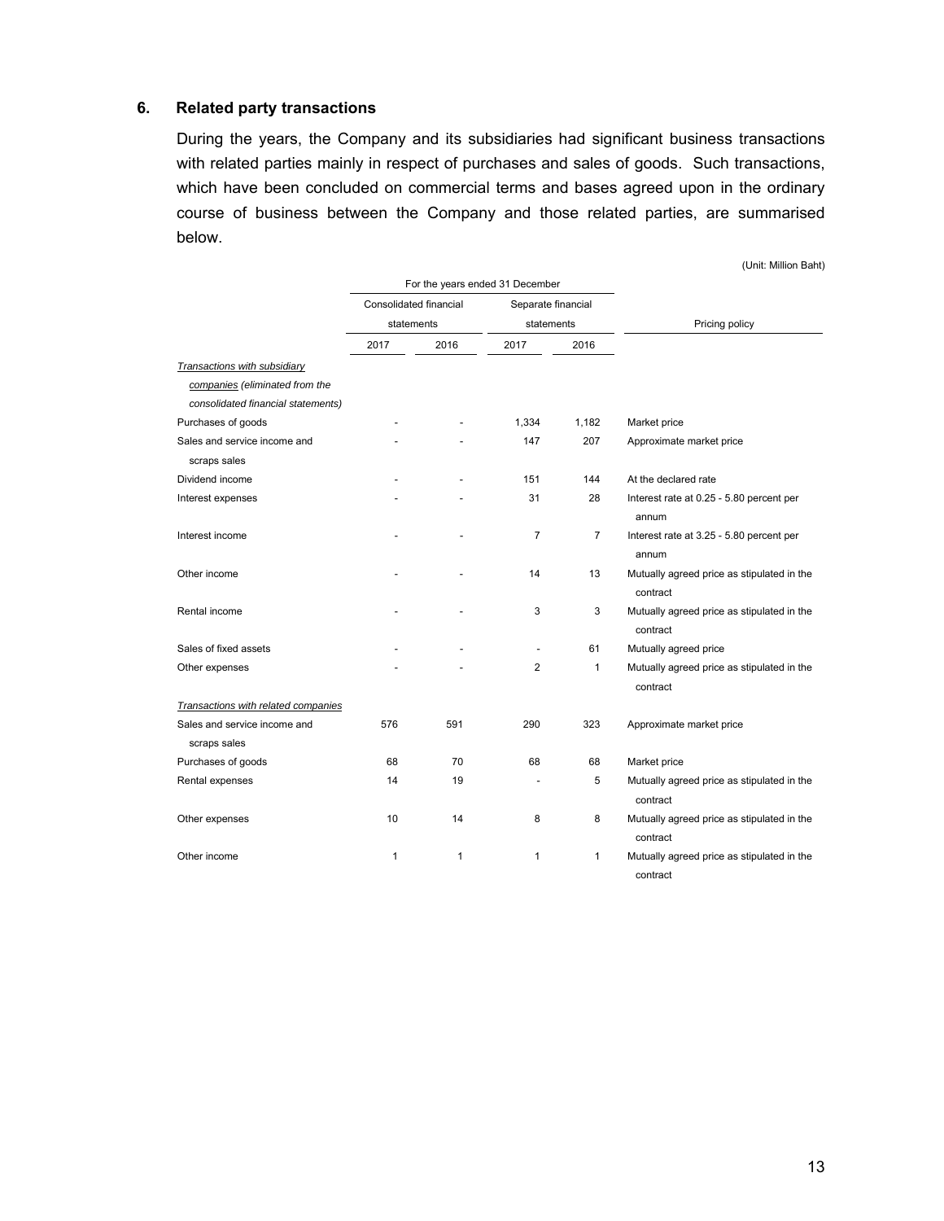## 6. Related party transactions

During the years, the Company and its subsidiaries had significant business transactions with related parties mainly in respect of purchases and sales of goods. Such transactions, which have been concluded on commercial terms and bases agreed upon in the ordinary course of business between the Company and those related parties, are summarised below.

(Unit: Million Baht)

| | For the years ended 31 December | | | | |
|---|---|---|---|---|---|
| | Consolidated financial statements | | Separate financial statements | | Pricing policy |
| | 2017 | 2016 | 2017 | 2016 | |
| *Transactions with subsidiary companies (eliminated from the consolidated financial statements)* | | | | | |
| Purchases of goods | - | - | 1,334 | 1,182 | Market price |
| Sales and service income and scraps sales | - | - | 147 | 207 | Approximate market price |
| Dividend income | - | - | 151 | 144 | At the declared rate |
| Interest expenses | - | - | 31 | 28 | Interest rate at 0.25 - 5.80 percent per annum |
| Interest income | - | - | 7 | 7 | Interest rate at 3.25 - 5.80 percent per annum |
| Other income | - | - | 14 | 13 | Mutually agreed price as stipulated in the contract |
| Rental income | - | - | 3 | 3 | Mutually agreed price as stipulated in the contract |
| Sales of fixed assets | - | - | - | 61 | Mutually agreed price |
| Other expenses | - | - | 2 | 1 | Mutually agreed price as stipulated in the contract |
| *Transactions with related companies* | | | | | |
| Sales and service income and scraps sales | 576 | 591 | 290 | 323 | Approximate market price |
| Purchases of goods | 68 | 70 | 68 | 68 | Market price |
| Rental expenses | 14 | 19 | - | 5 | Mutually agreed price as stipulated in the contract |
| Other expenses | 10 | 14 | 8 | 8 | Mutually agreed price as stipulated in the contract |
| Other income | 1 | 1 | 1 | 1 | Mutually agreed price as stipulated in the contract |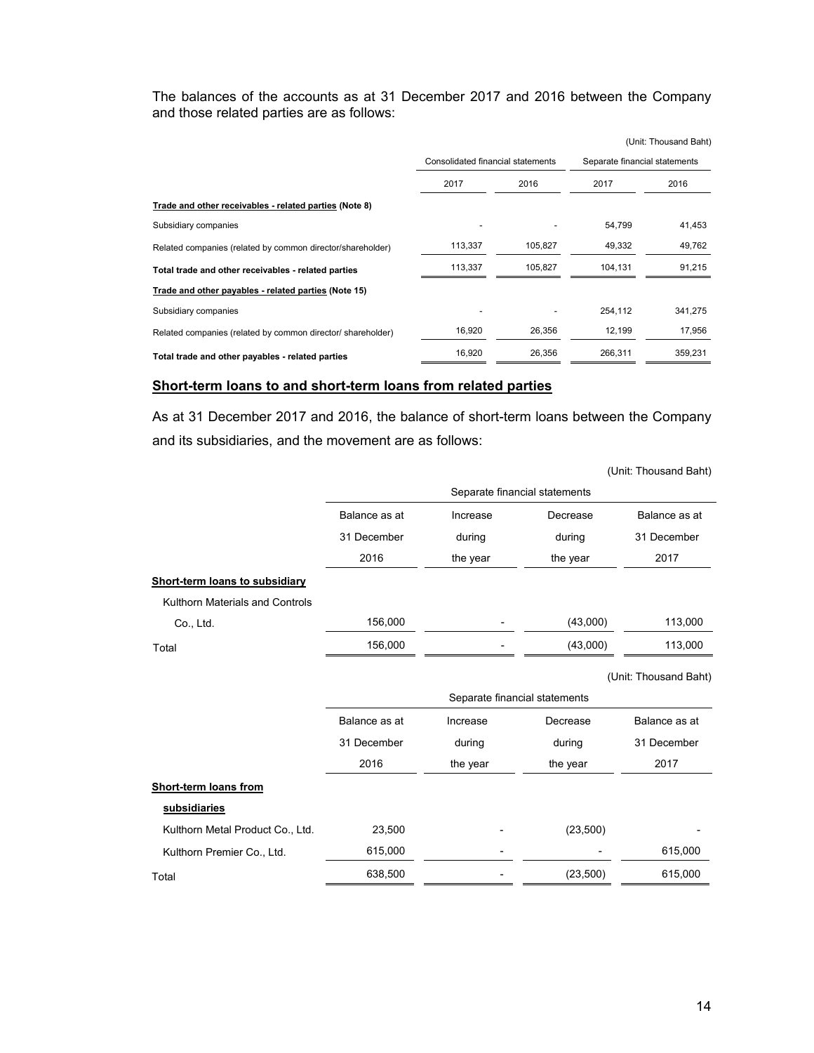The balances of the accounts as at 31 December 2017 and 2016 between the Company and those related parties are as follows:

(Unit: Thousand Baht)

| | Consolidated financial statements | | Separate financial statements | |
|---|---|---|---|---|
| | 2017 | 2016 | 2017 | 2016 |
| **Trade and other receivables - related parties (Note 8)** | | | | |
| Subsidiary companies | - | - | 54,799 | 41,453 |
| Related companies (related by common director/shareholder) | 113,337 | 105,827 | 49,332 | 49,762 |
| **Total trade and other receivables - related parties** | 113,337 | 105,827 | 104,131 | 91,215 |
| **Trade and other payables - related parties (Note 15)** | | | | |
| Subsidiary companies | - | - | 254,112 | 341,275 |
| Related companies (related by common director/ shareholder) | 16,920 | 26,356 | 12,199 | 17,956 |
| **Total trade and other payables - related parties** | 16,920 | 26,356 | 266,311 | 359,231 |

## Short-term loans to and short-term loans from related parties

As at 31 December 2017 and 2016, the balance of short-term loans between the Company and its subsidiaries, and the movement are as follows:

(Unit: Thousand Baht)

| | Separate financial statements | | | |
|---|---|---|---|---|
| | Balance as at 31 December 2016 | Increase during the year | Decrease during the year | Balance as at 31 December 2017 |
| **Short-term loans to subsidiary** | | | | |
| Kulthorn Materials and Controls Co., Ltd. | 156,000 | - | (43,000) | 113,000 |
| Total | 156,000 | - | (43,000) | 113,000 |

(Unit: Thousand Baht)

| | Separate financial statements | | | |
|---|---|---|---|---|
| | Balance as at 31 December 2016 | Increase during the year | Decrease during the year | Balance as at 31 December 2017 |
| **Short-term loans from subsidiaries** | | | | |
| Kulthorn Metal Product Co., Ltd. | 23,500 | - | (23,500) | - |
| Kulthorn Premier Co., Ltd. | 615,000 | - | - | 615,000 |
| Total | 638,500 | - | (23,500) | 615,000 |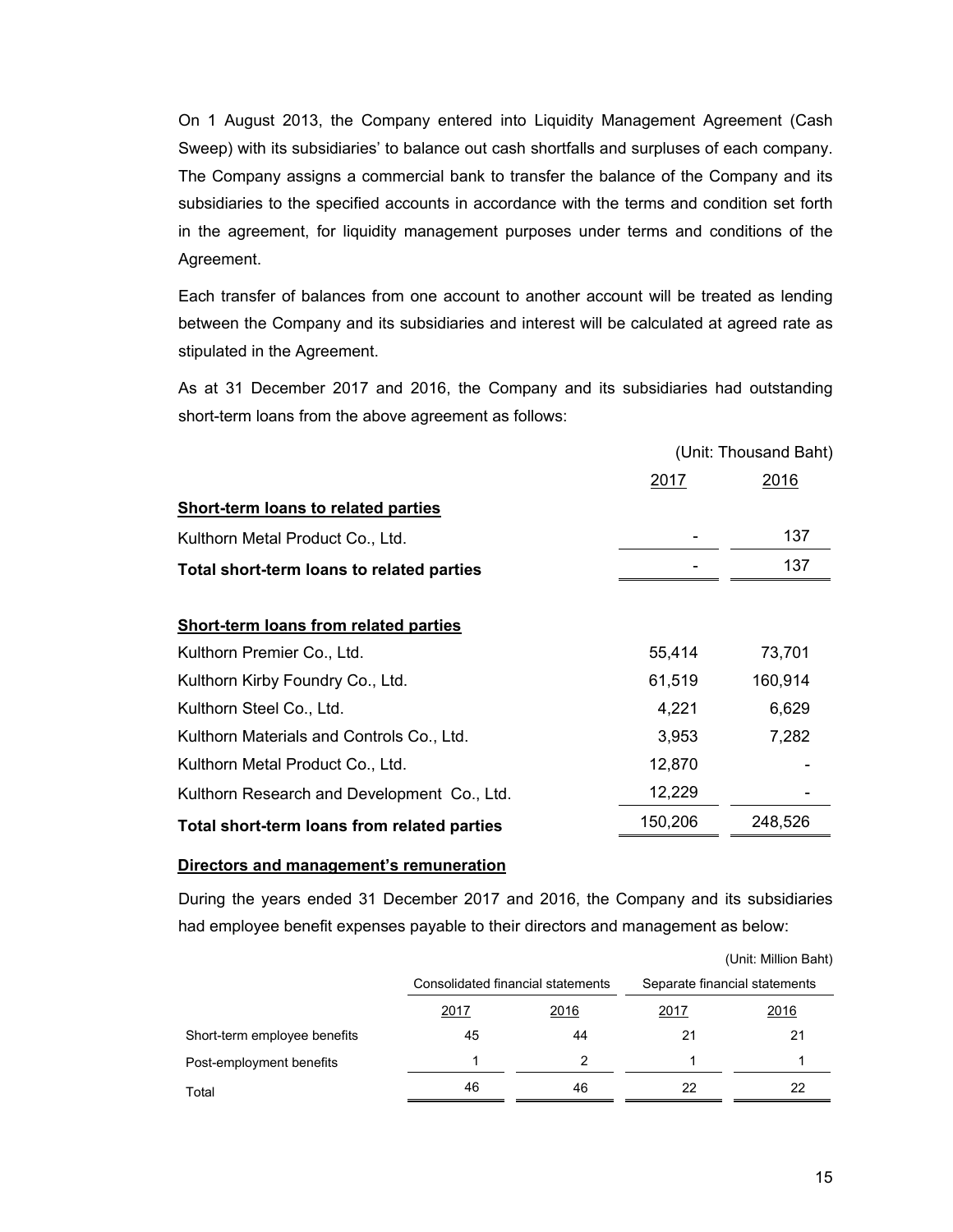On 1 August 2013, the Company entered into Liquidity Management Agreement (Cash Sweep) with its subsidiaries' to balance out cash shortfalls and surpluses of each company. The Company assigns a commercial bank to transfer the balance of the Company and its subsidiaries to the specified accounts in accordance with the terms and condition set forth in the agreement, for liquidity management purposes under terms and conditions of the Agreement.

Each transfer of balances from one account to another account will be treated as lending between the Company and its subsidiaries and interest will be calculated at agreed rate as stipulated in the Agreement.

As at 31 December 2017 and 2016, the Company and its subsidiaries had outstanding short-term loans from the above agreement as follows:

(Unit: Thousand Baht)

| | 2017 | 2016 |
|---|---|---|
| **Short-term loans to related parties** | | |
| Kulthorn Metal Product Co., Ltd. | - | 137 |
| **Total short-term loans to related parties** | - | 137 |
| | | |
| **Short-term loans from related parties** | | |
| Kulthorn Premier Co., Ltd. | 55,414 | 73,701 |
| Kulthorn Kirby Foundry Co., Ltd. | 61,519 | 160,914 |
| Kulthorn Steel Co., Ltd. | 4,221 | 6,629 |
| Kulthorn Materials and Controls Co., Ltd. | 3,953 | 7,282 |
| Kulthorn Metal Product Co., Ltd. | 12,870 | - |
| Kulthorn Research and Development Co., Ltd. | 12,229 | - |
| **Total short-term loans from related parties** | 150,206 | 248,526 |

**Directors and management's remuneration**

During the years ended 31 December 2017 and 2016, the Company and its subsidiaries had employee benefit expenses payable to their directors and management as below:

(Unit: Million Baht)

| | Consolidated financial statements | | Separate financial statements | |
|---|---|---|---|---|
| | 2017 | 2016 | 2017 | 2016 |
| Short-term employee benefits | 45 | 44 | 21 | 21 |
| Post-employment benefits | 1 | 2 | 1 | 1 |
| Total | 46 | 46 | 22 | 22 |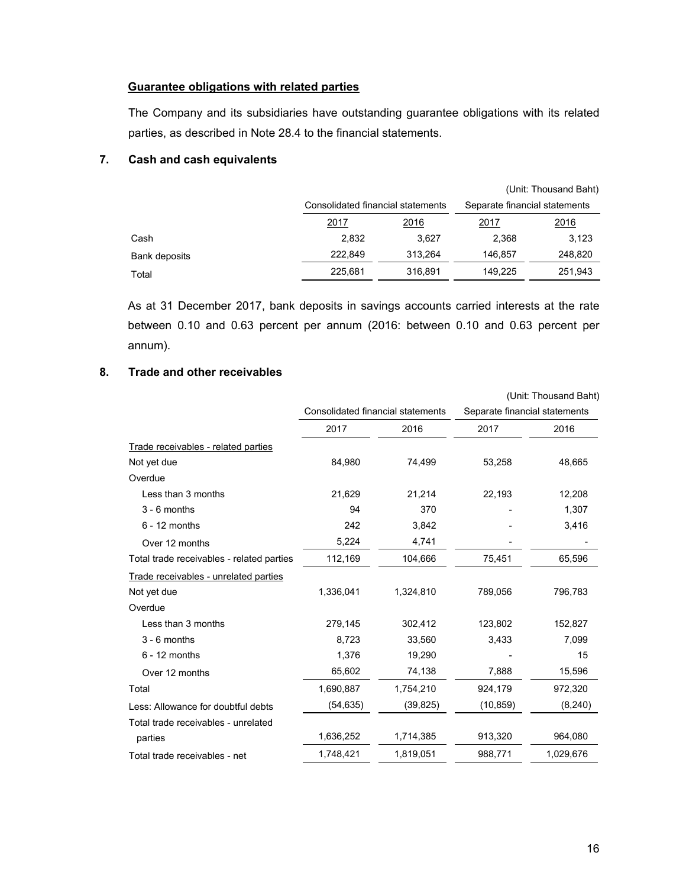**Guarantee obligations with related parties**

The Company and its subsidiaries have outstanding guarantee obligations with its related parties, as described in Note 28.4 to the financial statements.

## 7. Cash and cash equivalents

(Unit: Thousand Baht)

| | Consolidated financial statements | | Separate financial statements | |
|---|---|---|---|---|
| | 2017 | 2016 | 2017 | 2016 |
| Cash | 2,832 | 3,627 | 2,368 | 3,123 |
| Bank deposits | 222,849 | 313,264 | 146,857 | 248,820 |
| Total | 225,681 | 316,891 | 149,225 | 251,943 |

As at 31 December 2017, bank deposits in savings accounts carried interests at the rate between 0.10 and 0.63 percent per annum (2016: between 0.10 and 0.63 percent per annum).

## 8. Trade and other receivables

(Unit: Thousand Baht)

| | Consolidated financial statements | | Separate financial statements | |
|---|---|---|---|---|
| | 2017 | 2016 | 2017 | 2016 |
| Trade receivables - related parties | | | | |
| Not yet due | 84,980 | 74,499 | 53,258 | 48,665 |
| Overdue | | | | |
| Less than 3 months | 21,629 | 21,214 | 22,193 | 12,208 |
| 3 - 6 months | 94 | 370 | - | 1,307 |
| 6 - 12 months | 242 | 3,842 | - | 3,416 |
| Over 12 months | 5,224 | 4,741 | - | - |
| Total trade receivables - related parties | 112,169 | 104,666 | 75,451 | 65,596 |
| Trade receivables - unrelated parties | | | | |
| Not yet due | 1,336,041 | 1,324,810 | 789,056 | 796,783 |
| Overdue | | | | |
| Less than 3 months | 279,145 | 302,412 | 123,802 | 152,827 |
| 3 - 6 months | 8,723 | 33,560 | 3,433 | 7,099 |
| 6 - 12 months | 1,376 | 19,290 | - | 15 |
| Over 12 months | 65,602 | 74,138 | 7,888 | 15,596 |
| Total | 1,690,887 | 1,754,210 | 924,179 | 972,320 |
| Less: Allowance for doubtful debts | (54,635) | (39,825) | (10,859) | (8,240) |
| Total trade receivables - unrelated parties | 1,636,252 | 1,714,385 | 913,320 | 964,080 |
| Total trade receivables - net | 1,748,421 | 1,819,051 | 988,771 | 1,029,676 |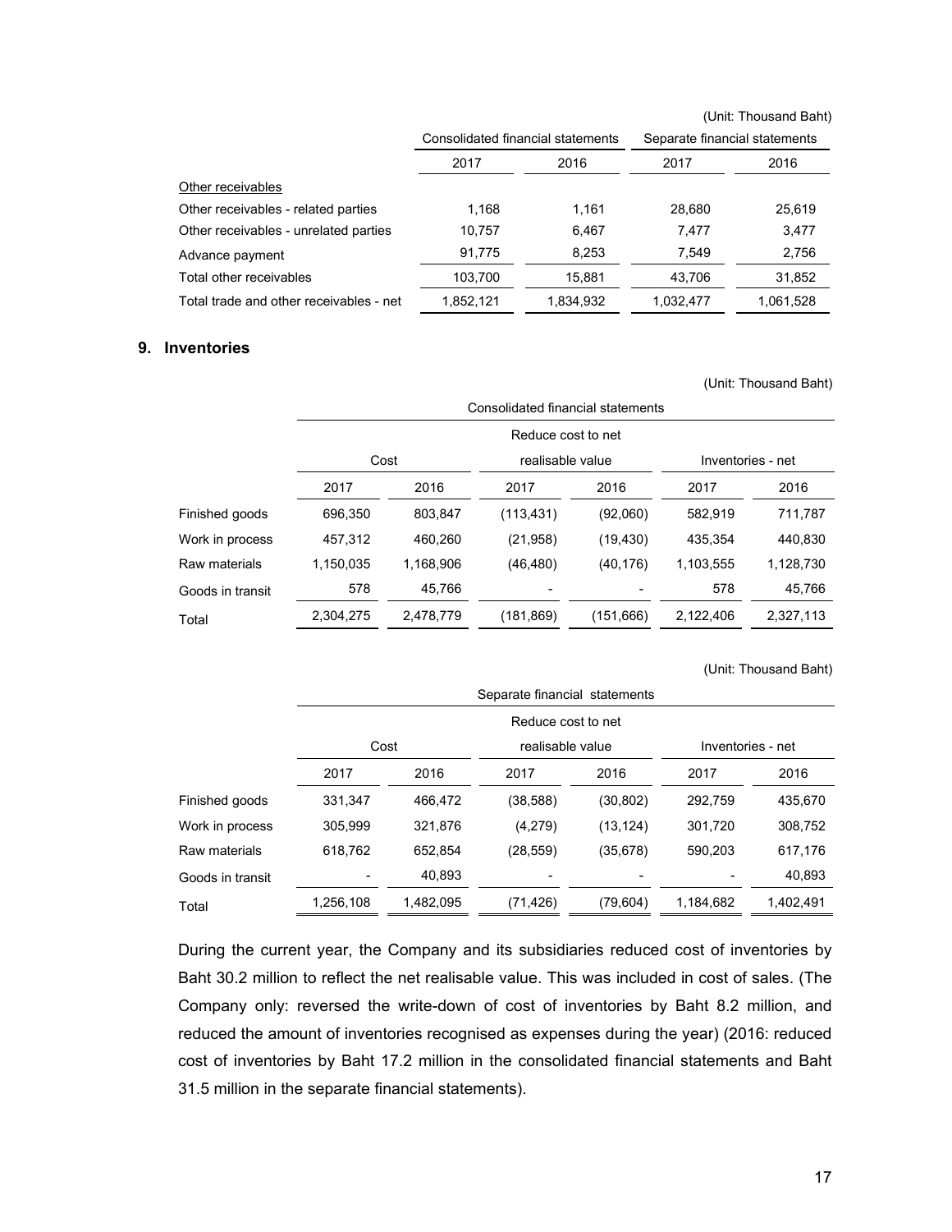(Unit: Thousand Baht)

| | Consolidated financial statements | | Separate financial statements | |
|---|---|---|---|---|
| | 2017 | 2016 | 2017 | 2016 |
| Other receivables | | | | |
| Other receivables - related parties | 1,168 | 1,161 | 28,680 | 25,619 |
| Other receivables - unrelated parties | 10,757 | 6,467 | 7,477 | 3,477 |
| Advance payment | 91,775 | 8,253 | 7,549 | 2,756 |
| Total other receivables | 103,700 | 15,881 | 43,706 | 31,852 |
| Total trade and other receivables - net | 1,852,121 | 1,834,932 | 1,032,477 | 1,061,528 |

## 9. Inventories

(Unit: Thousand Baht)

| | Consolidated financial statements | | | | | |
|---|---|---|---|---|---|---|
| | Cost | | Reduce cost to net realisable value | | Inventories - net | |
| | 2017 | 2016 | 2017 | 2016 | 2017 | 2016 |
| Finished goods | 696,350 | 803,847 | (113,431) | (92,060) | 582,919 | 711,787 |
| Work in process | 457,312 | 460,260 | (21,958) | (19,430) | 435,354 | 440,830 |
| Raw materials | 1,150,035 | 1,168,906 | (46,480) | (40,176) | 1,103,555 | 1,128,730 |
| Goods in transit | 578 | 45,766 | - | - | 578 | 45,766 |
| Total | 2,304,275 | 2,478,779 | (181,869) | (151,666) | 2,122,406 | 2,327,113 |

(Unit: Thousand Baht)

| | Separate financial statements | | | | | |
|---|---|---|---|---|---|---|
| | Cost | | Reduce cost to net realisable value | | Inventories - net | |
| | 2017 | 2016 | 2017 | 2016 | 2017 | 2016 |
| Finished goods | 331,347 | 466,472 | (38,588) | (30,802) | 292,759 | 435,670 |
| Work in process | 305,999 | 321,876 | (4,279) | (13,124) | 301,720 | 308,752 |
| Raw materials | 618,762 | 652,854 | (28,559) | (35,678) | 590,203 | 617,176 |
| Goods in transit | - | 40,893 | - | - | - | 40,893 |
| Total | 1,256,108 | 1,482,095 | (71,426) | (79,604) | 1,184,682 | 1,402,491 |

During the current year, the Company and its subsidiaries reduced cost of inventories by Baht 30.2 million to reflect the net realisable value. This was included in cost of sales. (The Company only: reversed the write-down of cost of inventories by Baht 8.2 million, and reduced the amount of inventories recognised as expenses during the year) (2016: reduced cost of inventories by Baht 17.2 million in the consolidated financial statements and Baht 31.5 million in the separate financial statements).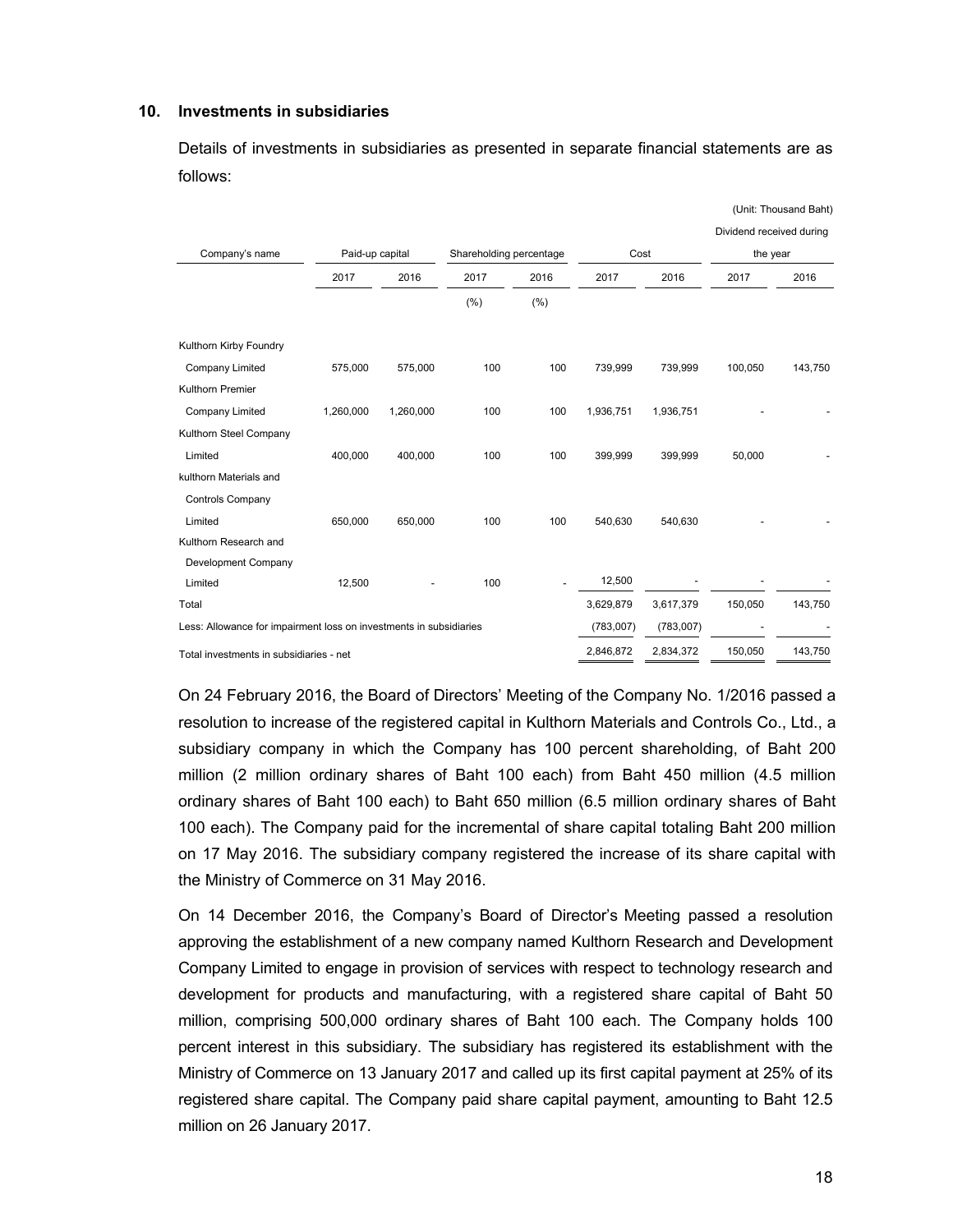## 10. Investments in subsidiaries

Details of investments in subsidiaries as presented in separate financial statements are as follows:

(Unit: Thousand Baht)

| Company's name | Paid-up capital | | Shareholding percentage | | Cost | | Dividend received during the year | |
|---|---|---|---|---|---|---|---|---|
| | 2017 | 2016 | 2017 | 2016 | 2017 | 2016 | 2017 | 2016 |
| | | | (%) | (%) | | | | |
| Kulthorn Kirby Foundry Company Limited | 575,000 | 575,000 | 100 | 100 | 739,999 | 739,999 | 100,050 | 143,750 |
| Kulthorn Premier Company Limited | 1,260,000 | 1,260,000 | 100 | 100 | 1,936,751 | 1,936,751 | - | - |
| Kulthorn Steel Company Limited | 400,000 | 400,000 | 100 | 100 | 399,999 | 399,999 | 50,000 | - |
| kulthorn Materials and Controls Company Limited | 650,000 | 650,000 | 100 | 100 | 540,630 | 540,630 | - | - |
| Kulthorn Research and Development Company Limited | 12,500 | - | 100 | - | 12,500 | - | - | - |
| Total | | | | | 3,629,879 | 3,617,379 | 150,050 | 143,750 |
| Less: Allowance for impairment loss on investments in subsidiaries | | | | | (783,007) | (783,007) | - | - |
| Total investments in subsidiaries - net | | | | | 2,846,872 | 2,834,372 | 150,050 | 143,750 |

On 24 February 2016, the Board of Directors' Meeting of the Company No. 1/2016 passed a resolution to increase of the registered capital in Kulthorn Materials and Controls Co., Ltd., a subsidiary company in which the Company has 100 percent shareholding, of Baht 200 million (2 million ordinary shares of Baht 100 each) from Baht 450 million (4.5 million ordinary shares of Baht 100 each) to Baht 650 million (6.5 million ordinary shares of Baht 100 each). The Company paid for the incremental of share capital totaling Baht 200 million on 17 May 2016. The subsidiary company registered the increase of its share capital with the Ministry of Commerce on 31 May 2016.

On 14 December 2016, the Company's Board of Director's Meeting passed a resolution approving the establishment of a new company named Kulthorn Research and Development Company Limited to engage in provision of services with respect to technology research and development for products and manufacturing, with a registered share capital of Baht 50 million, comprising 500,000 ordinary shares of Baht 100 each. The Company holds 100 percent interest in this subsidiary. The subsidiary has registered its establishment with the Ministry of Commerce on 13 January 2017 and called up its first capital payment at 25% of its registered share capital. The Company paid share capital payment, amounting to Baht 12.5 million on 26 January 2017.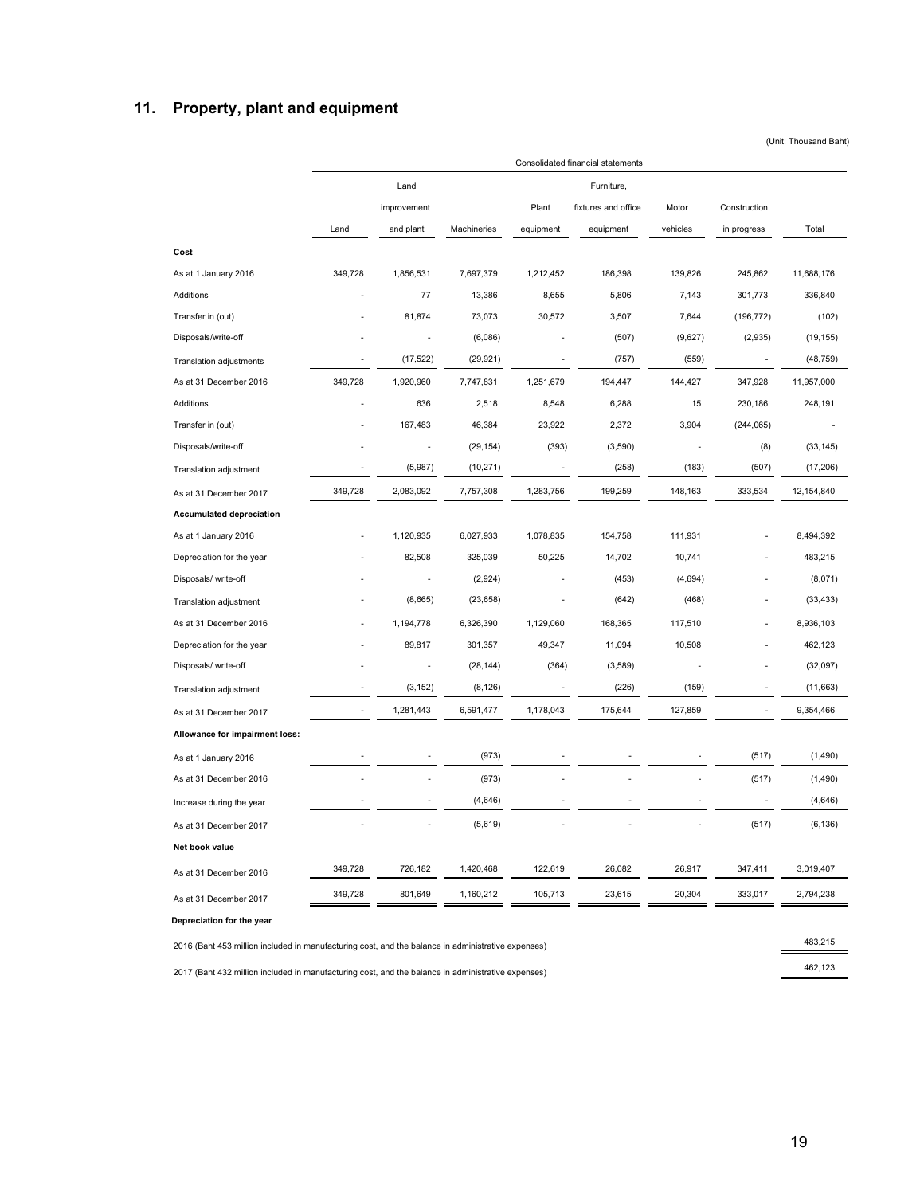## 11. Property, plant and equipment

(Unit: Thousand Baht)

| | Consolidated financial statements | | | | | | | |
|---|---|---|---|---|---|---|---|---|
| | Land | Land improvement and plant | Machineries | Plant equipment | Furniture, fixtures and office equipment | Motor vehicles | Construction in progress | Total |
| **Cost** | | | | | | | | |
| As at 1 January 2016 | 349,728 | 1,856,531 | 7,697,379 | 1,212,452 | 186,398 | 139,826 | 245,862 | 11,688,176 |
| Additions | - | 77 | 13,386 | 8,655 | 5,806 | 7,143 | 301,773 | 336,840 |
| Transfer in (out) | - | 81,874 | 73,073 | 30,572 | 3,507 | 7,644 | (196,772) | (102) |
| Disposals/write-off | - | - | (6,086) | - | (507) | (9,627) | (2,935) | (19,155) |
| Translation adjustments | - | (17,522) | (29,921) | - | (757) | (559) | - | (48,759) |
| As at 31 December 2016 | 349,728 | 1,920,960 | 7,747,831 | 1,251,679 | 194,447 | 144,427 | 347,928 | 11,957,000 |
| Additions | - | 636 | 2,518 | 8,548 | 6,288 | 15 | 230,186 | 248,191 |
| Transfer in (out) | - | 167,483 | 46,384 | 23,922 | 2,372 | 3,904 | (244,065) | - |
| Disposals/write-off | - | - | (29,154) | (393) | (3,590) | - | (8) | (33,145) |
| Translation adjustment | - | (5,987) | (10,271) | - | (258) | (183) | (507) | (17,206) |
| As at 31 December 2017 | 349,728 | 2,083,092 | 7,757,308 | 1,283,756 | 199,259 | 148,163 | 333,534 | 12,154,840 |
| **Accumulated depreciation** | | | | | | | | |
| As at 1 January 2016 | - | 1,120,935 | 6,027,933 | 1,078,835 | 154,758 | 111,931 | - | 8,494,392 |
| Depreciation for the year | - | 82,508 | 325,039 | 50,225 | 14,702 | 10,741 | - | 483,215 |
| Disposals/ write-off | - | - | (2,924) | - | (453) | (4,694) | - | (8,071) |
| Translation adjustment | - | (8,665) | (23,658) | - | (642) | (468) | - | (33,433) |
| As at 31 December 2016 | - | 1,194,778 | 6,326,390 | 1,129,060 | 168,365 | 117,510 | - | 8,936,103 |
| Depreciation for the year | - | 89,817 | 301,357 | 49,347 | 11,094 | 10,508 | - | 462,123 |
| Disposals/ write-off | - | - | (28,144) | (364) | (3,589) | - | - | (32,097) |
| Translation adjustment | - | (3,152) | (8,126) | - | (226) | (159) | - | (11,663) |
| As at 31 December 2017 | - | 1,281,443 | 6,591,477 | 1,178,043 | 175,644 | 127,859 | - | 9,354,466 |
| **Allowance for impairment loss:** | | | | | | | | |
| As at 1 January 2016 | - | - | (973) | - | - | - | (517) | (1,490) |
| As at 31 December 2016 | - | - | (973) | - | - | - | (517) | (1,490) |
| Increase during the year | - | - | (4,646) | - | - | - | - | (4,646) |
| As at 31 December 2017 | - | - | (5,619) | - | - | - | (517) | (6,136) |
| **Net book value** | | | | | | | | |
| As at 31 December 2016 | 349,728 | 726,182 | 1,420,468 | 122,619 | 26,082 | 26,917 | 347,411 | 3,019,407 |
| As at 31 December 2017 | 349,728 | 801,649 | 1,160,212 | 105,713 | 23,615 | 20,304 | 333,017 | 2,794,238 |
| **Depreciation for the year** | | | | | | | | |
| 2016 (Baht 453 million included in manufacturing cost, and the balance in administrative expenses) | | | | | | | | 483,215 |
| 2017 (Baht 432 million included in manufacturing cost, and the balance in administrative expenses) | | | | | | | | 462,123 |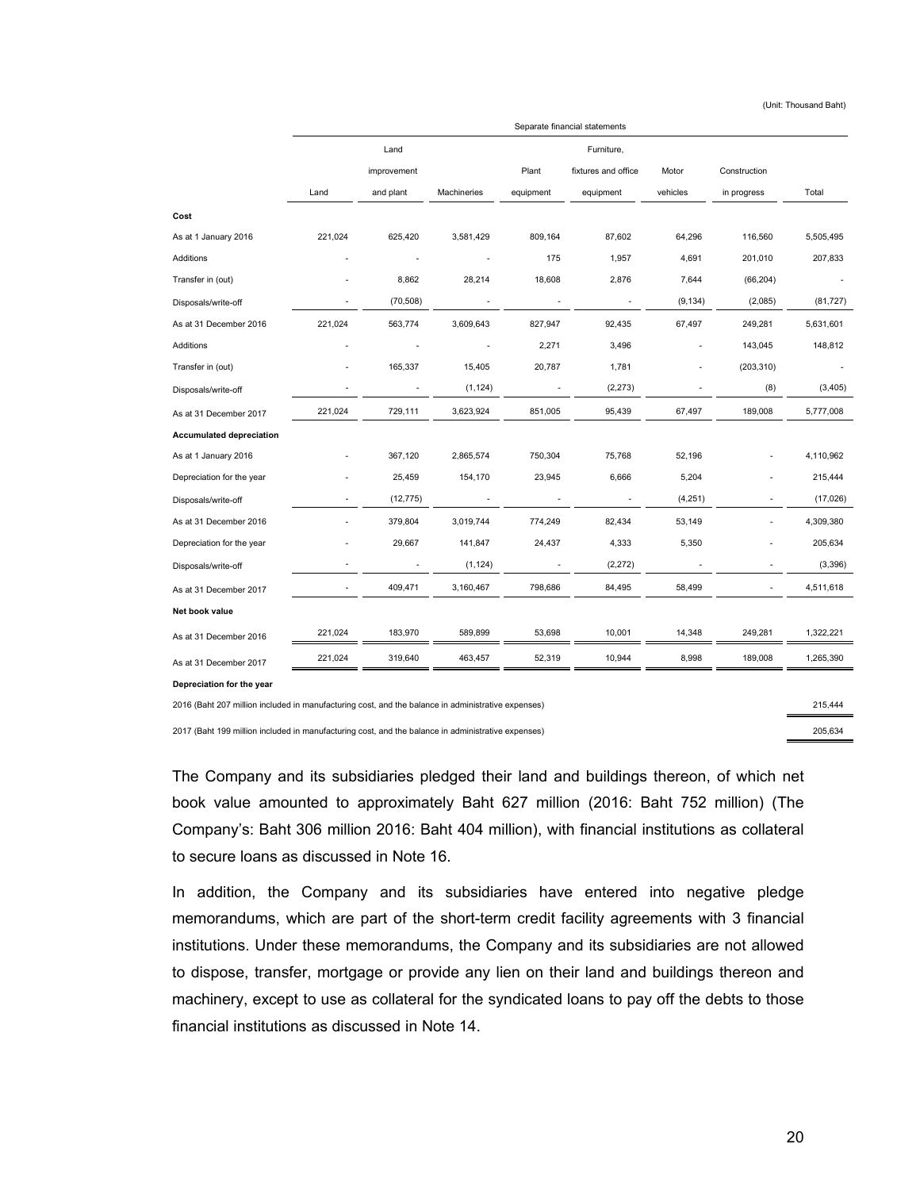(Unit: Thousand Baht)

| | Separate financial statements | | | | | | | |
|---|---|---|---|---|---|---|---|---|
| | Land | Land improvement and plant | Machineries | Plant equipment | Furniture, fixtures and office equipment | Motor vehicles | Construction in progress | Total |
| **Cost** | | | | | | | | |
| As at 1 January 2016 | 221,024 | 625,420 | 3,581,429 | 809,164 | 87,602 | 64,296 | 116,560 | 5,505,495 |
| Additions | - | - | - | 175 | 1,957 | 4,691 | 201,010 | 207,833 |
| Transfer in (out) | - | 8,862 | 28,214 | 18,608 | 2,876 | 7,644 | (66,204) | - |
| Disposals/write-off | - | (70,508) | - | - | - | (9,134) | (2,085) | (81,727) |
| As at 31 December 2016 | 221,024 | 563,774 | 3,609,643 | 827,947 | 92,435 | 67,497 | 249,281 | 5,631,601 |
| Additions | - | - | - | 2,271 | 3,496 | - | 143,045 | 148,812 |
| Transfer in (out) | - | 165,337 | 15,405 | 20,787 | 1,781 | - | (203,310) | - |
| Disposals/write-off | - | - | (1,124) | - | (2,273) | - | (8) | (3,405) |
| As at 31 December 2017 | 221,024 | 729,111 | 3,623,924 | 851,005 | 95,439 | 67,497 | 189,008 | 5,777,008 |
| **Accumulated depreciation** | | | | | | | | |
| As at 1 January 2016 | - | 367,120 | 2,865,574 | 750,304 | 75,768 | 52,196 | - | 4,110,962 |
| Depreciation for the year | - | 25,459 | 154,170 | 23,945 | 6,666 | 5,204 | - | 215,444 |
| Disposals/write-off | - | (12,775) | - | - | - | (4,251) | - | (17,026) |
| As at 31 December 2016 | - | 379,804 | 3,019,744 | 774,249 | 82,434 | 53,149 | - | 4,309,380 |
| Depreciation for the year | - | 29,667 | 141,847 | 24,437 | 4,333 | 5,350 | - | 205,634 |
| Disposals/write-off | - | - | (1,124) | - | (2,272) | - | - | (3,396) |
| As at 31 December 2017 | - | 409,471 | 3,160,467 | 798,686 | 84,495 | 58,499 | - | 4,511,618 |
| **Net book value** | | | | | | | | |
| As at 31 December 2016 | 221,024 | 183,970 | 589,899 | 53,698 | 10,001 | 14,348 | 249,281 | 1,322,221 |
| As at 31 December 2017 | 221,024 | 319,640 | 463,457 | 52,319 | 10,944 | 8,998 | 189,008 | 1,265,390 |
| **Depreciation for the year** | | | | | | | | |
| 2016 (Baht 207 million included in manufacturing cost, and the balance in administrative expenses) | | | | | | | | 215,444 |
| 2017 (Baht 199 million included in manufacturing cost, and the balance in administrative expenses) | | | | | | | | 205,634 |

The Company and its subsidiaries pledged their land and buildings thereon, of which net book value amounted to approximately Baht 627 million (2016: Baht 752 million) (The Company's: Baht 306 million 2016: Baht 404 million), with financial institutions as collateral to secure loans as discussed in Note 16.

In addition, the Company and its subsidiaries have entered into negative pledge memorandums, which are part of the short-term credit facility agreements with 3 financial institutions. Under these memorandums, the Company and its subsidiaries are not allowed to dispose, transfer, mortgage or provide any lien on their land and buildings thereon and machinery, except to use as collateral for the syndicated loans to pay off the debts to those financial institutions as discussed in Note 14.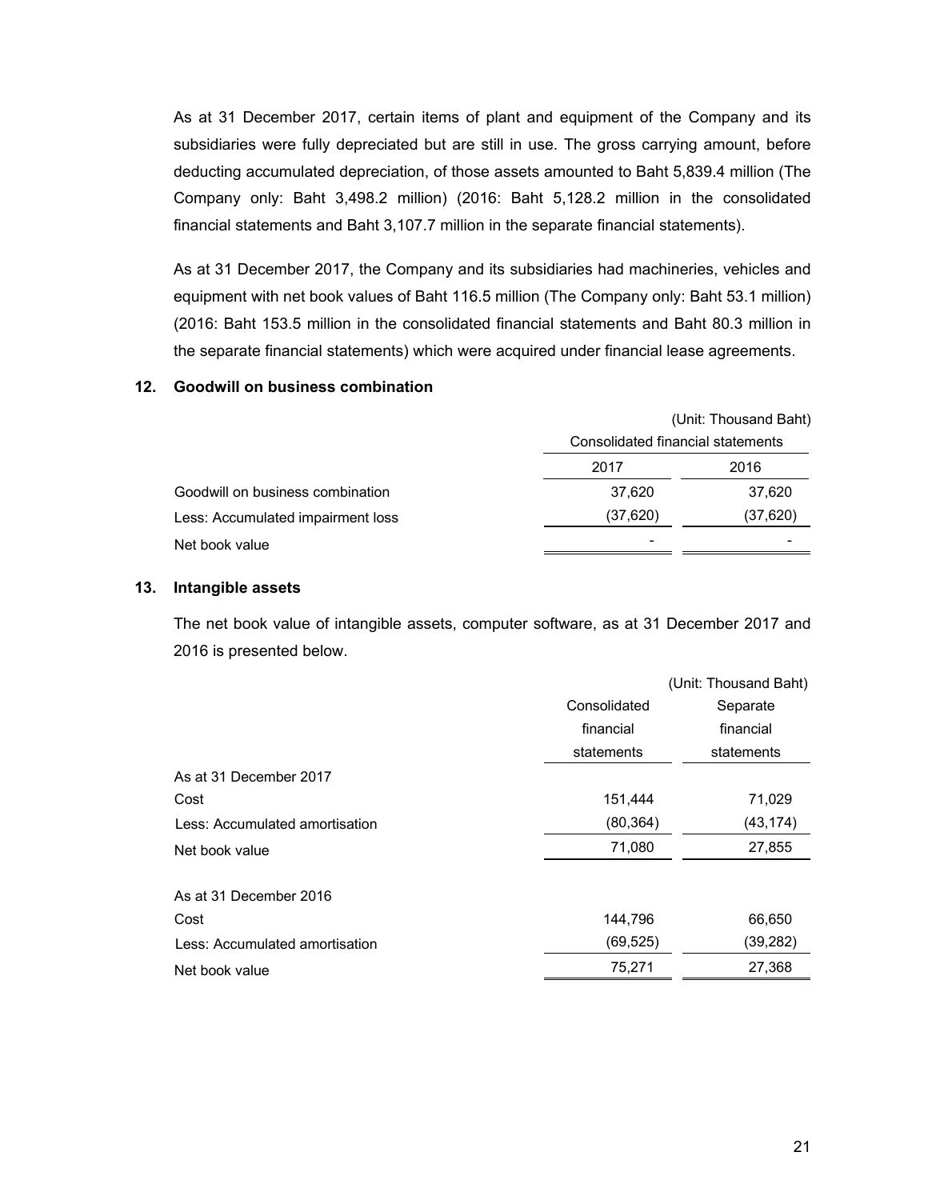As at 31 December 2017, certain items of plant and equipment of the Company and its subsidiaries were fully depreciated but are still in use. The gross carrying amount, before deducting accumulated depreciation, of those assets amounted to Baht 5,839.4 million (The Company only: Baht 3,498.2 million) (2016: Baht 5,128.2 million in the consolidated financial statements and Baht 3,107.7 million in the separate financial statements).

As at 31 December 2017, the Company and its subsidiaries had machineries, vehicles and equipment with net book values of Baht 116.5 million (The Company only: Baht 53.1 million) (2016: Baht 153.5 million in the consolidated financial statements and Baht 80.3 million in the separate financial statements) which were acquired under financial lease agreements.

## 12. Goodwill on business combination

(Unit: Thousand Baht)

| | Consolidated financial statements | |
|---|---|---|
| | 2017 | 2016 |
| Goodwill on business combination | 37,620 | 37,620 |
| Less: Accumulated impairment loss | (37,620) | (37,620) |
| Net book value | - | - |

## 13. Intangible assets

The net book value of intangible assets, computer software, as at 31 December 2017 and 2016 is presented below.

(Unit: Thousand Baht)

| | Consolidated financial statements | Separate financial statements |
|---|---|---|
| As at 31 December 2017 | | |
| Cost | 151,444 | 71,029 |
| Less: Accumulated amortisation | (80,364) | (43,174) |
| Net book value | 71,080 | 27,855 |
| | | |
| As at 31 December 2016 | | |
| Cost | 144,796 | 66,650 |
| Less: Accumulated amortisation | (69,525) | (39,282) |
| Net book value | 75,271 | 27,368 |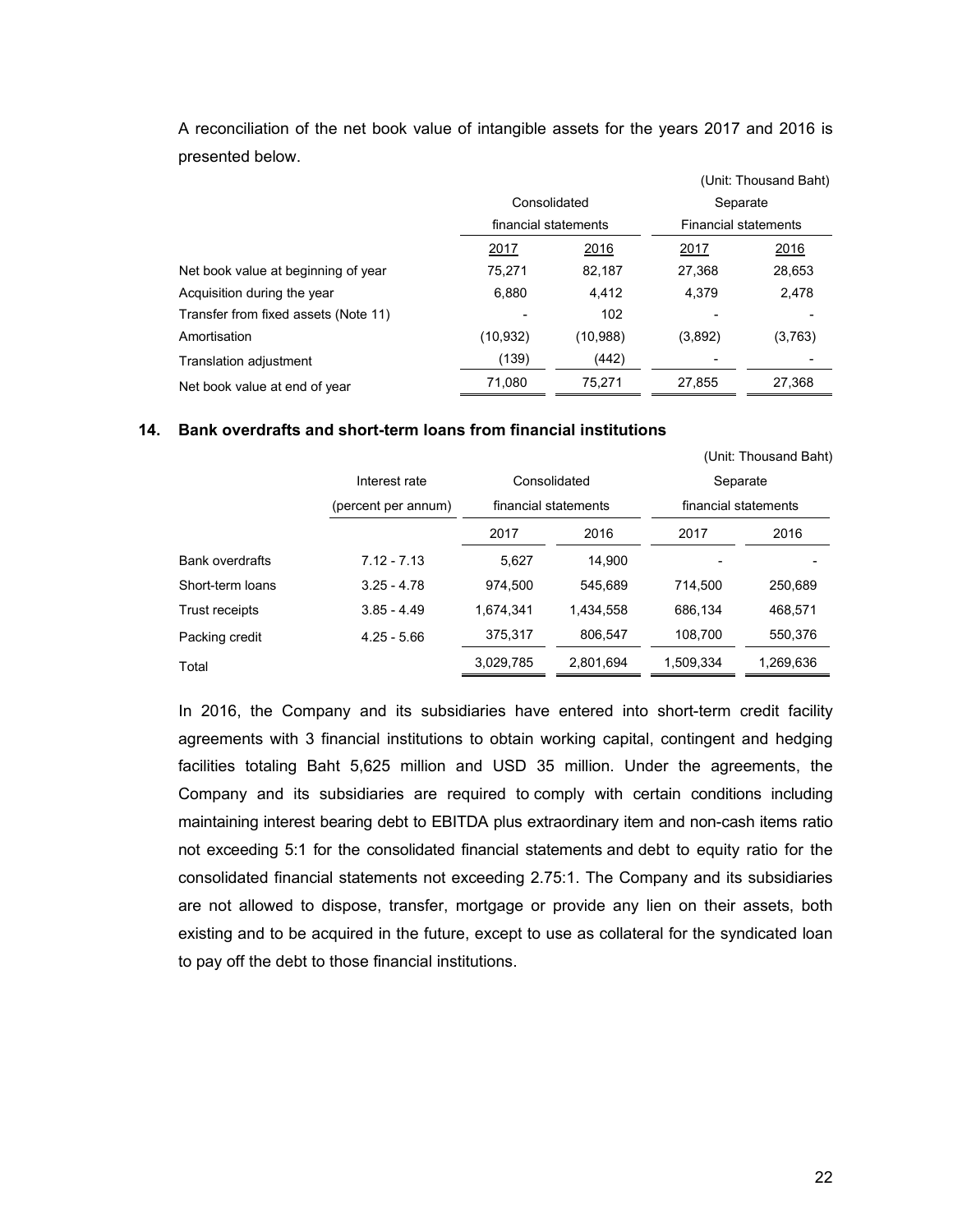A reconciliation of the net book value of intangible assets for the years 2017 and 2016 is presented below.

(Unit: Thousand Baht)

| | Consolidated financial statements | | Separate Financial statements | |
|---|---|---|---|---|
| | 2017 | 2016 | 2017 | 2016 |
| Net book value at beginning of year | 75,271 | 82,187 | 27,368 | 28,653 |
| Acquisition during the year | 6,880 | 4,412 | 4,379 | 2,478 |
| Transfer from fixed assets (Note 11) | - | 102 | - | - |
| Amortisation | (10,932) | (10,988) | (3,892) | (3,763) |
| Translation adjustment | (139) | (442) | - | - |
| Net book value at end of year | 71,080 | 75,271 | 27,855 | 27,368 |

## 14. Bank overdrafts and short-term loans from financial institutions

(Unit: Thousand Baht)

| | Interest rate (percent per annum) | Consolidated financial statements | | Separate financial statements | |
|---|---|---|---|---|---|
| | | 2017 | 2016 | 2017 | 2016 |
| Bank overdrafts | 7.12 - 7.13 | 5,627 | 14,900 | - | - |
| Short-term loans | 3.25 - 4.78 | 974,500 | 545,689 | 714,500 | 250,689 |
| Trust receipts | 3.85 - 4.49 | 1,674,341 | 1,434,558 | 686,134 | 468,571 |
| Packing credit | 4.25 - 5.66 | 375,317 | 806,547 | 108,700 | 550,376 |
| Total | | 3,029,785 | 2,801,694 | 1,509,334 | 1,269,636 |

In 2016, the Company and its subsidiaries have entered into short-term credit facility agreements with 3 financial institutions to obtain working capital, contingent and hedging facilities totaling Baht 5,625 million and USD 35 million. Under the agreements, the Company and its subsidiaries are required to comply with certain conditions including maintaining interest bearing debt to EBITDA plus extraordinary item and non-cash items ratio not exceeding 5:1 for the consolidated financial statements and debt to equity ratio for the consolidated financial statements not exceeding 2.75:1. The Company and its subsidiaries are not allowed to dispose, transfer, mortgage or provide any lien on their assets, both existing and to be acquired in the future, except to use as collateral for the syndicated loan to pay off the debt to those financial institutions.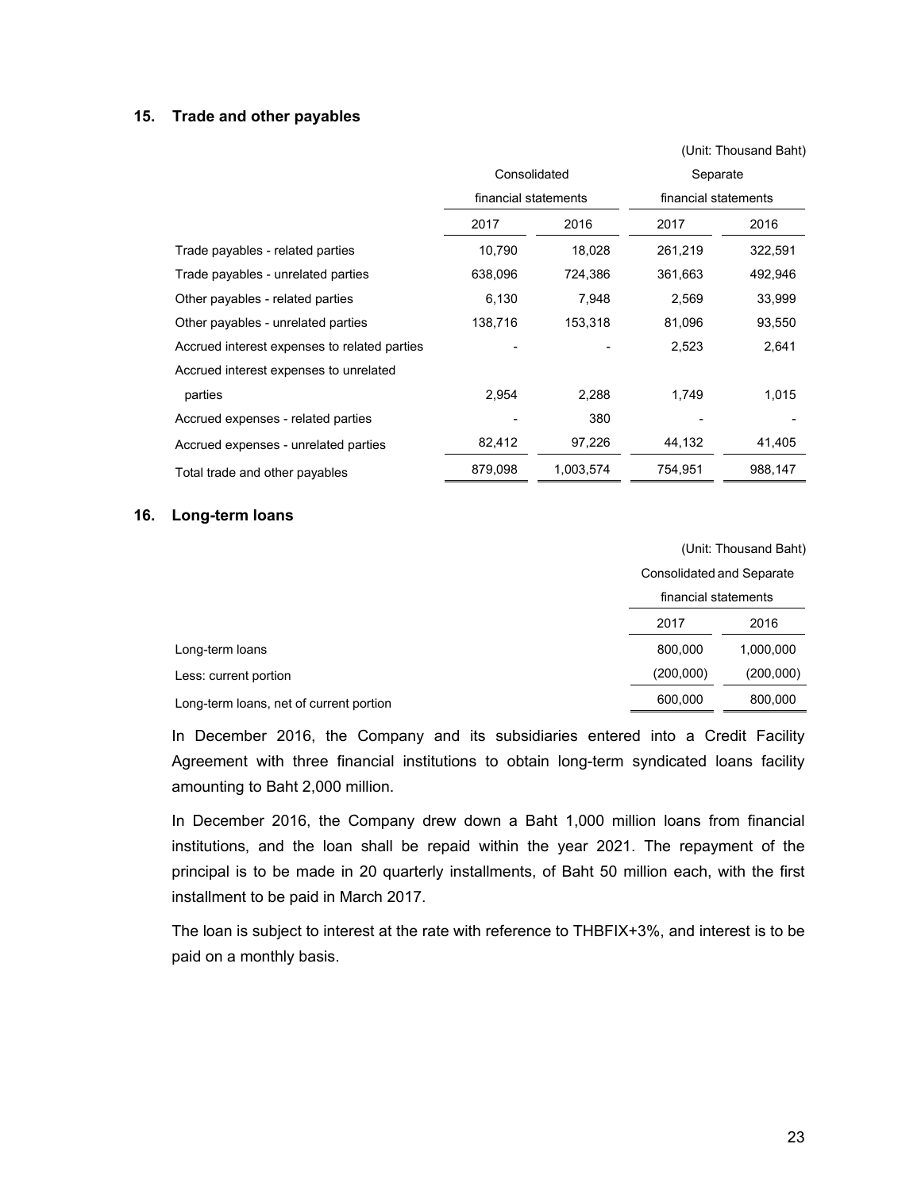## 15. Trade and other payables

(Unit: Thousand Baht)

| | Consolidated financial statements | | Separate financial statements | |
|---|---|---|---|---|
| | 2017 | 2016 | 2017 | 2016 |
| Trade payables - related parties | 10,790 | 18,028 | 261,219 | 322,591 |
| Trade payables - unrelated parties | 638,096 | 724,386 | 361,663 | 492,946 |
| Other payables - related parties | 6,130 | 7,948 | 2,569 | 33,999 |
| Other payables - unrelated parties | 138,716 | 153,318 | 81,096 | 93,550 |
| Accrued interest expenses to related parties | - | - | 2,523 | 2,641 |
| Accrued interest expenses to unrelated parties | 2,954 | 2,288 | 1,749 | 1,015 |
| Accrued expenses - related parties | - | 380 | - | - |
| Accrued expenses - unrelated parties | 82,412 | 97,226 | 44,132 | 41,405 |
| Total trade and other payables | 879,098 | 1,003,574 | 754,951 | 988,147 |

## 16. Long-term loans

(Unit: Thousand Baht)

| | Consolidated and Separate financial statements | |
|---|---|---|
| | 2017 | 2016 |
| Long-term loans | 800,000 | 1,000,000 |
| Less: current portion | (200,000) | (200,000) |
| Long-term loans, net of current portion | 600,000 | 800,000 |

In December 2016, the Company and its subsidiaries entered into a Credit Facility Agreement with three financial institutions to obtain long-term syndicated loans facility amounting to Baht 2,000 million.

In December 2016, the Company drew down a Baht 1,000 million loans from financial institutions, and the loan shall be repaid within the year 2021. The repayment of the principal is to be made in 20 quarterly installments, of Baht 50 million each, with the first installment to be paid in March 2017.

The loan is subject to interest at the rate with reference to THBFIX+3%, and interest is to be paid on a monthly basis.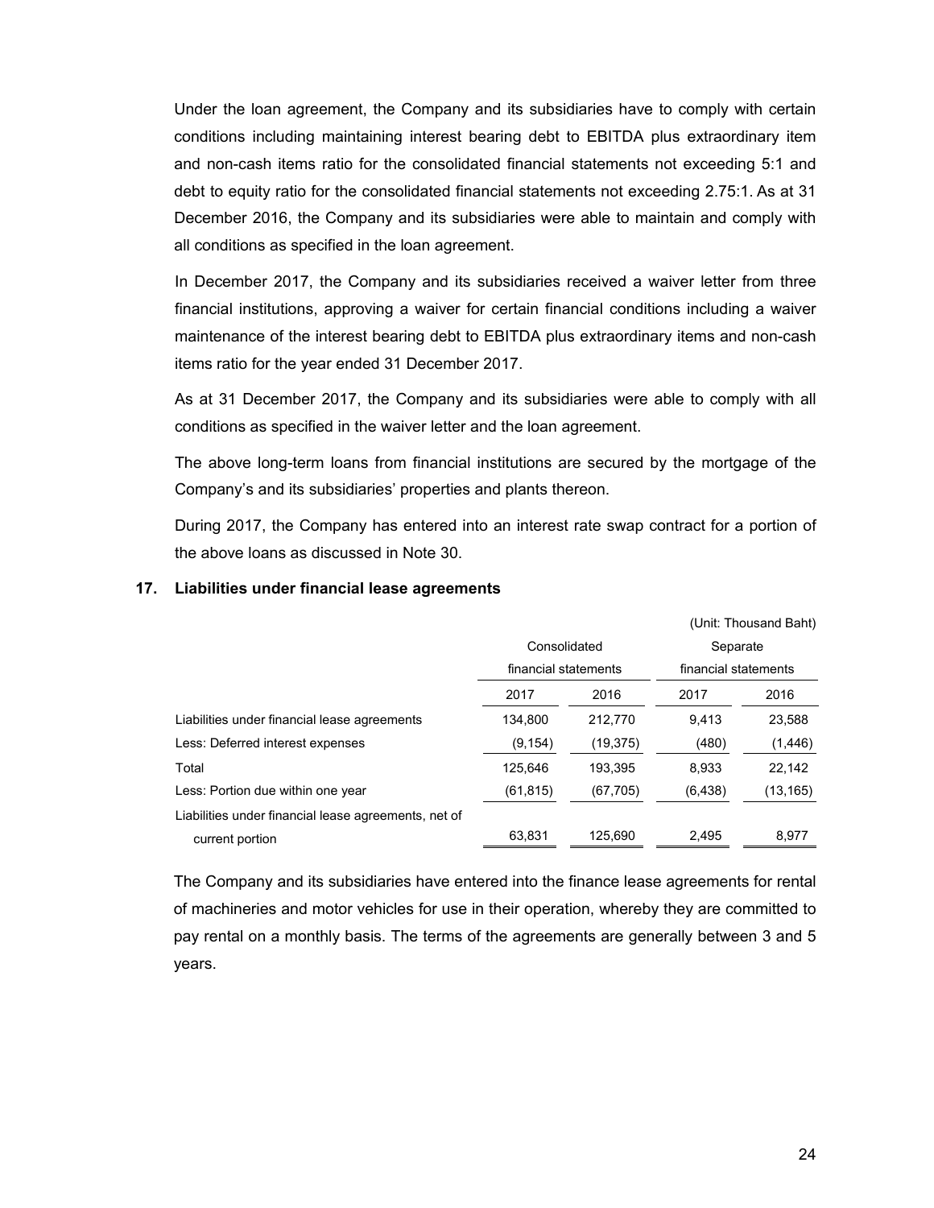Under the loan agreement, the Company and its subsidiaries have to comply with certain conditions including maintaining interest bearing debt to EBITDA plus extraordinary item and non-cash items ratio for the consolidated financial statements not exceeding 5:1 and debt to equity ratio for the consolidated financial statements not exceeding 2.75:1. As at 31 December 2016, the Company and its subsidiaries were able to maintain and comply with all conditions as specified in the loan agreement.

In December 2017, the Company and its subsidiaries received a waiver letter from three financial institutions, approving a waiver for certain financial conditions including a waiver maintenance of the interest bearing debt to EBITDA plus extraordinary items and non-cash items ratio for the year ended 31 December 2017.

As at 31 December 2017, the Company and its subsidiaries were able to comply with all conditions as specified in the waiver letter and the loan agreement.

The above long-term loans from financial institutions are secured by the mortgage of the Company's and its subsidiaries' properties and plants thereon.

During 2017, the Company has entered into an interest rate swap contract for a portion of the above loans as discussed in Note 30.

## 17. Liabilities under financial lease agreements

(Unit: Thousand Baht)

| | Consolidated financial statements | | Separate financial statements | |
|---|---|---|---|---|
| | 2017 | 2016 | 2017 | 2016 |
| Liabilities under financial lease agreements | 134,800 | 212,770 | 9,413 | 23,588 |
| Less: Deferred interest expenses | (9,154) | (19,375) | (480) | (1,446) |
| Total | 125,646 | 193,395 | 8,933 | 22,142 |
| Less: Portion due within one year | (61,815) | (67,705) | (6,438) | (13,165) |
| Liabilities under financial lease agreements, net of current portion | 63,831 | 125,690 | 2,495 | 8,977 |

The Company and its subsidiaries have entered into the finance lease agreements for rental of machineries and motor vehicles for use in their operation, whereby they are committed to pay rental on a monthly basis. The terms of the agreements are generally between 3 and 5 years.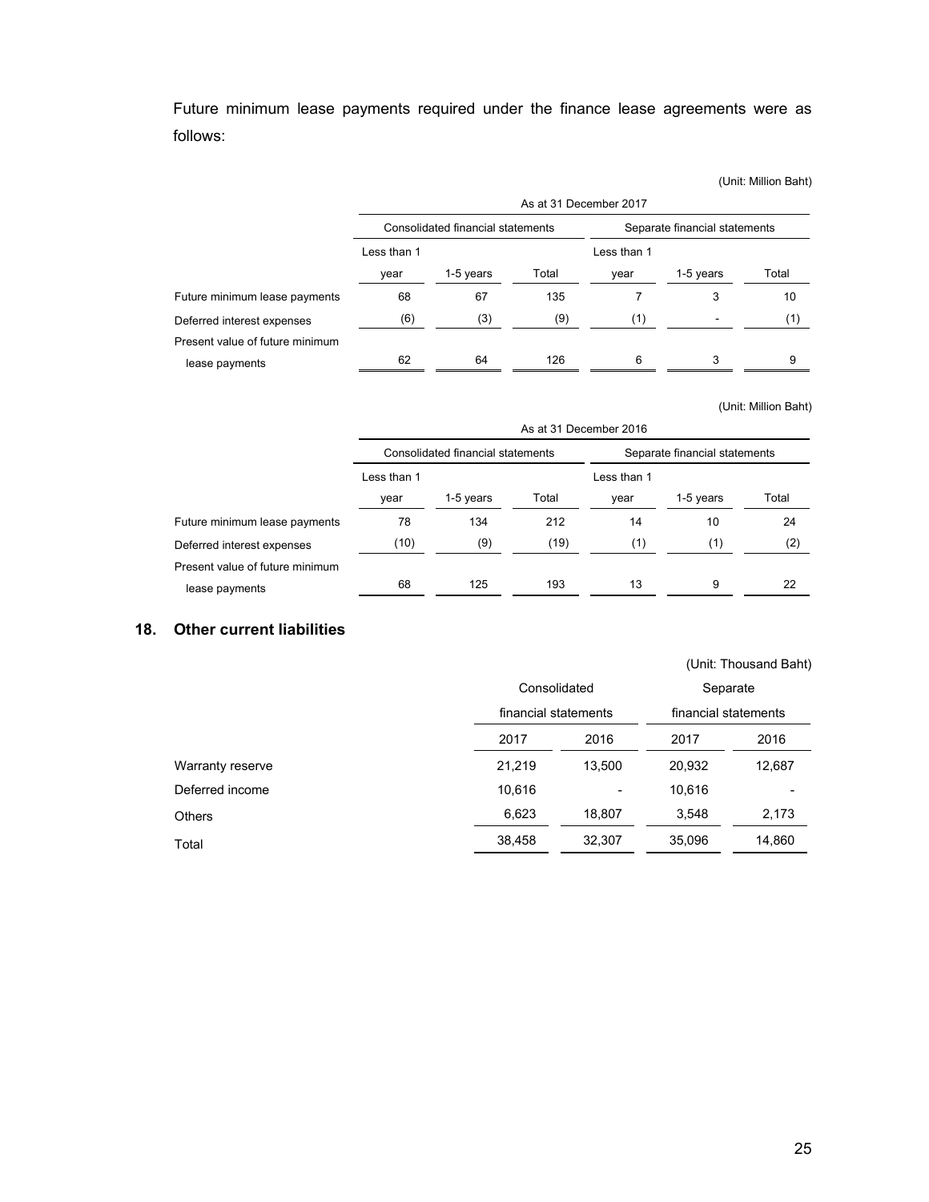Future minimum lease payments required under the finance lease agreements were as follows:

(Unit: Million Baht)

| | As at 31 December 2017 | | | | | |
|---|---|---|---|---|---|---|
| | Consolidated financial statements | | | Separate financial statements | | |
| | Less than 1 year | 1-5 years | Total | Less than 1 year | 1-5 years | Total |
| Future minimum lease payments | 68 | 67 | 135 | 7 | 3 | 10 |
| Deferred interest expenses | (6) | (3) | (9) | (1) | - | (1) |
| Present value of future minimum lease payments | 62 | 64 | 126 | 6 | 3 | 9 |

(Unit: Million Baht)

| | As at 31 December 2016 | | | | | |
|---|---|---|---|---|---|---|
| | Consolidated financial statements | | | Separate financial statements | | |
| | Less than 1 year | 1-5 years | Total | Less than 1 year | 1-5 years | Total |
| Future minimum lease payments | 78 | 134 | 212 | 14 | 10 | 24 |
| Deferred interest expenses | (10) | (9) | (19) | (1) | (1) | (2) |
| Present value of future minimum lease payments | 68 | 125 | 193 | 13 | 9 | 22 |

## 18. Other current liabilities

(Unit: Thousand Baht)

| | Consolidated financial statements | | Separate financial statements | |
|---|---|---|---|---|
| | 2017 | 2016 | 2017 | 2016 |
| Warranty reserve | 21,219 | 13,500 | 20,932 | 12,687 |
| Deferred income | 10,616 | - | 10,616 | - |
| Others | 6,623 | 18,807 | 3,548 | 2,173 |
| Total | 38,458 | 32,307 | 35,096 | 14,860 |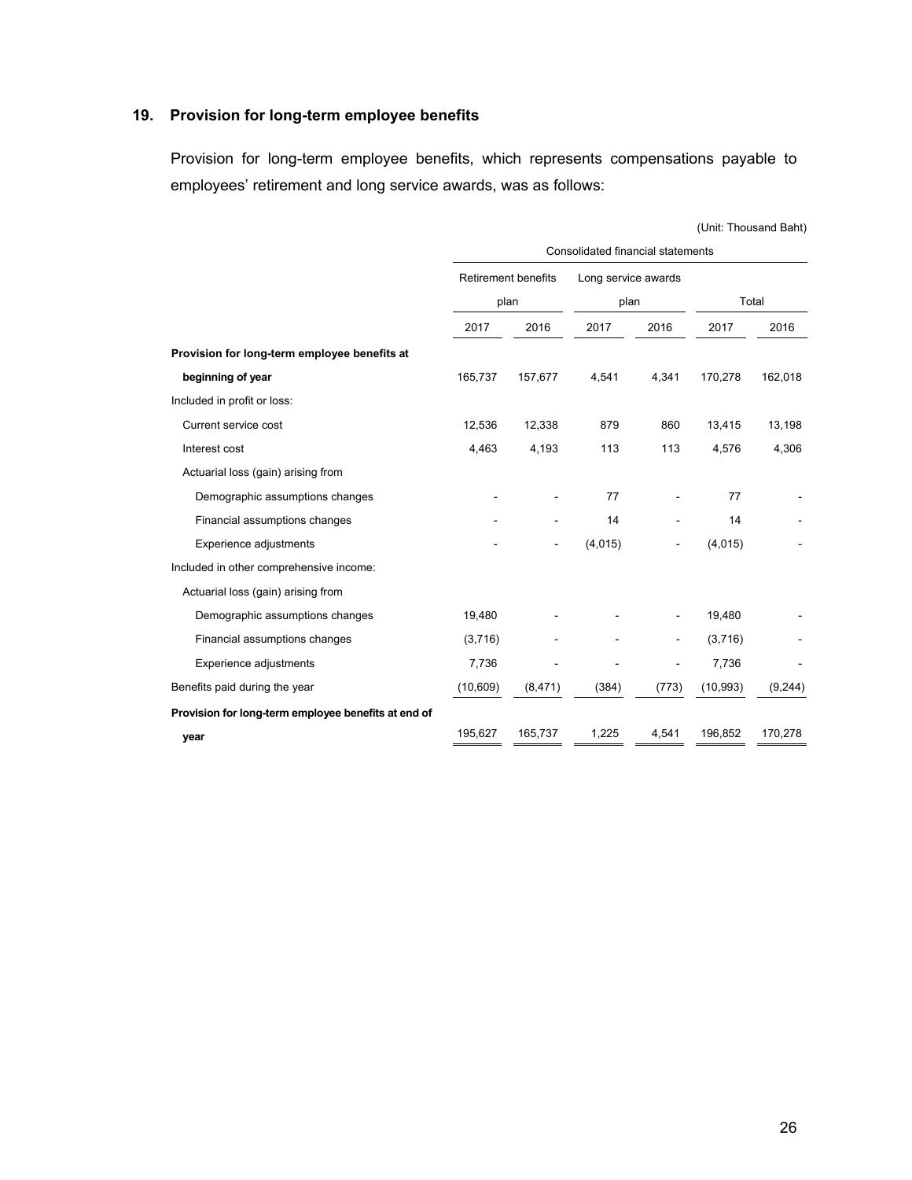## 19. Provision for long-term employee benefits

Provision for long-term employee benefits, which represents compensations payable to employees' retirement and long service awards, was as follows:

(Unit: Thousand Baht)

| | Consolidated financial statements | | | | | |
|---|---|---|---|---|---|---|
| | Retirement benefits plan | | Long service awards plan | | Total | |
| | 2017 | 2016 | 2017 | 2016 | 2017 | 2016 |
| **Provision for long-term employee benefits at beginning of year** | 165,737 | 157,677 | 4,541 | 4,341 | 170,278 | 162,018 |
| Included in profit or loss: | | | | | | |
| Current service cost | 12,536 | 12,338 | 879 | 860 | 13,415 | 13,198 |
| Interest cost | 4,463 | 4,193 | 113 | 113 | 4,576 | 4,306 |
| Actuarial loss (gain) arising from | | | | | | |
| Demographic assumptions changes | - | - | 77 | - | 77 | - |
| Financial assumptions changes | - | - | 14 | - | 14 | - |
| Experience adjustments | - | - | (4,015) | - | (4,015) | - |
| Included in other comprehensive income: | | | | | | |
| Actuarial loss (gain) arising from | | | | | | |
| Demographic assumptions changes | 19,480 | - | - | - | 19,480 | - |
| Financial assumptions changes | (3,716) | - | - | - | (3,716) | - |
| Experience adjustments | 7,736 | - | - | - | 7,736 | - |
| Benefits paid during the year | (10,609) | (8,471) | (384) | (773) | (10,993) | (9,244) |
| **Provision for long-term employee benefits at end of year** | 195,627 | 165,737 | 1,225 | 4,541 | 196,852 | 170,278 |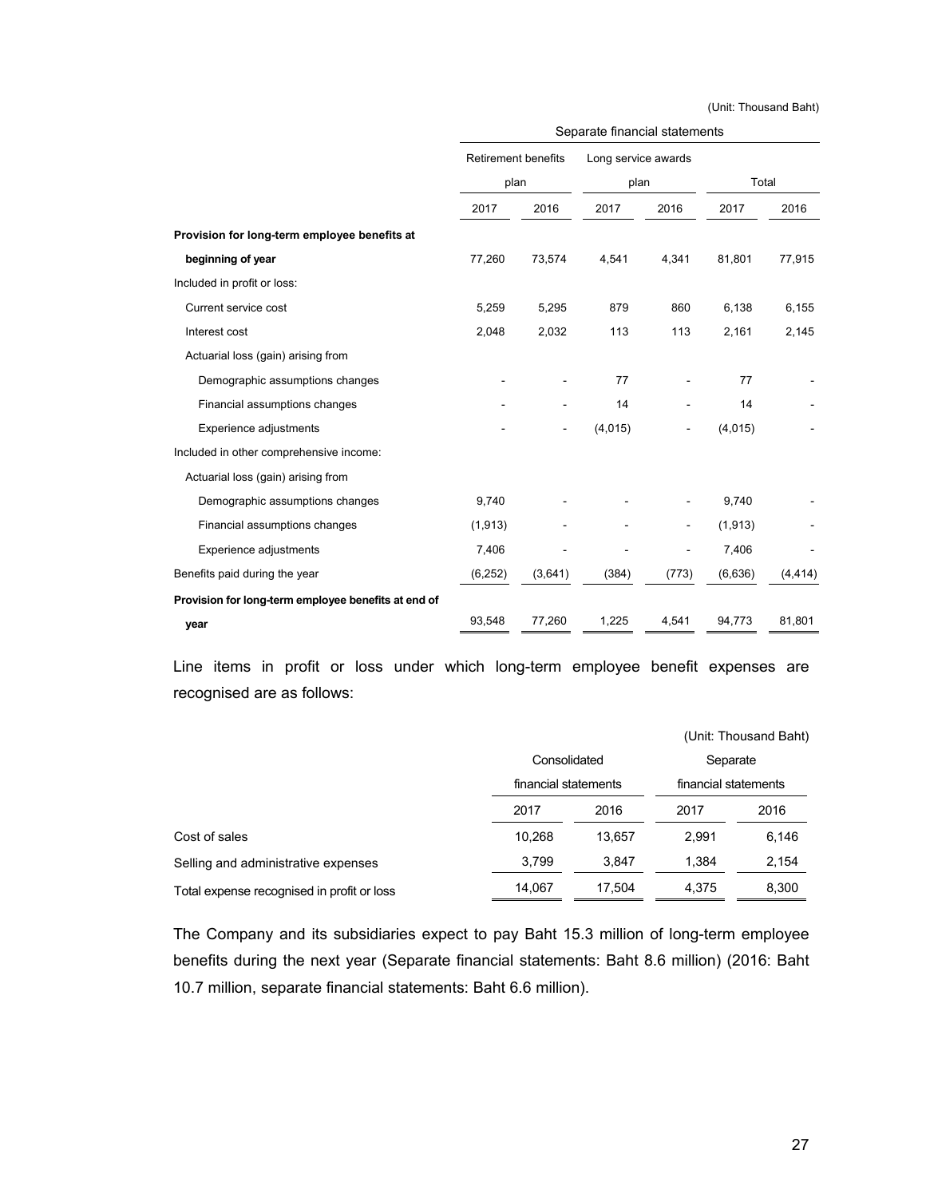(Unit: Thousand Baht)

| | Separate financial statements | | | | | |
|---|---|---|---|---|---|---|
| | Retirement benefits plan | | Long service awards plan | | Total | |
| | 2017 | 2016 | 2017 | 2016 | 2017 | 2016 |
| **Provision for long-term employee benefits at beginning of year** | 77,260 | 73,574 | 4,541 | 4,341 | 81,801 | 77,915 |
| Included in profit or loss: | | | | | | |
| Current service cost | 5,259 | 5,295 | 879 | 860 | 6,138 | 6,155 |
| Interest cost | 2,048 | 2,032 | 113 | 113 | 2,161 | 2,145 |
| Actuarial loss (gain) arising from | | | | | | |
| Demographic assumptions changes | - | - | 77 | - | 77 | - |
| Financial assumptions changes | - | - | 14 | - | 14 | - |
| Experience adjustments | - | - | (4,015) | - | (4,015) | - |
| Included in other comprehensive income: | | | | | | |
| Actuarial loss (gain) arising from | | | | | | |
| Demographic assumptions changes | 9,740 | - | - | - | 9,740 | - |
| Financial assumptions changes | (1,913) | - | - | - | (1,913) | - |
| Experience adjustments | 7,406 | - | - | - | 7,406 | - |
| Benefits paid during the year | (6,252) | (3,641) | (384) | (773) | (6,636) | (4,414) |
| **Provision for long-term employee benefits at end of year** | 93,548 | 77,260 | 1,225 | 4,541 | 94,773 | 81,801 |

Line items in profit or loss under which long-term employee benefit expenses are recognised are as follows:

(Unit: Thousand Baht)

| | Consolidated financial statements | | Separate financial statements | |
|---|---|---|---|---|
| | 2017 | 2016 | 2017 | 2016 |
| Cost of sales | 10,268 | 13,657 | 2,991 | 6,146 |
| Selling and administrative expenses | 3,799 | 3,847 | 1,384 | 2,154 |
| Total expense recognised in profit or loss | 14,067 | 17,504 | 4,375 | 8,300 |

The Company and its subsidiaries expect to pay Baht 15.3 million of long-term employee benefits during the next year (Separate financial statements: Baht 8.6 million) (2016: Baht 10.7 million, separate financial statements: Baht 6.6 million).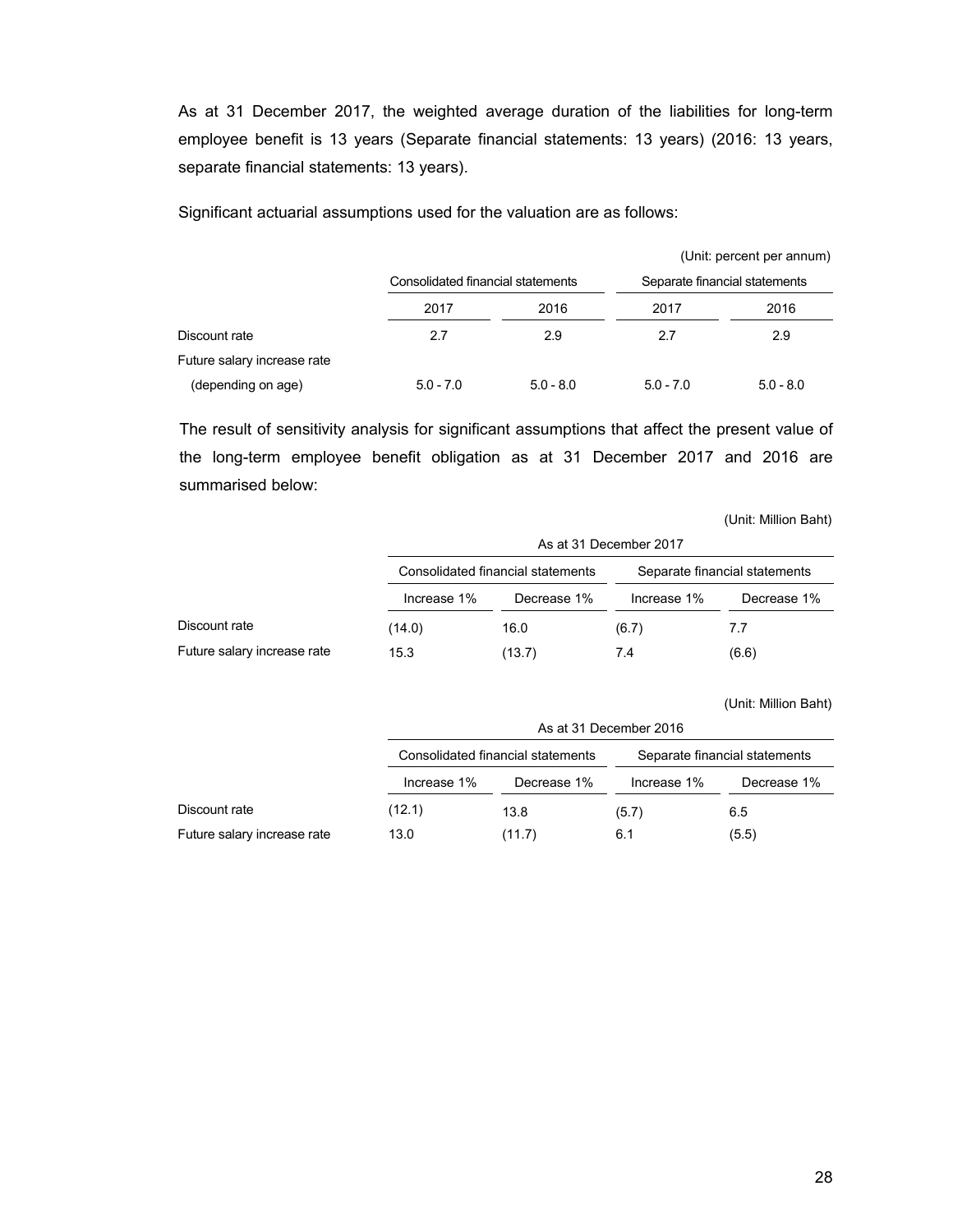As at 31 December 2017, the weighted average duration of the liabilities for long-term employee benefit is 13 years (Separate financial statements: 13 years) (2016: 13 years, separate financial statements: 13 years).

Significant actuarial assumptions used for the valuation are as follows:

(Unit: percent per annum)

| | Consolidated financial statements | | Separate financial statements | |
|---|---|---|---|---|
| | 2017 | 2016 | 2017 | 2016 |
| Discount rate | 2.7 | 2.9 | 2.7 | 2.9 |
| Future salary increase rate (depending on age) | 5.0 - 7.0 | 5.0 - 8.0 | 5.0 - 7.0 | 5.0 - 8.0 |

The result of sensitivity analysis for significant assumptions that affect the present value of the long-term employee benefit obligation as at 31 December 2017 and 2016 are summarised below:

(Unit: Million Baht)

| | As at 31 December 2017 | | | |
|---|---|---|---|---|
| | Consolidated financial statements | | Separate financial statements | |
| | Increase 1% | Decrease 1% | Increase 1% | Decrease 1% |
| Discount rate | (14.0) | 16.0 | (6.7) | 7.7 |
| Future salary increase rate | 15.3 | (13.7) | 7.4 | (6.6) |

(Unit: Million Baht)

| | As at 31 December 2016 | | | |
|---|---|---|---|---|
| | Consolidated financial statements | | Separate financial statements | |
| | Increase 1% | Decrease 1% | Increase 1% | Decrease 1% |
| Discount rate | (12.1) | 13.8 | (5.7) | 6.5 |
| Future salary increase rate | 13.0 | (11.7) | 6.1 | (5.5) |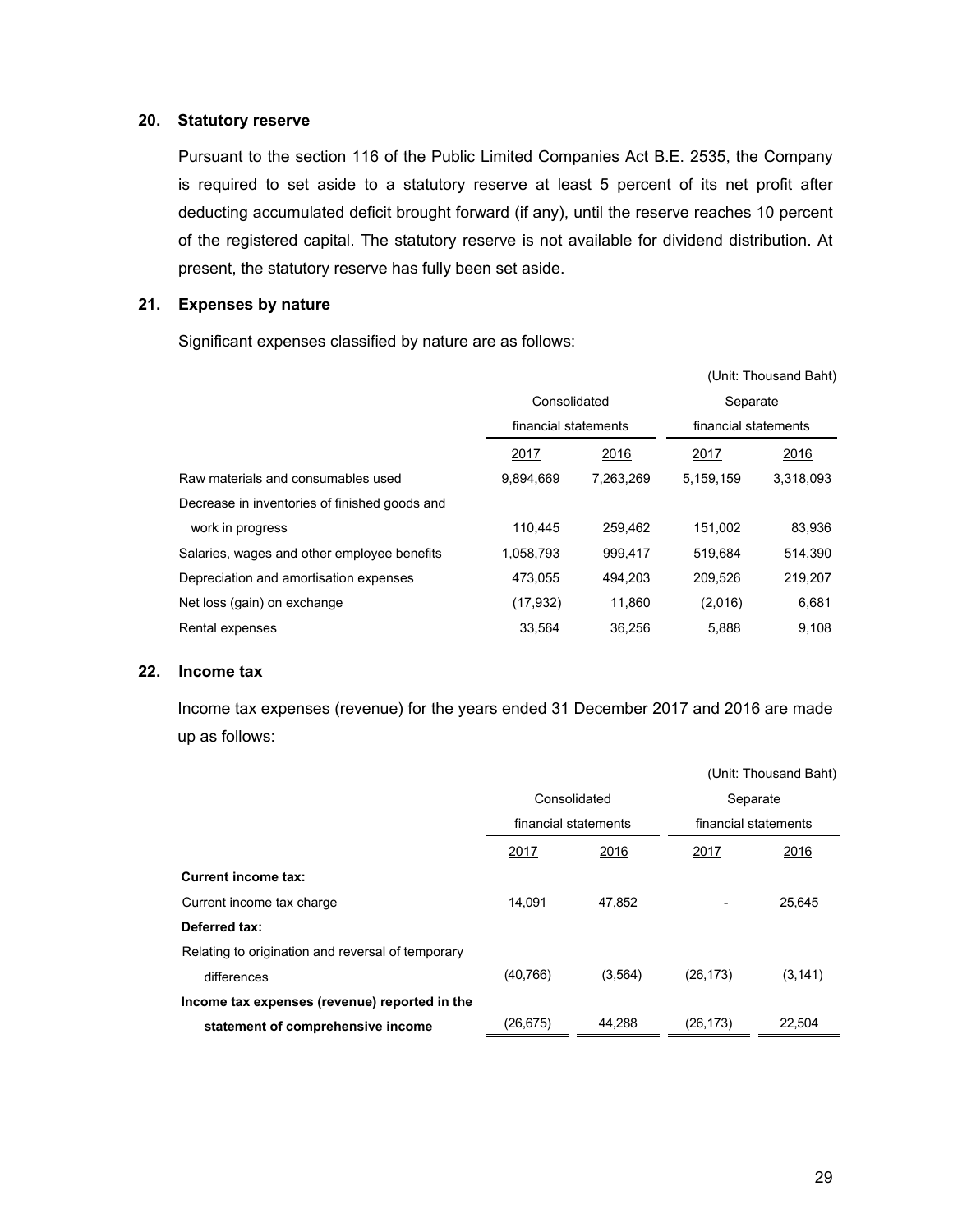## 20. Statutory reserve

Pursuant to the section 116 of the Public Limited Companies Act B.E. 2535, the Company is required to set aside to a statutory reserve at least 5 percent of its net profit after deducting accumulated deficit brought forward (if any), until the reserve reaches 10 percent of the registered capital. The statutory reserve is not available for dividend distribution. At present, the statutory reserve has fully been set aside.

## 21. Expenses by nature

Significant expenses classified by nature are as follows:

(Unit: Thousand Baht)

| | Consolidated financial statements | | Separate financial statements | |
|---|---|---|---|---|
| | 2017 | 2016 | 2017 | 2016 |
| Raw materials and consumables used | 9,894,669 | 7,263,269 | 5,159,159 | 3,318,093 |
| Decrease in inventories of finished goods and work in progress | 110,445 | 259,462 | 151,002 | 83,936 |
| Salaries, wages and other employee benefits | 1,058,793 | 999,417 | 519,684 | 514,390 |
| Depreciation and amortisation expenses | 473,055 | 494,203 | 209,526 | 219,207 |
| Net loss (gain) on exchange | (17,932) | 11,860 | (2,016) | 6,681 |
| Rental expenses | 33,564 | 36,256 | 5,888 | 9,108 |

## 22. Income tax

Income tax expenses (revenue) for the years ended 31 December 2017 and 2016 are made up as follows:

(Unit: Thousand Baht)

| | Consolidated financial statements | | Separate financial statements | |
|---|---|---|---|---|
| | 2017 | 2016 | 2017 | 2016 |
| **Current income tax:** | | | | |
| Current income tax charge | 14,091 | 47,852 | - | 25,645 |
| **Deferred tax:** | | | | |
| Relating to origination and reversal of temporary differences | (40,766) | (3,564) | (26,173) | (3,141) |
| **Income tax expenses (revenue) reported in the statement of comprehensive income** | (26,675) | 44,288 | (26,173) | 22,504 |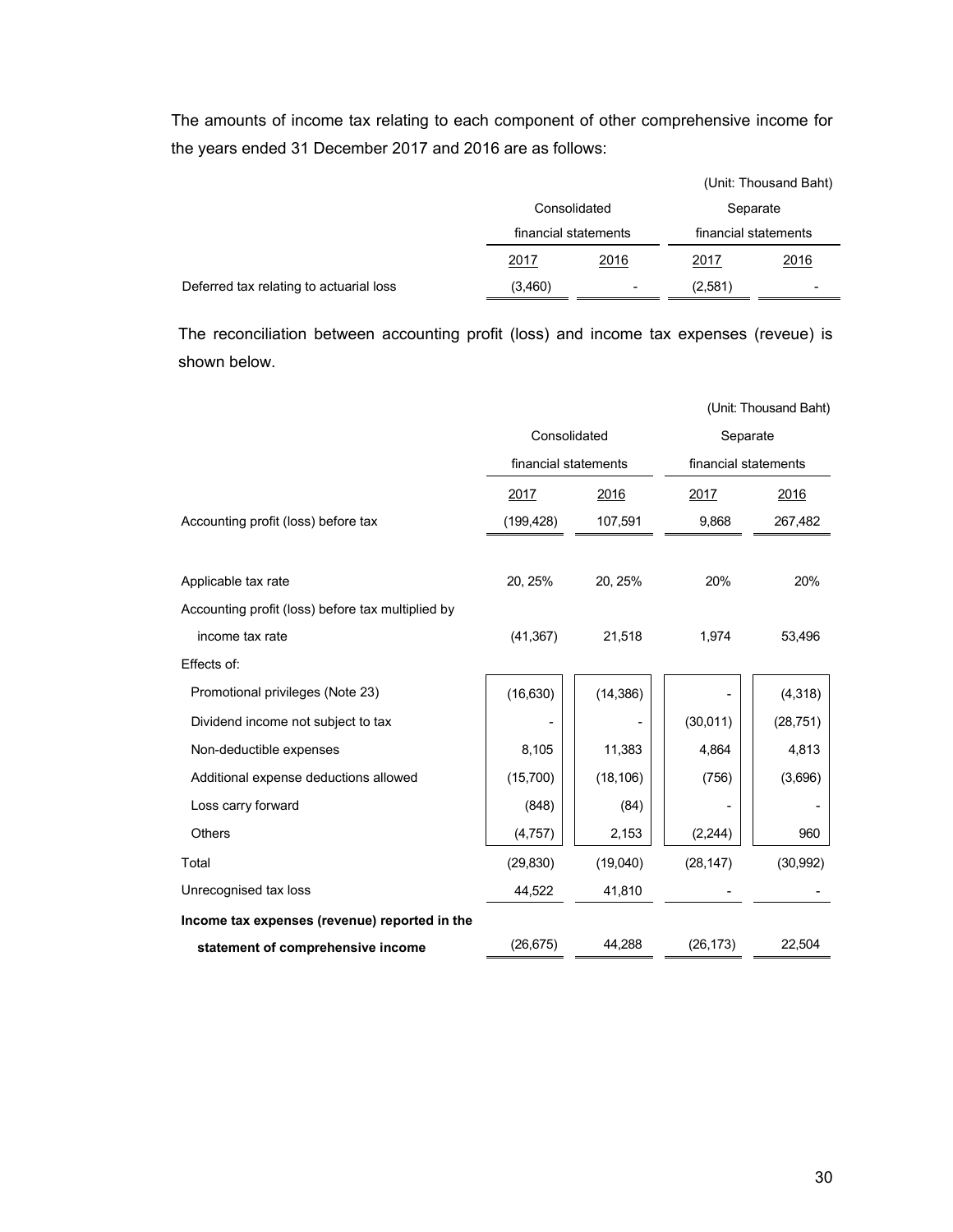The amounts of income tax relating to each component of other comprehensive income for the years ended 31 December 2017 and 2016 are as follows:

(Unit: Thousand Baht)

| | Consolidated financial statements | | Separate financial statements | |
|---|---|---|---|---|
| | 2017 | 2016 | 2017 | 2016 |
| Deferred tax relating to actuarial loss | (3,460) | - | (2,581) | - |

The reconciliation between accounting profit (loss) and income tax expenses (reveue) is shown below.

(Unit: Thousand Baht)

| | Consolidated financial statements | | Separate financial statements | |
|---|---|---|---|---|
| | 2017 | 2016 | 2017 | 2016 |
| Accounting profit (loss) before tax | (199,428) | 107,591 | 9,868 | 267,482 |
| | | | | |
| Applicable tax rate | 20, 25% | 20, 25% | 20% | 20% |
| Accounting profit (loss) before tax multiplied by income tax rate | (41,367) | 21,518 | 1,974 | 53,496 |
| Effects of: | | | | |
| Promotional privileges (Note 23) | (16,630) | (14,386) | - | (4,318) |
| Dividend income not subject to tax | - | - | (30,011) | (28,751) |
| Non-deductible expenses | 8,105 | 11,383 | 4,864 | 4,813 |
| Additional expense deductions allowed | (15,700) | (18,106) | (756) | (3,696) |
| Loss carry forward | (848) | (84) | - | - |
| Others | (4,757) | 2,153 | (2,244) | 960 |
| Total | (29,830) | (19,040) | (28,147) | (30,992) |
| Unrecognised tax loss | 44,522 | 41,810 | - | - |
| **Income tax expenses (revenue) reported in the statement of comprehensive income** | (26,675) | 44,288 | (26,173) | 22,504 |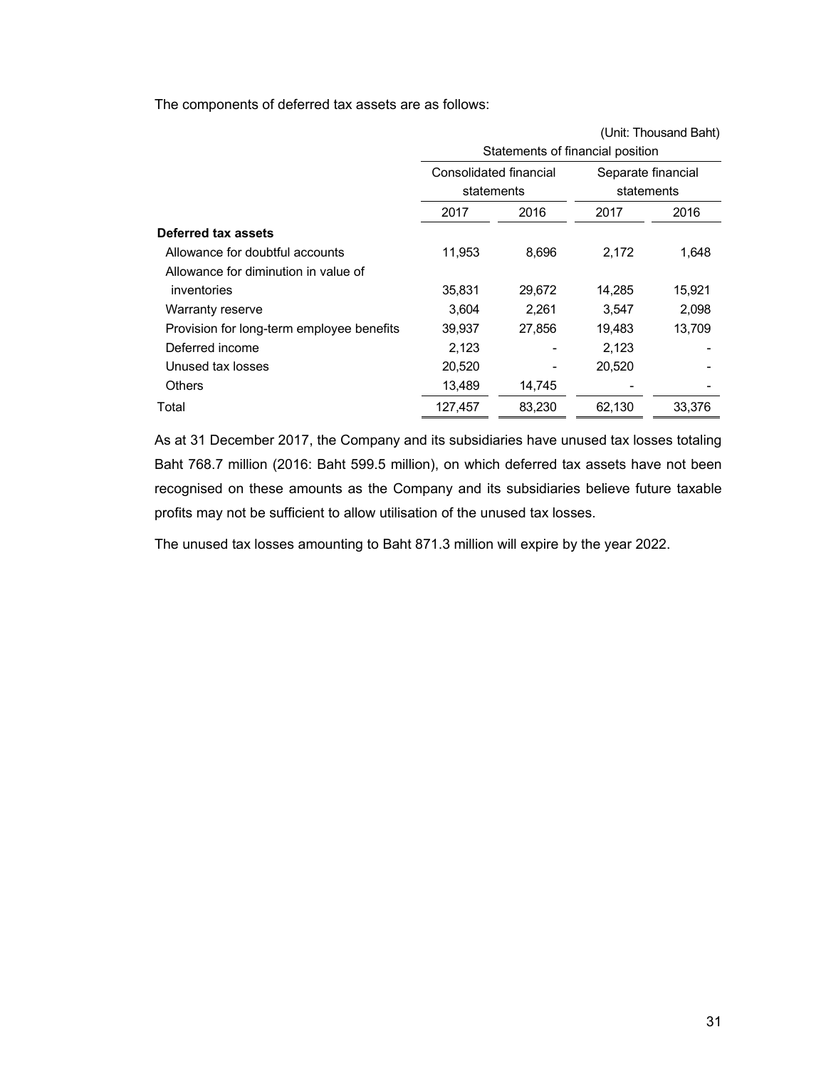The components of deferred tax assets are as follows:

(Unit: Thousand Baht)

| | Statements of financial position | | | |
|---|---|---|---|---|
| | Consolidated financial statements | | Separate financial statements | |
| | 2017 | 2016 | 2017 | 2016 |
| **Deferred tax assets** | | | | |
| Allowance for doubtful accounts | 11,953 | 8,696 | 2,172 | 1,648 |
| Allowance for diminution in value of inventories | 35,831 | 29,672 | 14,285 | 15,921 |
| Warranty reserve | 3,604 | 2,261 | 3,547 | 2,098 |
| Provision for long-term employee benefits | 39,937 | 27,856 | 19,483 | 13,709 |
| Deferred income | 2,123 | - | 2,123 | - |
| Unused tax losses | 20,520 | - | 20,520 | - |
| Others | 13,489 | 14,745 | - | - |
| Total | 127,457 | 83,230 | 62,130 | 33,376 |

As at 31 December 2017, the Company and its subsidiaries have unused tax losses totaling Baht 768.7 million (2016: Baht 599.5 million), on which deferred tax assets have not been recognised on these amounts as the Company and its subsidiaries believe future taxable profits may not be sufficient to allow utilisation of the unused tax losses.

The unused tax losses amounting to Baht 871.3 million will expire by the year 2022.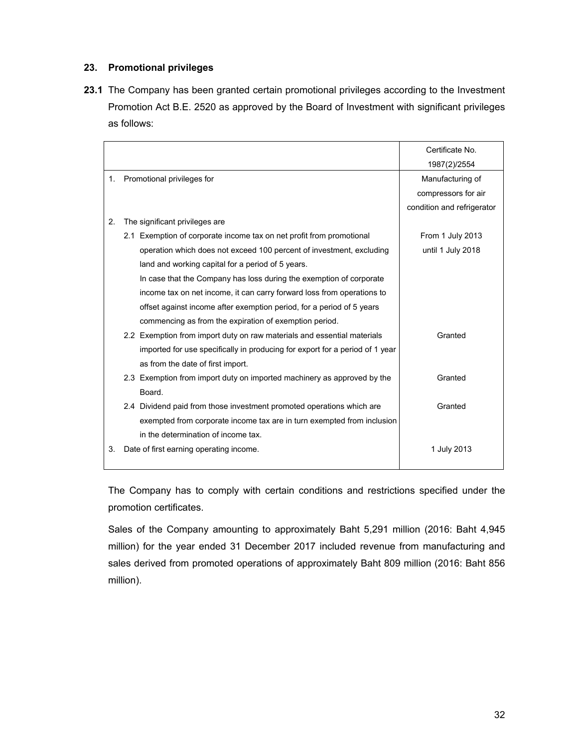## 23. Promotional privileges

**23.1** The Company has been granted certain promotional privileges according to the Investment Promotion Act B.E. 2520 as approved by the Board of Investment with significant privileges as follows:

| | Certificate No. 1987(2)/2554 |
|---|---|
| 1. Promotional privileges for | Manufacturing of compressors for air condition and refrigerator |
| 2. The significant privileges are | |
| 2.1 Exemption of corporate income tax on net profit from promotional operation which does not exceed 100 percent of investment, excluding land and working capital for a period of 5 years. In case that the Company has loss during the exemption of corporate income tax on net income, it can carry forward loss from operations to offset against income after exemption period, for a period of 5 years commencing as from the expiration of exemption period. | From 1 July 2013 until 1 July 2018 |
| 2.2 Exemption from import duty on raw materials and essential materials imported for use specifically in producing for export for a period of 1 year as from the date of first import. | Granted |
| 2.3 Exemption from import duty on imported machinery as approved by the Board. | Granted |
| 2.4 Dividend paid from those investment promoted operations which are exempted from corporate income tax are in turn exempted from inclusion in the determination of income tax. | Granted |
| 3. Date of first earning operating income. | 1 July 2013 |

The Company has to comply with certain conditions and restrictions specified under the promotion certificates.

Sales of the Company amounting to approximately Baht 5,291 million (2016: Baht 4,945 million) for the year ended 31 December 2017 included revenue from manufacturing and sales derived from promoted operations of approximately Baht 809 million (2016: Baht 856 million).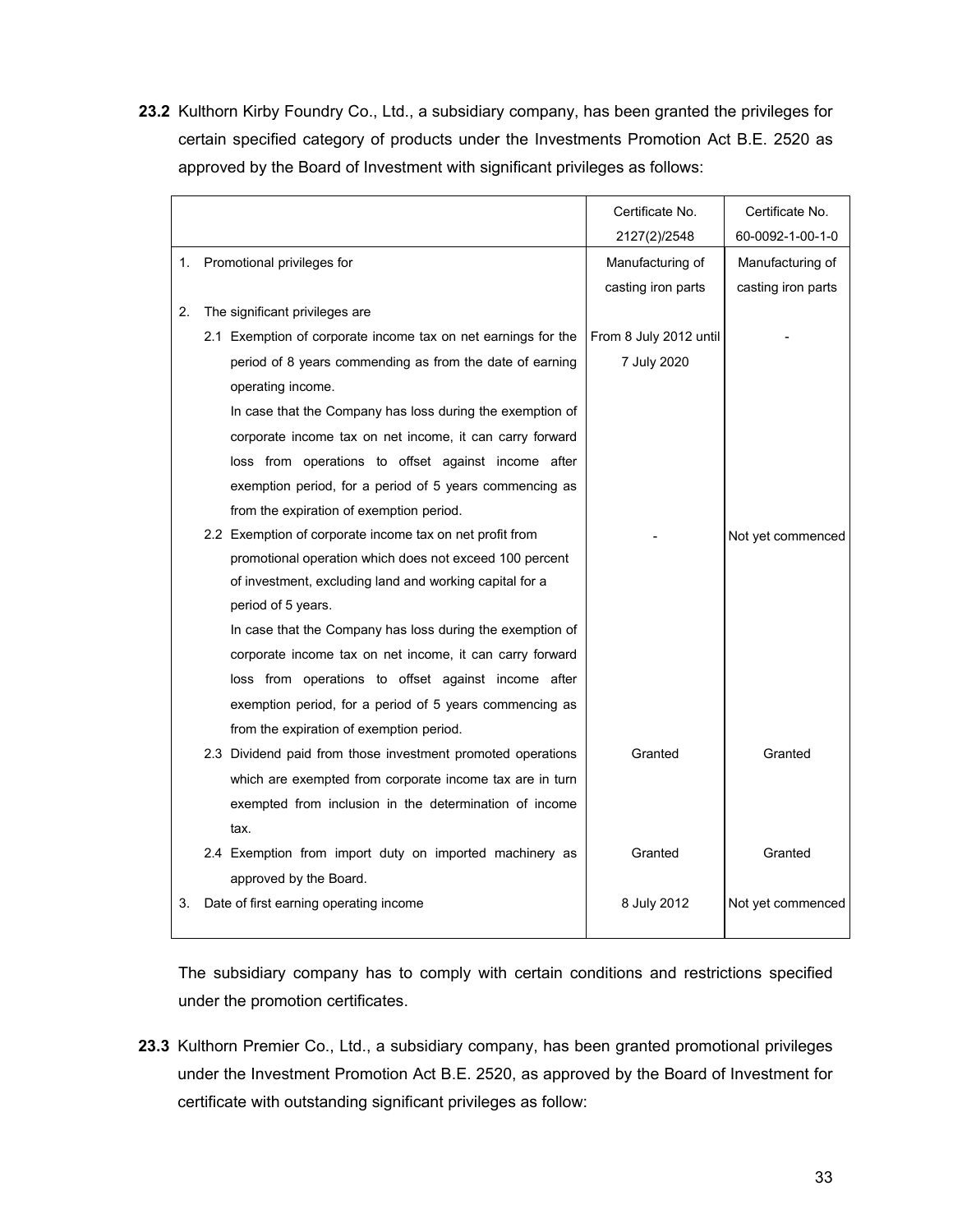**23.2** Kulthorn Kirby Foundry Co., Ltd., a subsidiary company, has been granted the privileges for certain specified category of products under the Investments Promotion Act B.E. 2520 as approved by the Board of Investment with significant privileges as follows:

| | Certificate No. 2127(2)/2548 | Certificate No. 60-0092-1-00-1-0 |
|---|---|---|
| 1. Promotional privileges for | Manufacturing of casting iron parts | Manufacturing of casting iron parts |
| 2. The significant privileges are | | |
| 2.1 Exemption of corporate income tax on net earnings for the period of 8 years commending as from the date of earning operating income. In case that the Company has loss during the exemption of corporate income tax on net income, it can carry forward loss from operations to offset against income after exemption period, for a period of 5 years commencing as from the expiration of exemption period. | From 8 July 2012 until 7 July 2020 | - |
| 2.2 Exemption of corporate income tax on net profit from promotional operation which does not exceed 100 percent of investment, excluding land and working capital for a period of 5 years. In case that the Company has loss during the exemption of corporate income tax on net income, it can carry forward loss from operations to offset against income after exemption period, for a period of 5 years commencing as from the expiration of exemption period. | - | Not yet commenced |
| 2.3 Dividend paid from those investment promoted operations which are exempted from corporate income tax are in turn exempted from inclusion in the determination of income tax. | Granted | Granted |
| 2.4 Exemption from import duty on imported machinery as approved by the Board. | Granted | Granted |
| 3. Date of first earning operating income | 8 July 2012 | Not yet commenced |

The subsidiary company has to comply with certain conditions and restrictions specified under the promotion certificates.

**23.3** Kulthorn Premier Co., Ltd., a subsidiary company, has been granted promotional privileges under the Investment Promotion Act B.E. 2520, as approved by the Board of Investment for certificate with outstanding significant privileges as follow: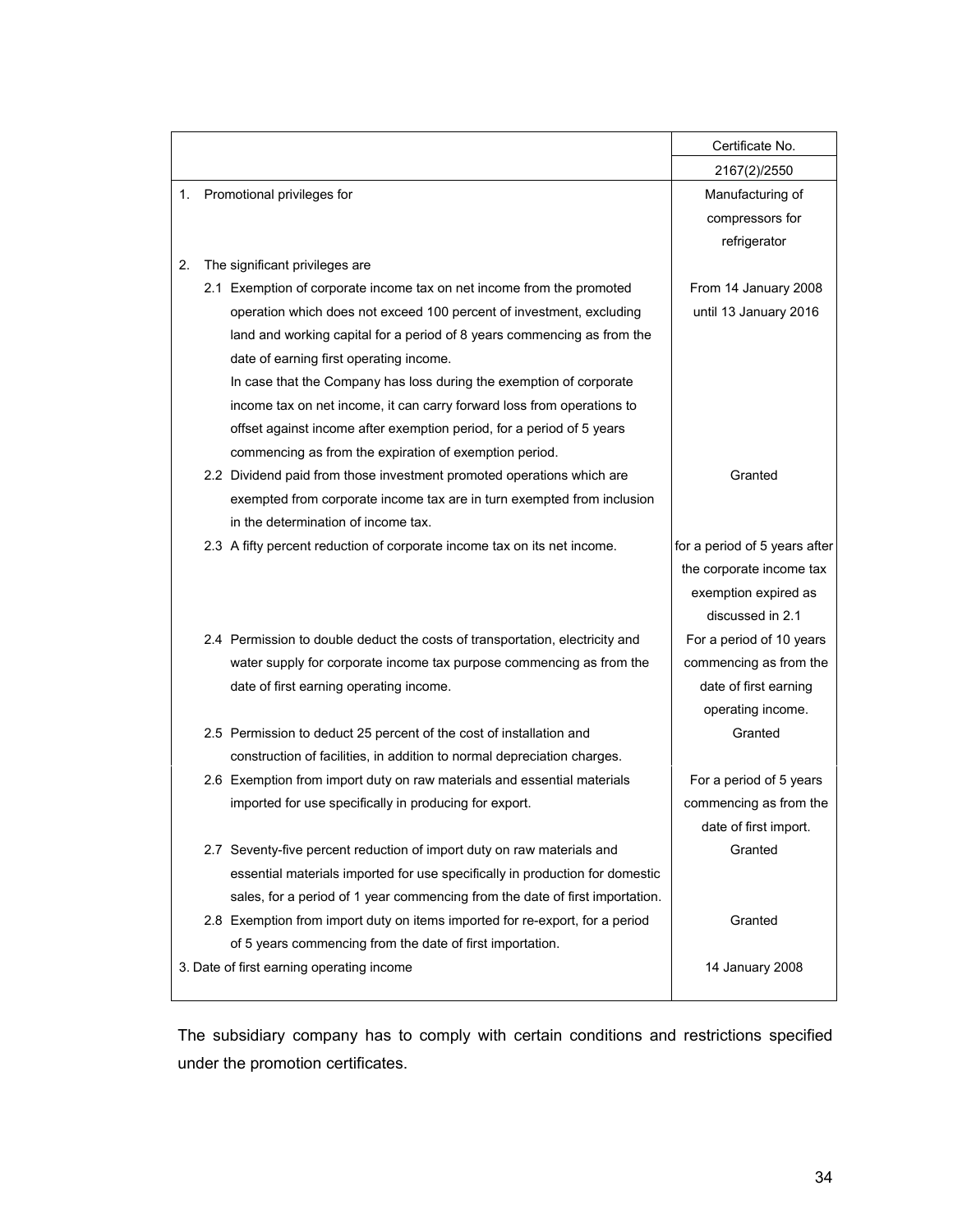| | Certificate No. |
|---|---|
| | 2167(2)/2550 |
| 1. Promotional privileges for | Manufacturing of compressors for refrigerator |
| 2. The significant privileges are | |
| 2.1 Exemption of corporate income tax on net income from the promoted operation which does not exceed 100 percent of investment, excluding land and working capital for a period of 8 years commencing as from the date of earning first operating income. In case that the Company has loss during the exemption of corporate income tax on net income, it can carry forward loss from operations to offset against income after exemption period, for a period of 5 years commencing as from the expiration of exemption period. | From 14 January 2008 until 13 January 2016 |
| 2.2 Dividend paid from those investment promoted operations which are exempted from corporate income tax are in turn exempted from inclusion in the determination of income tax. | Granted |
| 2.3 A fifty percent reduction of corporate income tax on its net income. | for a period of 5 years after the corporate income tax exemption expired as discussed in 2.1 |
| 2.4 Permission to double deduct the costs of transportation, electricity and water supply for corporate income tax purpose commencing as from the date of first earning operating income. | For a period of 10 years commencing as from the date of first earning operating income. |
| 2.5 Permission to deduct 25 percent of the cost of installation and construction of facilities, in addition to normal depreciation charges. | Granted |
| 2.6 Exemption from import duty on raw materials and essential materials imported for use specifically in producing for export. | For a period of 5 years commencing as from the date of first import. |
| 2.7 Seventy-five percent reduction of import duty on raw materials and essential materials imported for use specifically in production for domestic sales, for a period of 1 year commencing from the date of first importation. | Granted |
| 2.8 Exemption from import duty on items imported for re-export, for a period of 5 years commencing from the date of first importation. | Granted |
| 3. Date of first earning operating income | 14 January 2008 |

The subsidiary company has to comply with certain conditions and restrictions specified under the promotion certificates.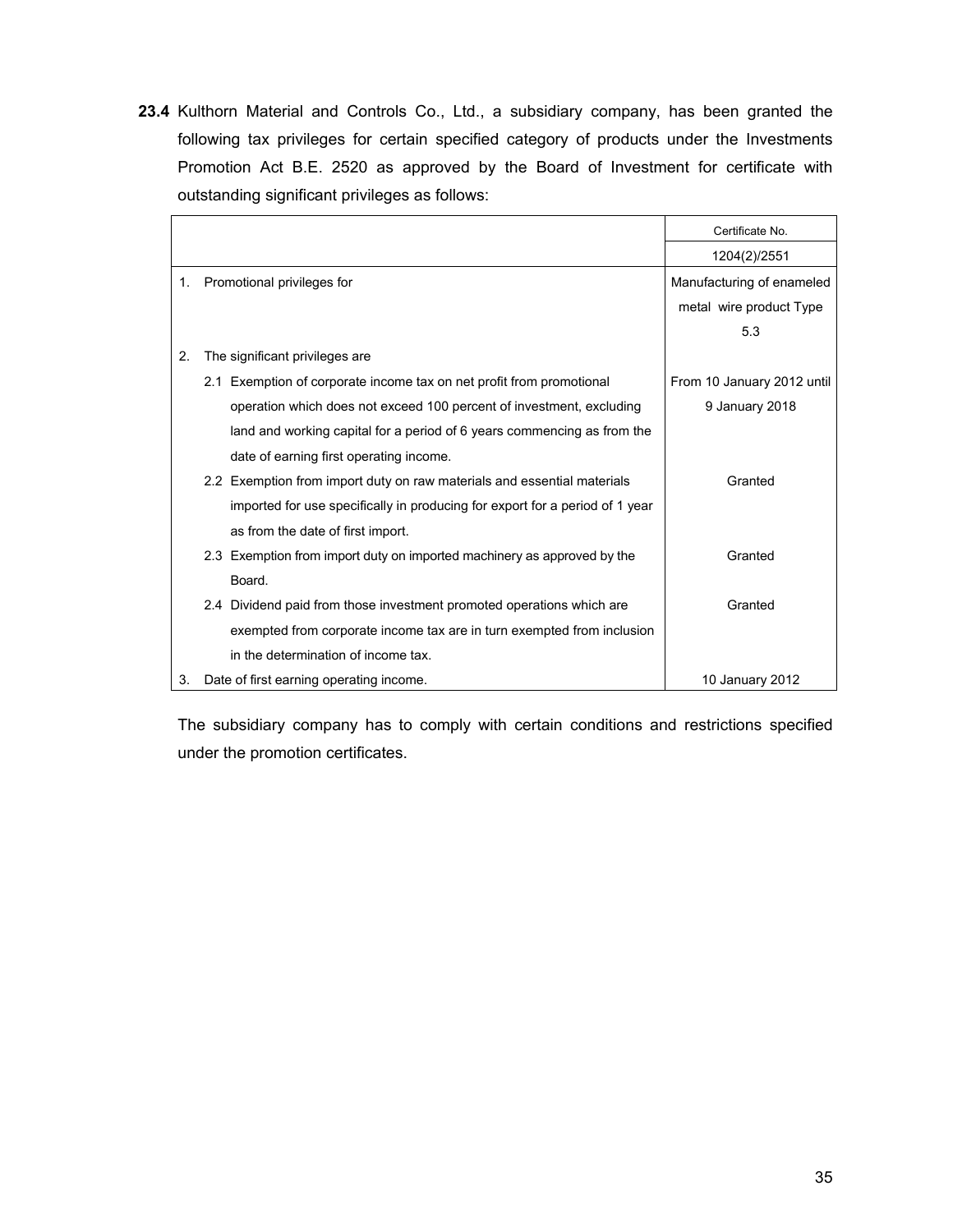**23.4** Kulthorn Material and Controls Co., Ltd., a subsidiary company, has been granted the following tax privileges for certain specified category of products under the Investments Promotion Act B.E. 2520 as approved by the Board of Investment for certificate with outstanding significant privileges as follows:

| | Certificate No. |
|---|---|
| | 1204(2)/2551 |
| 1. Promotional privileges for | Manufacturing of enameled metal wire product Type 5.3 |
| 2. The significant privileges are | |
| 2.1 Exemption of corporate income tax on net profit from promotional operation which does not exceed 100 percent of investment, excluding land and working capital for a period of 6 years commencing as from the date of earning first operating income. | From 10 January 2012 until 9 January 2018 |
| 2.2 Exemption from import duty on raw materials and essential materials imported for use specifically in producing for export for a period of 1 year as from the date of first import. | Granted |
| 2.3 Exemption from import duty on imported machinery as approved by the Board. | Granted |
| 2.4 Dividend paid from those investment promoted operations which are exempted from corporate income tax are in turn exempted from inclusion in the determination of income tax. | Granted |
| 3. Date of first earning operating income. | 10 January 2012 |

The subsidiary company has to comply with certain conditions and restrictions specified under the promotion certificates.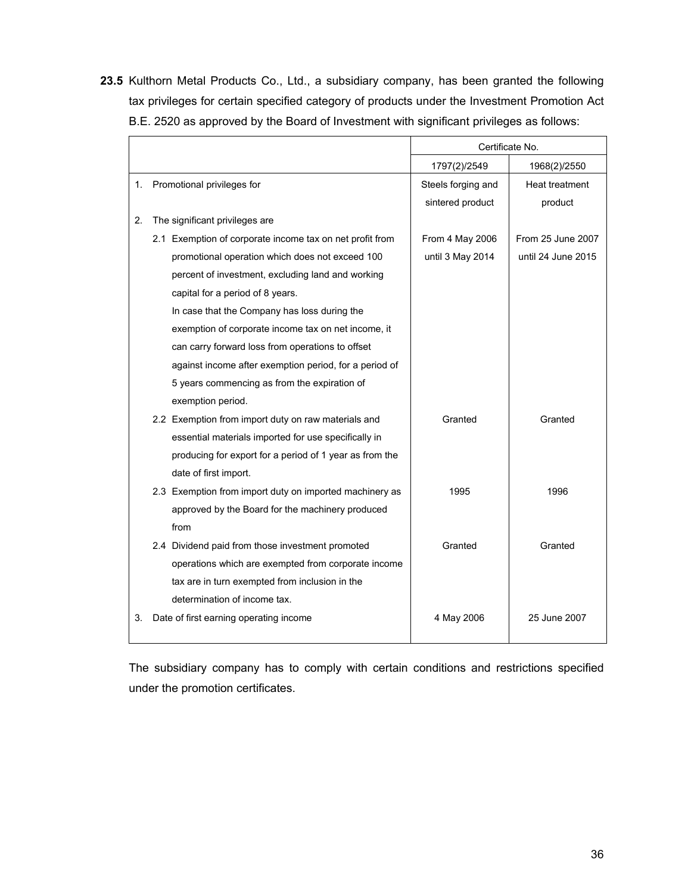**23.5** Kulthorn Metal Products Co., Ltd., a subsidiary company, has been granted the following tax privileges for certain specified category of products under the Investment Promotion Act B.E. 2520 as approved by the Board of Investment with significant privileges as follows:

| | Certificate No. | |
|---|---|---|
| | 1797(2)/2549 | 1968(2)/2550 |
| 1. Promotional privileges for | Steels forging and sintered product | Heat treatment product |
| 2. The significant privileges are | | |
| 2.1 Exemption of corporate income tax on net profit from promotional operation which does not exceed 100 percent of investment, excluding land and working capital for a period of 8 years. In case that the Company has loss during the exemption of corporate income tax on net income, it can carry forward loss from operations to offset against income after exemption period, for a period of 5 years commencing as from the expiration of exemption period. | From 4 May 2006 until 3 May 2014 | From 25 June 2007 until 24 June 2015 |
| 2.2 Exemption from import duty on raw materials and essential materials imported for use specifically in producing for export for a period of 1 year as from the date of first import. | Granted | Granted |
| 2.3 Exemption from import duty on imported machinery as approved by the Board for the machinery produced from | 1995 | 1996 |
| 2.4 Dividend paid from those investment promoted operations which are exempted from corporate income tax are in turn exempted from inclusion in the determination of income tax. | Granted | Granted |
| 3. Date of first earning operating income | 4 May 2006 | 25 June 2007 |

The subsidiary company has to comply with certain conditions and restrictions specified under the promotion certificates.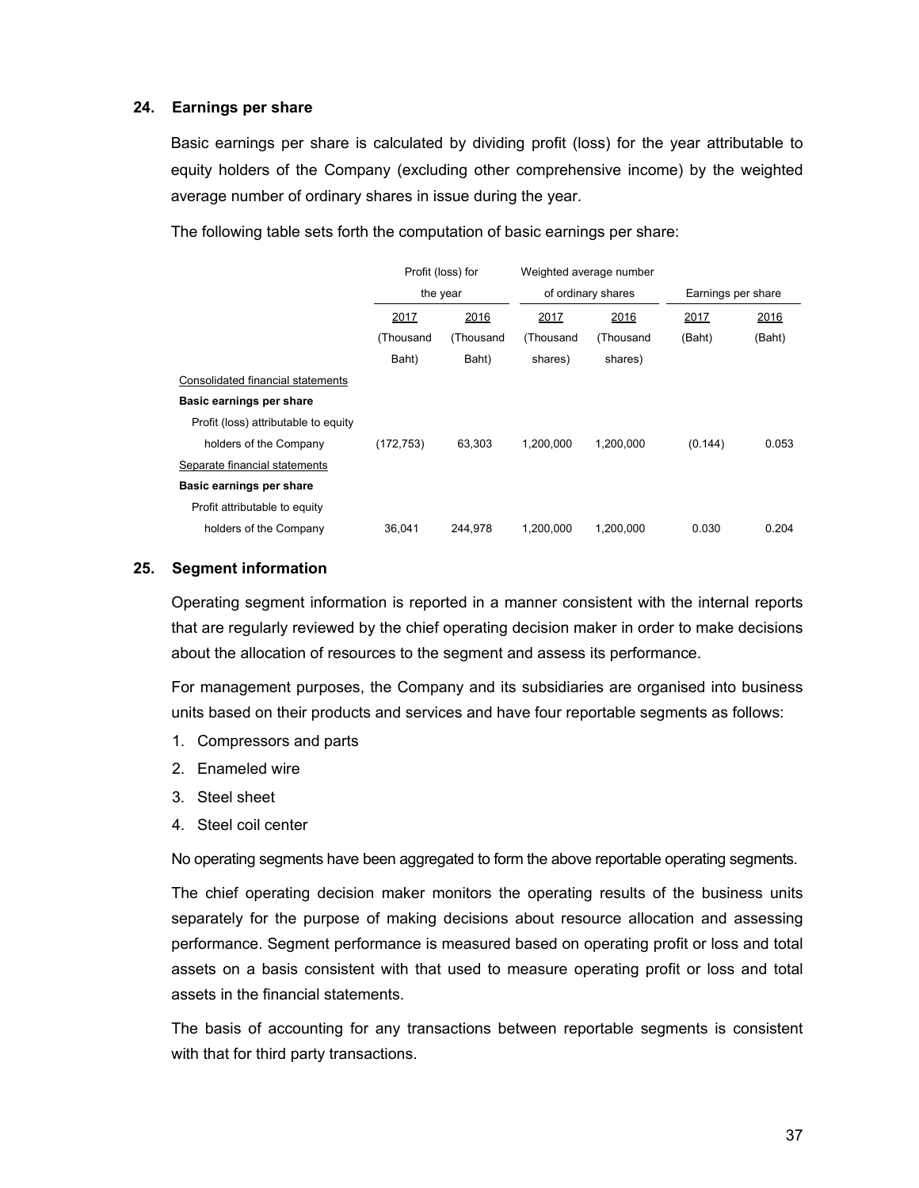## 24. Earnings per share

Basic earnings per share is calculated by dividing profit (loss) for the year attributable to equity holders of the Company (excluding other comprehensive income) by the weighted average number of ordinary shares in issue during the year.

The following table sets forth the computation of basic earnings per share:

| | Profit (loss) for the year | | Weighted average number of ordinary shares | | Earnings per share | |
|---|---|---|---|---|---|---|
| | 2017 (Thousand Baht) | 2016 (Thousand Baht) | 2017 (Thousand shares) | 2016 (Thousand shares) | 2017 (Baht) | 2016 (Baht) |
| Consolidated financial statements | | | | | | |
| **Basic earnings per share** | | | | | | |
| Profit (loss) attributable to equity holders of the Company | (172,753) | 63,303 | 1,200,000 | 1,200,000 | (0.144) | 0.053 |
| Separate financial statements | | | | | | |
| **Basic earnings per share** | | | | | | |
| Profit attributable to equity holders of the Company | 36,041 | 244,978 | 1,200,000 | 1,200,000 | 0.030 | 0.204 |

## 25. Segment information

Operating segment information is reported in a manner consistent with the internal reports that are regularly reviewed by the chief operating decision maker in order to make decisions about the allocation of resources to the segment and assess its performance.

For management purposes, the Company and its subsidiaries are organised into business units based on their products and services and have four reportable segments as follows:

1. Compressors and parts
2. Enameled wire
3. Steel sheet
4. Steel coil center

No operating segments have been aggregated to form the above reportable operating segments.

The chief operating decision maker monitors the operating results of the business units separately for the purpose of making decisions about resource allocation and assessing performance. Segment performance is measured based on operating profit or loss and total assets on a basis consistent with that used to measure operating profit or loss and total assets in the financial statements.

The basis of accounting for any transactions between reportable segments is consistent with that for third party transactions.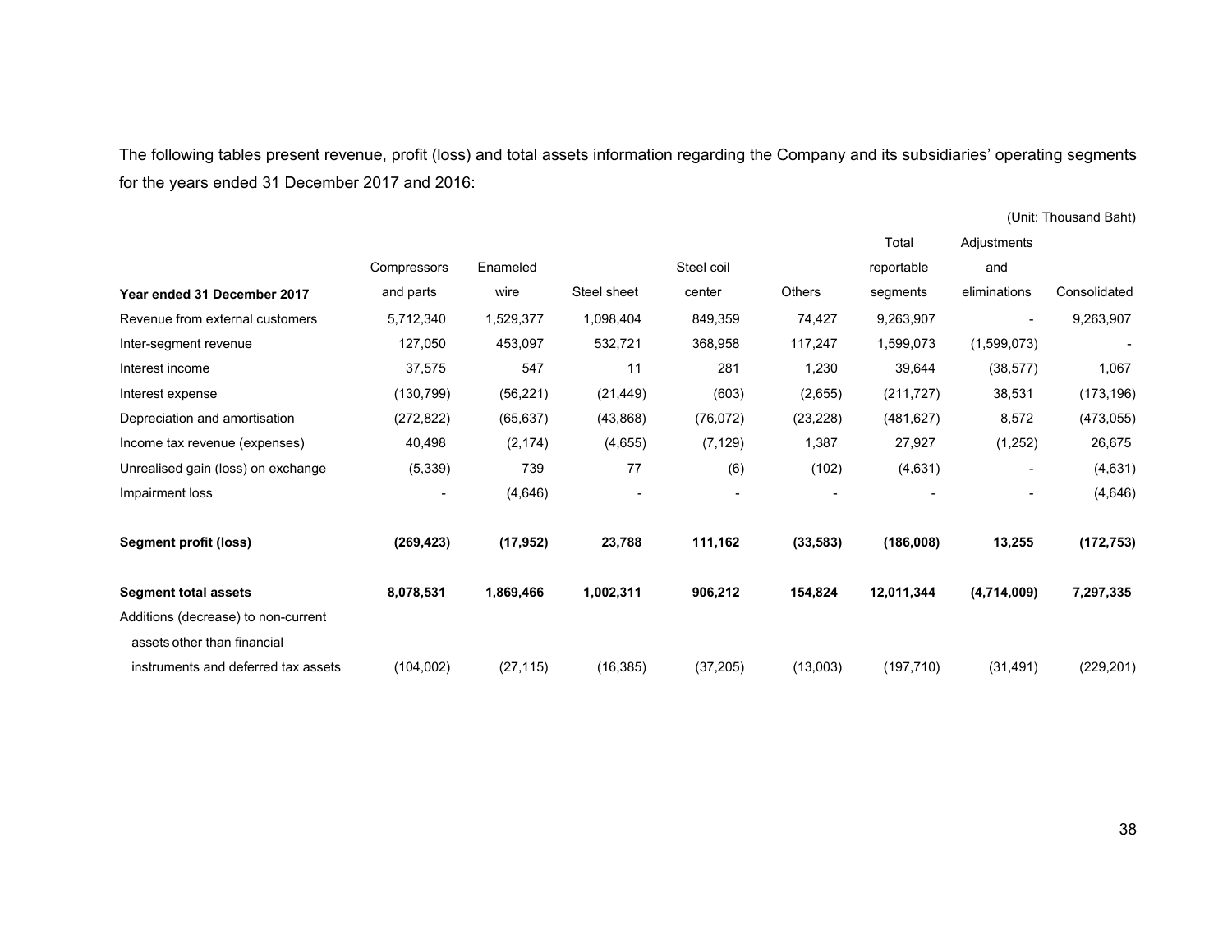The following tables present revenue, profit (loss) and total assets information regarding the Company and its subsidiaries' operating segments for the years ended 31 December 2017 and 2016:

(Unit: Thousand Baht)

| Year ended 31 December 2017 | Compressors and parts | Enameled wire | Steel sheet | Steel coil center | Others | Total reportable segments | Adjustments and eliminations | Consolidated |
|---|---|---|---|---|---|---|---|---|
| Revenue from external customers | 5,712,340 | 1,529,377 | 1,098,404 | 849,359 | 74,427 | 9,263,907 | - | 9,263,907 |
| Inter-segment revenue | 127,050 | 453,097 | 532,721 | 368,958 | 117,247 | 1,599,073 | (1,599,073) | - |
| Interest income | 37,575 | 547 | 11 | 281 | 1,230 | 39,644 | (38,577) | 1,067 |
| Interest expense | (130,799) | (56,221) | (21,449) | (603) | (2,655) | (211,727) | 38,531 | (173,196) |
| Depreciation and amortisation | (272,822) | (65,637) | (43,868) | (76,072) | (23,228) | (481,627) | 8,572 | (473,055) |
| Income tax revenue (expenses) | 40,498 | (2,174) | (4,655) | (7,129) | 1,387 | 27,927 | (1,252) | 26,675 |
| Unrealised gain (loss) on exchange | (5,339) | 739 | 77 | (6) | (102) | (4,631) | - | (4,631) |
| Impairment loss | - | (4,646) | - | - | - | - | - | (4,646) |
| **Segment profit (loss)** | **(269,423)** | **(17,952)** | **23,788** | **111,162** | **(33,583)** | **(186,008)** | **13,255** | **(172,753)** |
| **Segment total assets** | **8,078,531** | **1,869,466** | **1,002,311** | **906,212** | **154,824** | **12,011,344** | **(4,714,009)** | **7,297,335** |
| Additions (decrease) to non-current assets other than financial instruments and deferred tax assets | (104,002) | (27,115) | (16,385) | (37,205) | (13,003) | (197,710) | (31,491) | (229,201) |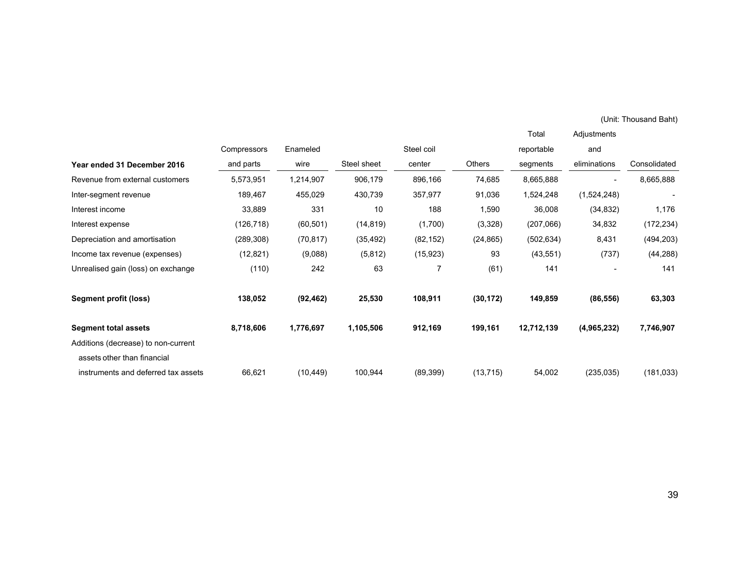(Unit: Thousand Baht)

| Year ended 31 December 2016 | Compressors and parts | Enameled wire | Steel sheet | Steel coil center | Others | Total reportable segments | Adjustments and eliminations | Consolidated |
|---|---|---|---|---|---|---|---|---|
| Revenue from external customers | 5,573,951 | 1,214,907 | 906,179 | 896,166 | 74,685 | 8,665,888 | - | 8,665,888 |
| Inter-segment revenue | 189,467 | 455,029 | 430,739 | 357,977 | 91,036 | 1,524,248 | (1,524,248) | - |
| Interest income | 33,889 | 331 | 10 | 188 | 1,590 | 36,008 | (34,832) | 1,176 |
| Interest expense | (126,718) | (60,501) | (14,819) | (1,700) | (3,328) | (207,066) | 34,832 | (172,234) |
| Depreciation and amortisation | (289,308) | (70,817) | (35,492) | (82,152) | (24,865) | (502,634) | 8,431 | (494,203) |
| Income tax revenue (expenses) | (12,821) | (9,088) | (5,812) | (15,923) | 93 | (43,551) | (737) | (44,288) |
| Unrealised gain (loss) on exchange | (110) | 242 | 63 | 7 | (61) | 141 | - | 141 |
| **Segment profit (loss)** | **138,052** | **(92,462)** | **25,530** | **108,911** | **(30,172)** | **149,859** | **(86,556)** | **63,303** |
| **Segment total assets** | **8,718,606** | **1,776,697** | **1,105,506** | **912,169** | **199,161** | **12,712,139** | **(4,965,232)** | **7,746,907** |
| Additions (decrease) to non-current assets other than financial instruments and deferred tax assets | 66,621 | (10,449) | 100,944 | (89,399) | (13,715) | 54,002 | (235,035) | (181,033) |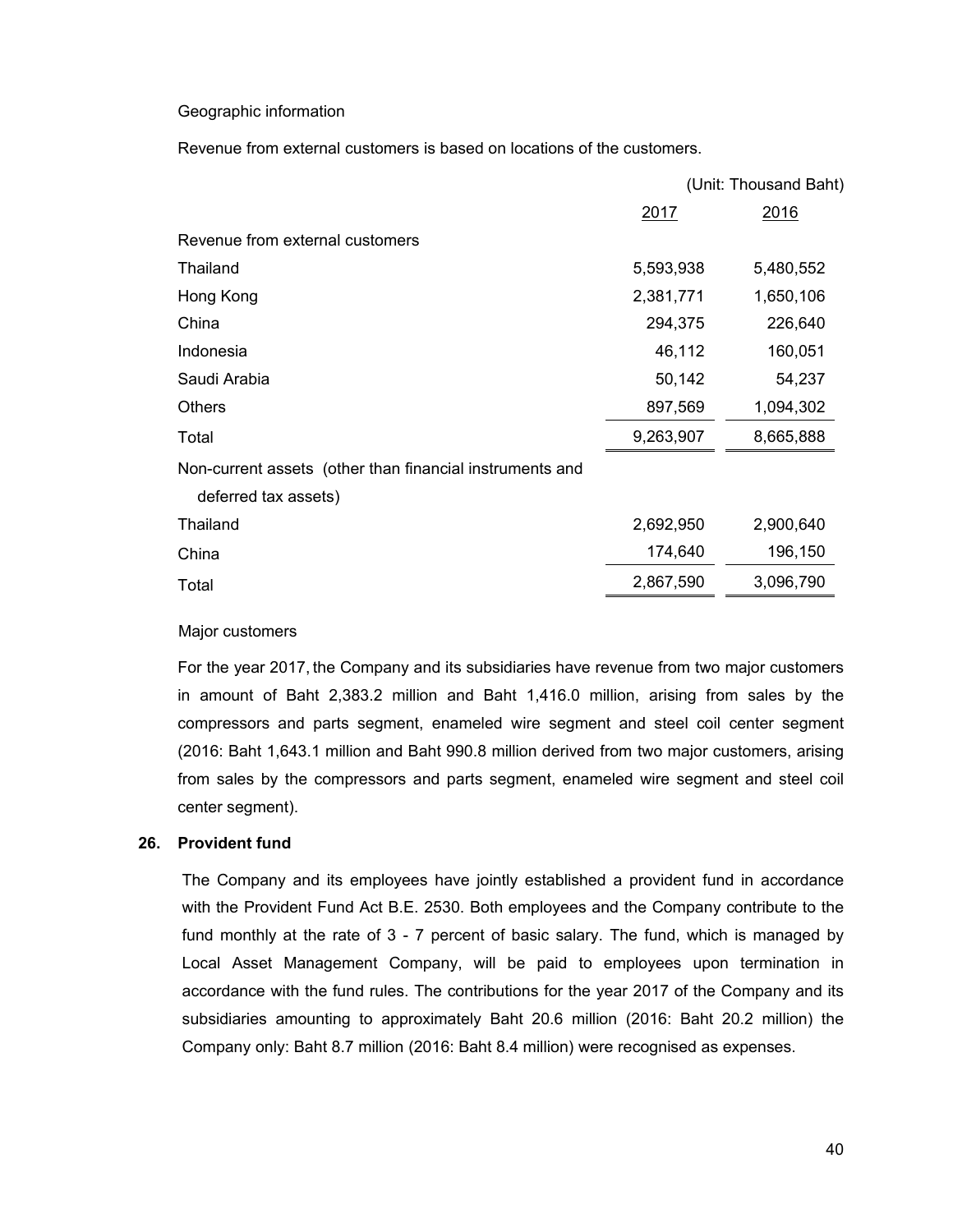Geographic information

Revenue from external customers is based on locations of the customers.

| | (Unit: Thousand Baht) | |
|---|---|---|
| | 2017 | 2016 |
| Revenue from external customers | | |
| Thailand | 5,593,938 | 5,480,552 |
| Hong Kong | 2,381,771 | 1,650,106 |
| China | 294,375 | 226,640 |
| Indonesia | 46,112 | 160,051 |
| Saudi Arabia | 50,142 | 54,237 |
| Others | 897,569 | 1,094,302 |
| Total | 9,263,907 | 8,665,888 |
| Non-current assets (other than financial instruments and deferred tax assets) | | |
| Thailand | 2,692,950 | 2,900,640 |
| China | 174,640 | 196,150 |
| Total | 2,867,590 | 3,096,790 |

Major customers

For the year 2017, the Company and its subsidiaries have revenue from two major customers in amount of Baht 2,383.2 million and Baht 1,416.0 million, arising from sales by the compressors and parts segment, enameled wire segment and steel coil center segment (2016: Baht 1,643.1 million and Baht 990.8 million derived from two major customers, arising from sales by the compressors and parts segment, enameled wire segment and steel coil center segment).

## 26. Provident fund

The Company and its employees have jointly established a provident fund in accordance with the Provident Fund Act B.E. 2530. Both employees and the Company contribute to the fund monthly at the rate of 3 - 7 percent of basic salary. The fund, which is managed by Local Asset Management Company, will be paid to employees upon termination in accordance with the fund rules. The contributions for the year 2017 of the Company and its subsidiaries amounting to approximately Baht 20.6 million (2016: Baht 20.2 million) the Company only: Baht 8.7 million (2016: Baht 8.4 million) were recognised as expenses.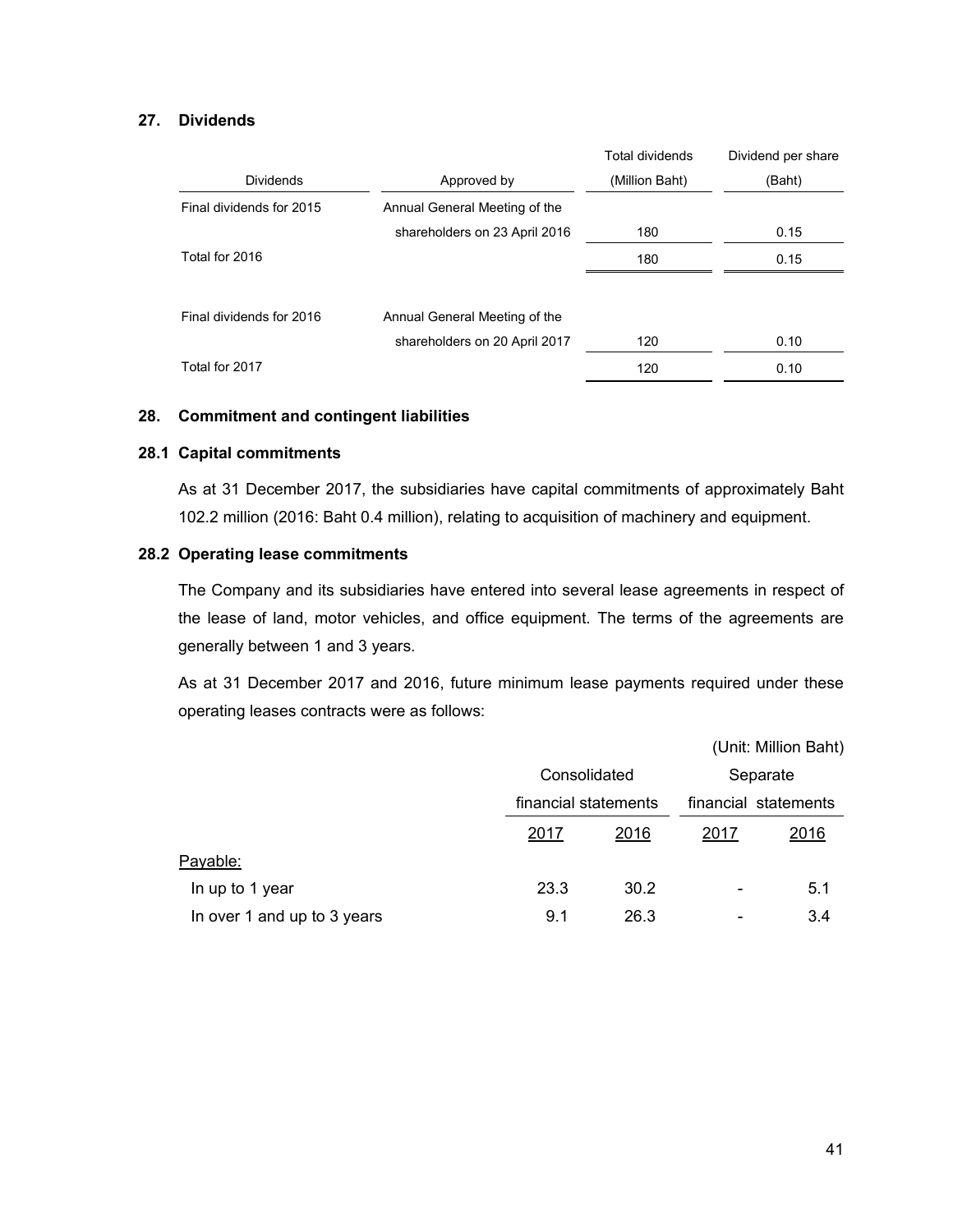## 27. Dividends

| Dividends | Approved by | Total dividends (Million Baht) | Dividend per share (Baht) |
|---|---|---|---|
| Final dividends for 2015 | Annual General Meeting of the shareholders on 23 April 2016 | 180 | 0.15 |
| Total for 2016 | | 180 | 0.15 |
| Final dividends for 2016 | Annual General Meeting of the shareholders on 20 April 2017 | 120 | 0.10 |
| Total for 2017 | | 120 | 0.10 |

## 28. Commitment and contingent liabilities

### 28.1 Capital commitments

As at 31 December 2017, the subsidiaries have capital commitments of approximately Baht 102.2 million (2016: Baht 0.4 million), relating to acquisition of machinery and equipment.

### 28.2 Operating lease commitments

The Company and its subsidiaries have entered into several lease agreements in respect of the lease of land, motor vehicles, and office equipment. The terms of the agreements are generally between 1 and 3 years.

As at 31 December 2017 and 2016, future minimum lease payments required under these operating leases contracts were as follows:

(Unit: Million Baht)

| | Consolidated financial statements | | Separate financial statements | |
|---|---|---|---|---|
| | 2017 | 2016 | 2017 | 2016 |
| Payable: | | | | |
| In up to 1 year | 23.3 | 30.2 | - | 5.1 |
| In over 1 and up to 3 years | 9.1 | 26.3 | - | 3.4 |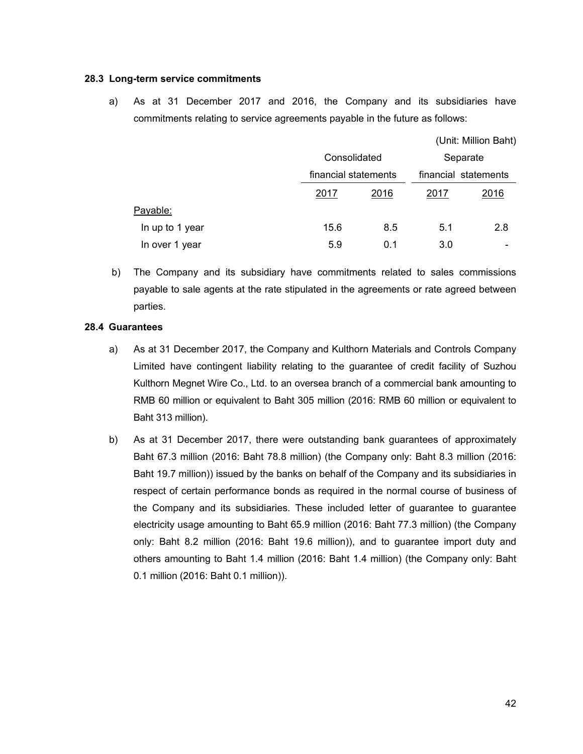### 28.3 Long-term service commitments

a) As at 31 December 2017 and 2016, the Company and its subsidiaries have commitments relating to service agreements payable in the future as follows:

(Unit: Million Baht)

| | Consolidated financial statements | | Separate financial statements | |
|---|---|---|---|---|
| | 2017 | 2016 | 2017 | 2016 |
| Payable: | | | | |
| In up to 1 year | 15.6 | 8.5 | 5.1 | 2.8 |
| In over 1 year | 5.9 | 0.1 | 3.0 | - |

b) The Company and its subsidiary have commitments related to sales commissions payable to sale agents at the rate stipulated in the agreements or rate agreed between parties.

### 28.4 Guarantees

a) As at 31 December 2017, the Company and Kulthorn Materials and Controls Company Limited have contingent liability relating to the guarantee of credit facility of Suzhou Kulthorn Megnet Wire Co., Ltd. to an oversea branch of a commercial bank amounting to RMB 60 million or equivalent to Baht 305 million (2016: RMB 60 million or equivalent to Baht 313 million).

b) As at 31 December 2017, there were outstanding bank guarantees of approximately Baht 67.3 million (2016: Baht 78.8 million) (the Company only: Baht 8.3 million (2016: Baht 19.7 million)) issued by the banks on behalf of the Company and its subsidiaries in respect of certain performance bonds as required in the normal course of business of the Company and its subsidiaries. These included letter of guarantee to guarantee electricity usage amounting to Baht 65.9 million (2016: Baht 77.3 million) (the Company only: Baht 8.2 million (2016: Baht 19.6 million)), and to guarantee import duty and others amounting to Baht 1.4 million (2016: Baht 1.4 million) (the Company only: Baht 0.1 million (2016: Baht 0.1 million)).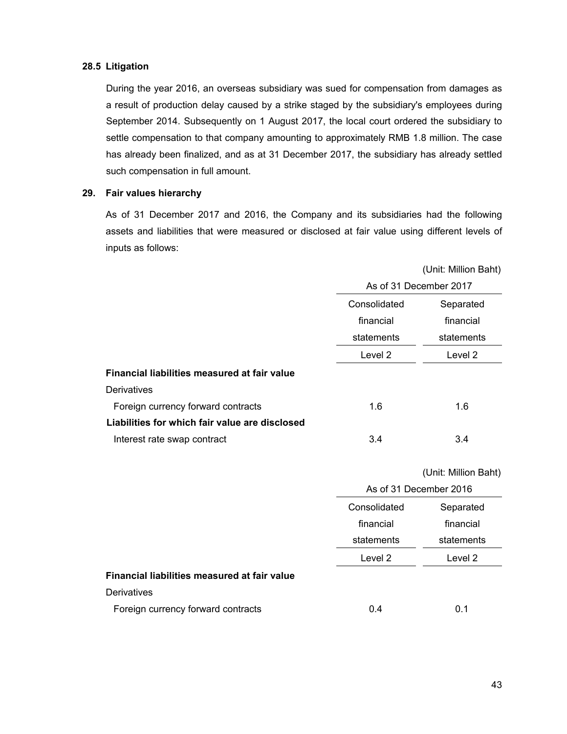### 28.5 Litigation

During the year 2016, an overseas subsidiary was sued for compensation from damages as a result of production delay caused by a strike staged by the subsidiary's employees during September 2014. Subsequently on 1 August 2017, the local court ordered the subsidiary to settle compensation to that company amounting to approximately RMB 1.8 million. The case has already been finalized, and as at 31 December 2017, the subsidiary has already settled such compensation in full amount.

## 29. Fair values hierarchy

As of 31 December 2017 and 2016, the Company and its subsidiaries had the following assets and liabilities that were measured or disclosed at fair value using different levels of inputs as follows:

(Unit: Million Baht)

| | As of 31 December 2017 | |
|---|---|---|
| | Consolidated financial statements | Separated financial statements |
| | Level 2 | Level 2 |
| **Financial liabilities measured at fair value** | | |
| Derivatives | | |
| Foreign currency forward contracts | 1.6 | 1.6 |
| **Liabilities for which fair value are disclosed** | | |
| Interest rate swap contract | 3.4 | 3.4 |

(Unit: Million Baht)

| | As of 31 December 2016 | |
|---|---|---|
| | Consolidated financial statements | Separated financial statements |
| | Level 2 | Level 2 |
| **Financial liabilities measured at fair value** | | |
| Derivatives | | |
| Foreign currency forward contracts | 0.4 | 0.1 |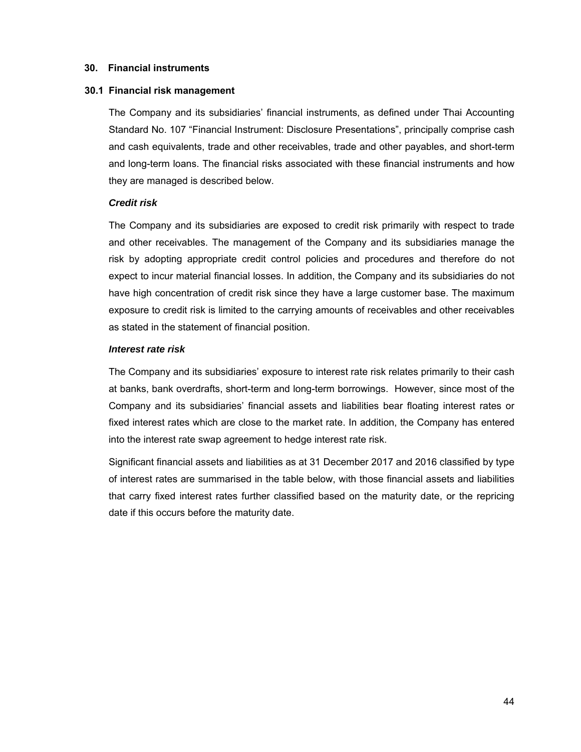## 30. Financial instruments

### 30.1 Financial risk management

The Company and its subsidiaries' financial instruments, as defined under Thai Accounting Standard No. 107 "Financial Instrument: Disclosure Presentations", principally comprise cash and cash equivalents, trade and other receivables, trade and other payables, and short-term and long-term loans. The financial risks associated with these financial instruments and how they are managed is described below.

***Credit risk***

The Company and its subsidiaries are exposed to credit risk primarily with respect to trade and other receivables. The management of the Company and its subsidiaries manage the risk by adopting appropriate credit control policies and procedures and therefore do not expect to incur material financial losses. In addition, the Company and its subsidiaries do not have high concentration of credit risk since they have a large customer base. The maximum exposure to credit risk is limited to the carrying amounts of receivables and other receivables as stated in the statement of financial position.

***Interest rate risk***

The Company and its subsidiaries' exposure to interest rate risk relates primarily to their cash at banks, bank overdrafts, short-term and long-term borrowings. However, since most of the Company and its subsidiaries' financial assets and liabilities bear floating interest rates or fixed interest rates which are close to the market rate. In addition, the Company has entered into the interest rate swap agreement to hedge interest rate risk.

Significant financial assets and liabilities as at 31 December 2017 and 2016 classified by type of interest rates are summarised in the table below, with those financial assets and liabilities that carry fixed interest rates further classified based on the maturity date, or the repricing date if this occurs before the maturity date.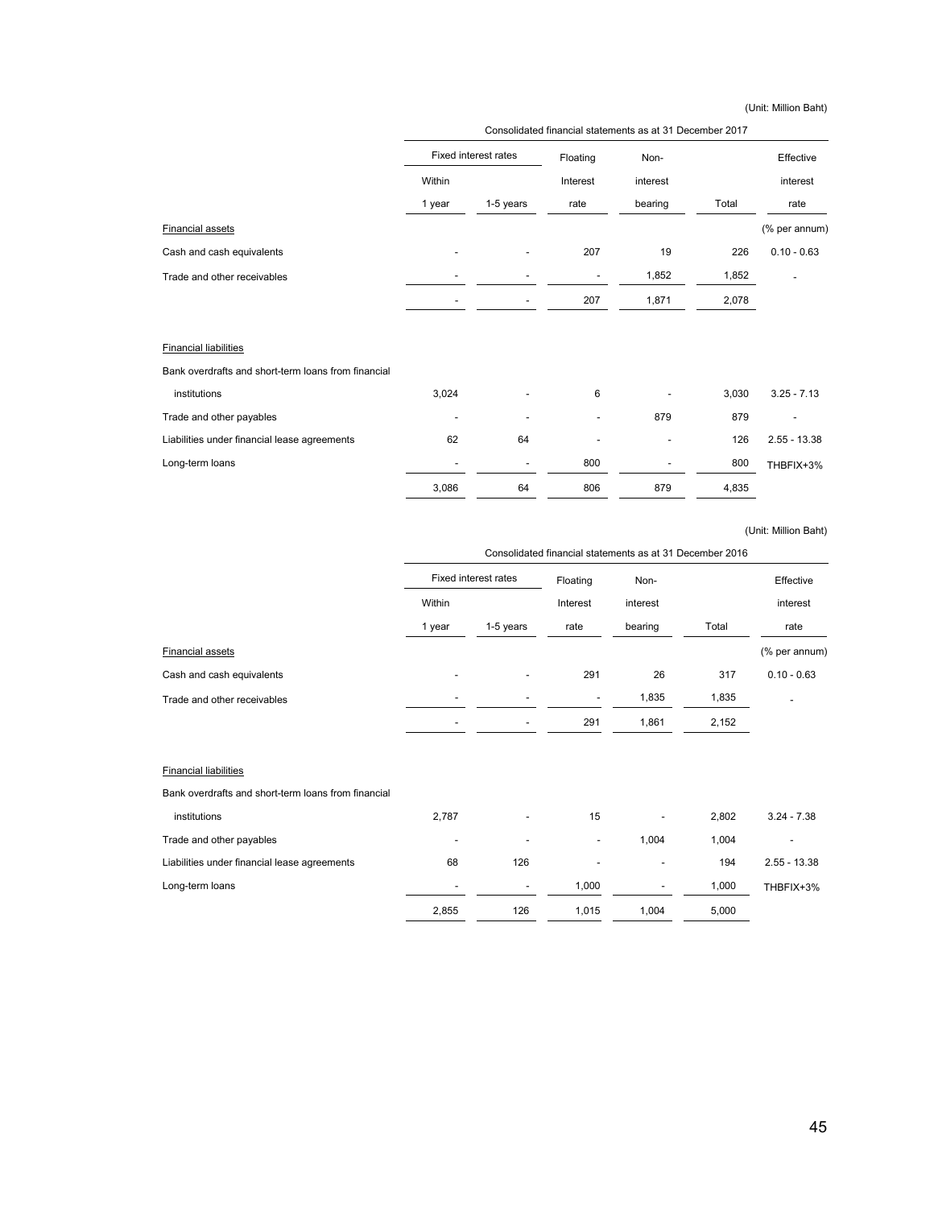(Unit: Million Baht)

| | Consolidated financial statements as at 31 December 2017 | | | | | |
|---|---|---|---|---|---|---|
| | Fixed interest rates | | Floating | Non- | | Effective |
| | Within 1 year | 1-5 years | Interest rate | interest bearing | Total | interest rate |
| Financial assets | | | | | | (% per annum) |
| Cash and cash equivalents | - | - | 207 | 19 | 226 | 0.10 - 0.63 |
| Trade and other receivables | - | - | - | 1,852 | 1,852 | - |
| | - | - | 207 | 1,871 | 2,078 | |
| Financial liabilities | | | | | | |
| Bank overdrafts and short-term loans from financial institutions | 3,024 | - | 6 | - | 3,030 | 3.25 - 7.13 |
| Trade and other payables | - | - | - | 879 | 879 | - |
| Liabilities under financial lease agreements | 62 | 64 | - | - | 126 | 2.55 - 13.38 |
| Long-term loans | - | - | 800 | - | 800 | THBFIX+3% |
| | 3,086 | 64 | 806 | 879 | 4,835 | |

(Unit: Million Baht)

| | Consolidated financial statements as at 31 December 2016 | | | | | |
|---|---|---|---|---|---|---|
| | Fixed interest rates | | Floating | Non- | | Effective |
| | Within 1 year | 1-5 years | Interest rate | interest bearing | Total | interest rate |
| Financial assets | | | | | | (% per annum) |
| Cash and cash equivalents | - | - | 291 | 26 | 317 | 0.10 - 0.63 |
| Trade and other receivables | - | - | - | 1,835 | 1,835 | - |
| | - | - | 291 | 1,861 | 2,152 | |
| Financial liabilities | | | | | | |
| Bank overdrafts and short-term loans from financial institutions | 2,787 | - | 15 | - | 2,802 | 3.24 - 7.38 |
| Trade and other payables | - | - | - | 1,004 | 1,004 | - |
| Liabilities under financial lease agreements | 68 | 126 | - | - | 194 | 2.55 - 13.38 |
| Long-term loans | - | - | 1,000 | - | 1,000 | THBFIX+3% |
| | 2,855 | 126 | 1,015 | 1,004 | 5,000 | |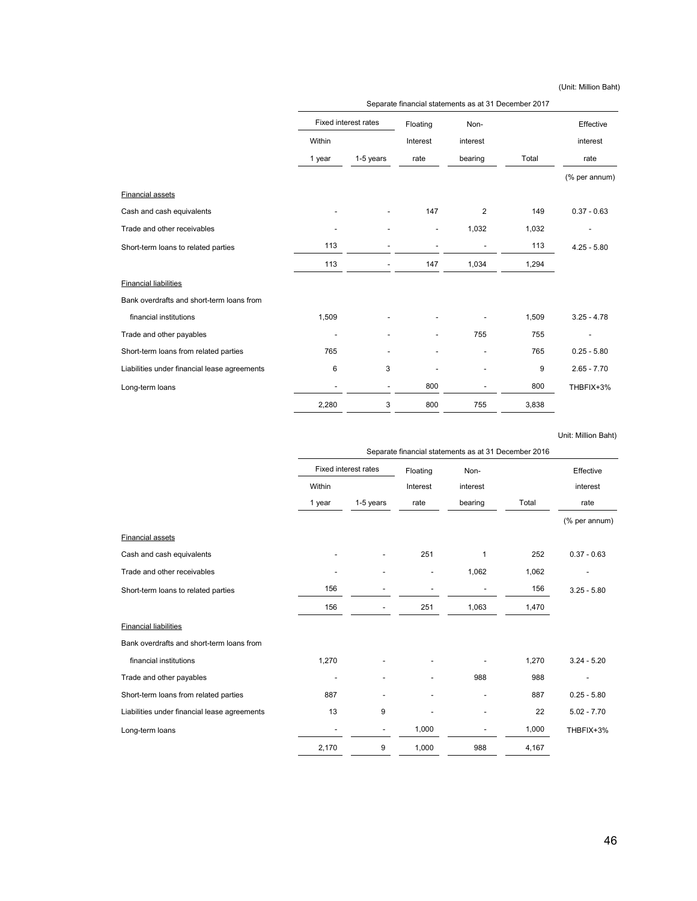(Unit: Million Baht)

| | Separate financial statements as at 31 December 2017 | | | | | |
|---|---|---|---|---|---|---|
| | Fixed interest rates | | Floating | Non- | | Effective |
| | Within | | Interest | interest | | interest |
| | 1 year | 1-5 years | rate | bearing | Total | rate |
| | | | | | | (% per annum) |
| Financial assets | | | | | | |
| Cash and cash equivalents | - | - | 147 | 2 | 149 | 0.37 - 0.63 |
| Trade and other receivables | - | - | - | 1,032 | 1,032 | - |
| Short-term loans to related parties | 113 | - | - | - | 113 | 4.25 - 5.80 |
| | 113 | - | 147 | 1,034 | 1,294 | |
| Financial liabilities | | | | | | |
| Bank overdrafts and short-term loans from financial institutions | 1,509 | - | - | - | 1,509 | 3.25 - 4.78 |
| Trade and other payables | - | - | - | 755 | 755 | - |
| Short-term loans from related parties | 765 | - | - | - | 765 | 0.25 - 5.80 |
| Liabilities under financial lease agreements | 6 | 3 | - | - | 9 | 2.65 - 7.70 |
| Long-term loans | - | - | 800 | - | 800 | THBFIX+3% |
| | 2,280 | 3 | 800 | 755 | 3,838 | |

Unit: Million Baht)

| | Separate financial statements as at 31 December 2016 | | | | | |
|---|---|---|---|---|---|---|
| | Fixed interest rates | | Floating | Non- | | Effective |
| | Within | | Interest | interest | | interest |
| | 1 year | 1-5 years | rate | bearing | Total | rate |
| | | | | | | (% per annum) |
| Financial assets | | | | | | |
| Cash and cash equivalents | - | - | 251 | 1 | 252 | 0.37 - 0.63 |
| Trade and other receivables | - | - | - | 1,062 | 1,062 | - |
| Short-term loans to related parties | 156 | - | - | - | 156 | 3.25 - 5.80 |
| | 156 | - | 251 | 1,063 | 1,470 | |
| Financial liabilities | | | | | | |
| Bank overdrafts and short-term loans from financial institutions | 1,270 | - | - | - | 1,270 | 3.24 - 5.20 |
| Trade and other payables | - | - | - | 988 | 988 | - |
| Short-term loans from related parties | 887 | - | - | - | 887 | 0.25 - 5.80 |
| Liabilities under financial lease agreements | 13 | 9 | - | - | 22 | 5.02 - 7.70 |
| Long-term loans | - | - | 1,000 | - | 1,000 | THBFIX+3% |
| | 2,170 | 9 | 1,000 | 988 | 4,167 | |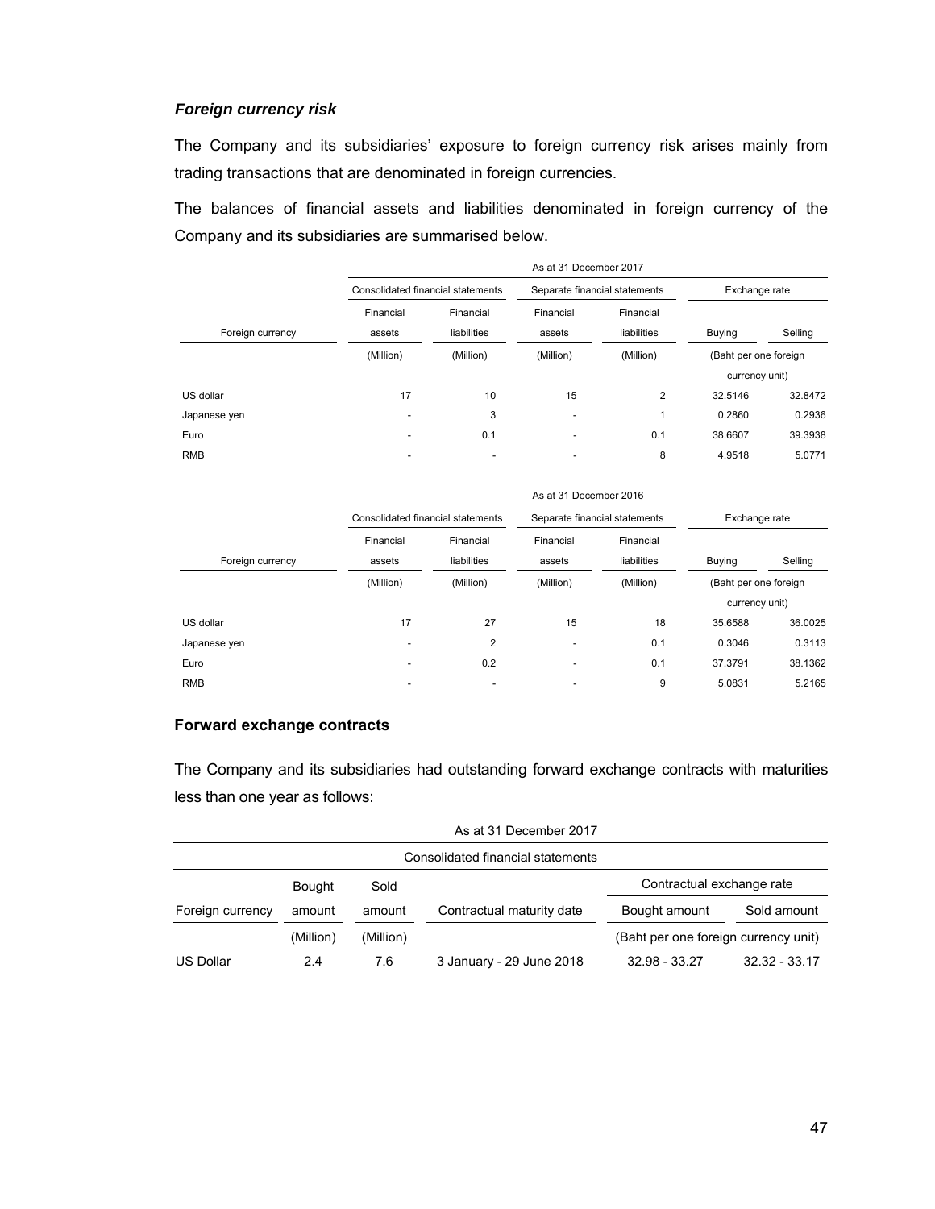### *Foreign currency risk*

The Company and its subsidiaries' exposure to foreign currency risk arises mainly from trading transactions that are denominated in foreign currencies.

The balances of financial assets and liabilities denominated in foreign currency of the Company and its subsidiaries are summarised below.

| | As at 31 December 2017 | | | | | |
|---|---|---|---|---|---|---|
| | Consolidated financial statements | | Separate financial statements | | Exchange rate | |
| Foreign currency | Financial assets | Financial liabilities | Financial assets | Financial liabilities | Buying | Selling |
| | (Million) | (Million) | (Million) | (Million) | (Baht per one foreign currency unit) | |
| US dollar | 17 | 10 | 15 | 2 | 32.5146 | 32.8472 |
| Japanese yen | - | 3 | - | 1 | 0.2860 | 0.2936 |
| Euro | - | 0.1 | - | 0.1 | 38.6607 | 39.3938 |
| RMB | - | - | - | 8 | 4.9518 | 5.0771 |

| | As at 31 December 2016 | | | | | |
|---|---|---|---|---|---|---|
| | Consolidated financial statements | | Separate financial statements | | Exchange rate | |
| Foreign currency | Financial assets | Financial liabilities | Financial assets | Financial liabilities | Buying | Selling |
| | (Million) | (Million) | (Million) | (Million) | (Baht per one foreign currency unit) | |
| US dollar | 17 | 27 | 15 | 18 | 35.6588 | 36.0025 |
| Japanese yen | - | 2 | - | 0.1 | 0.3046 | 0.3113 |
| Euro | - | 0.2 | - | 0.1 | 37.3791 | 38.1362 |
| RMB | - | - | - | 9 | 5.0831 | 5.2165 |

**Forward exchange contracts**

The Company and its subsidiaries had outstanding forward exchange contracts with maturities less than one year as follows:

| As at 31 December 2017 | | | | | |
|---|---|---|---|---|---|
| Consolidated financial statements | | | | | |
| | Bought | Sold | | Contractual exchange rate | |
| Foreign currency | amount | amount | Contractual maturity date | Bought amount | Sold amount |
| | (Million) | (Million) | | (Baht per one foreign currency unit) | |
| US Dollar | 2.4 | 7.6 | 3 January - 29 June 2018 | 32.98 - 33.27 | 32.32 - 33.17 |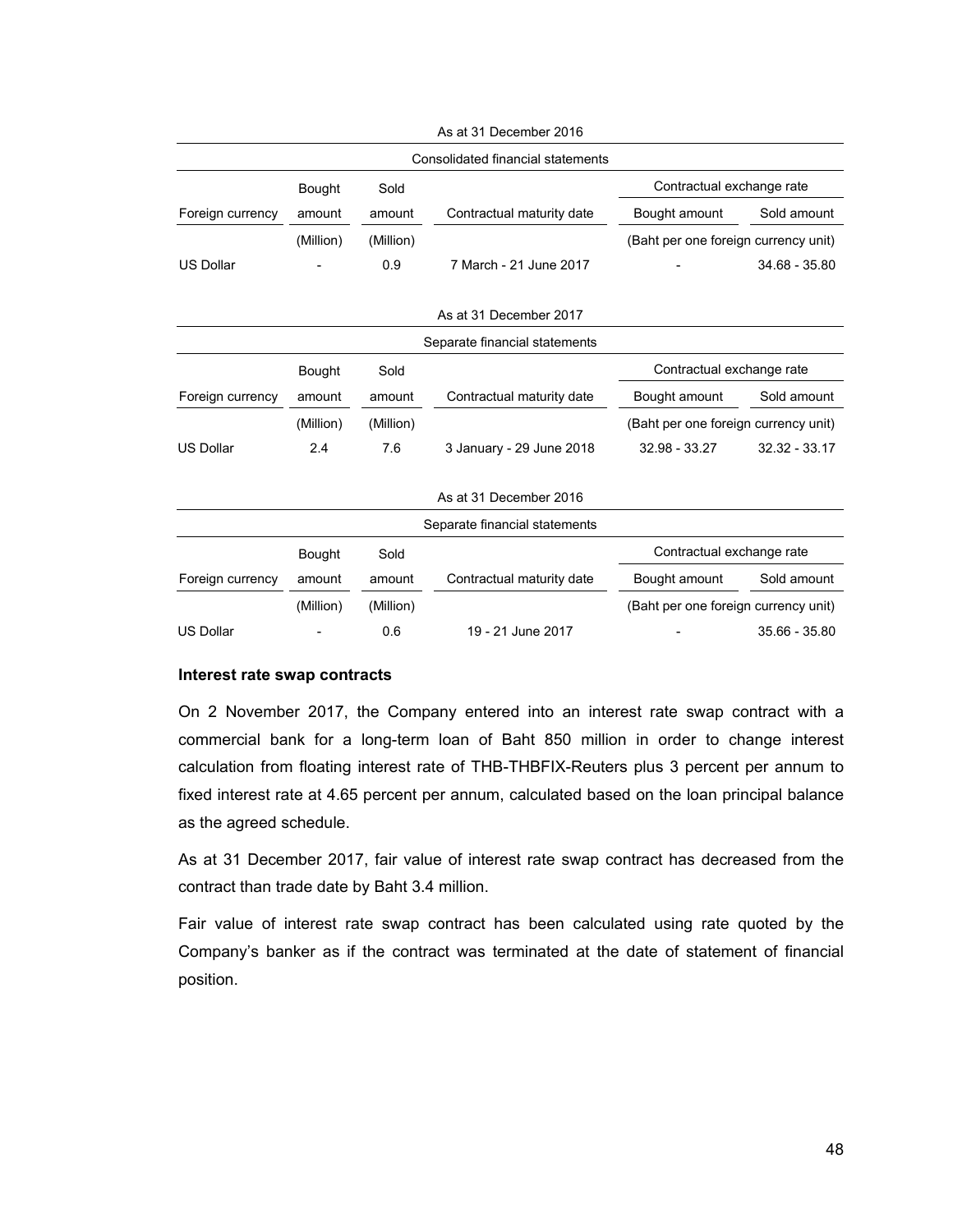As at 31 December 2016

| Consolidated financial statements | | | | | |
|---|---|---|---|---|---|
| | Bought | Sold | | Contractual exchange rate | |
| Foreign currency | amount | amount | Contractual maturity date | Bought amount | Sold amount |
| | (Million) | (Million) | | (Baht per one foreign currency unit) | |
| US Dollar | - | 0.9 | 7 March - 21 June 2017 | - | 34.68 - 35.80 |

As at 31 December 2017

| Separate financial statements | | | | | |
|---|---|---|---|---|---|
| | Bought | Sold | | Contractual exchange rate | |
| Foreign currency | amount | amount | Contractual maturity date | Bought amount | Sold amount |
| | (Million) | (Million) | | (Baht per one foreign currency unit) | |
| US Dollar | 2.4 | 7.6 | 3 January - 29 June 2018 | 32.98 - 33.27 | 32.32 - 33.17 |

As at 31 December 2016

| Separate financial statements | | | | | |
|---|---|---|---|---|---|
| | Bought | Sold | | Contractual exchange rate | |
| Foreign currency | amount | amount | Contractual maturity date | Bought amount | Sold amount |
| | (Million) | (Million) | | (Baht per one foreign currency unit) | |
| US Dollar | - | 0.6 | 19 - 21 June 2017 | - | 35.66 - 35.80 |

**Interest rate swap contracts**

On 2 November 2017, the Company entered into an interest rate swap contract with a commercial bank for a long-term loan of Baht 850 million in order to change interest calculation from floating interest rate of THB-THBFIX-Reuters plus 3 percent per annum to fixed interest rate at 4.65 percent per annum, calculated based on the loan principal balance as the agreed schedule.

As at 31 December 2017, fair value of interest rate swap contract has decreased from the contract than trade date by Baht 3.4 million.

Fair value of interest rate swap contract has been calculated using rate quoted by the Company's banker as if the contract was terminated at the date of statement of financial position.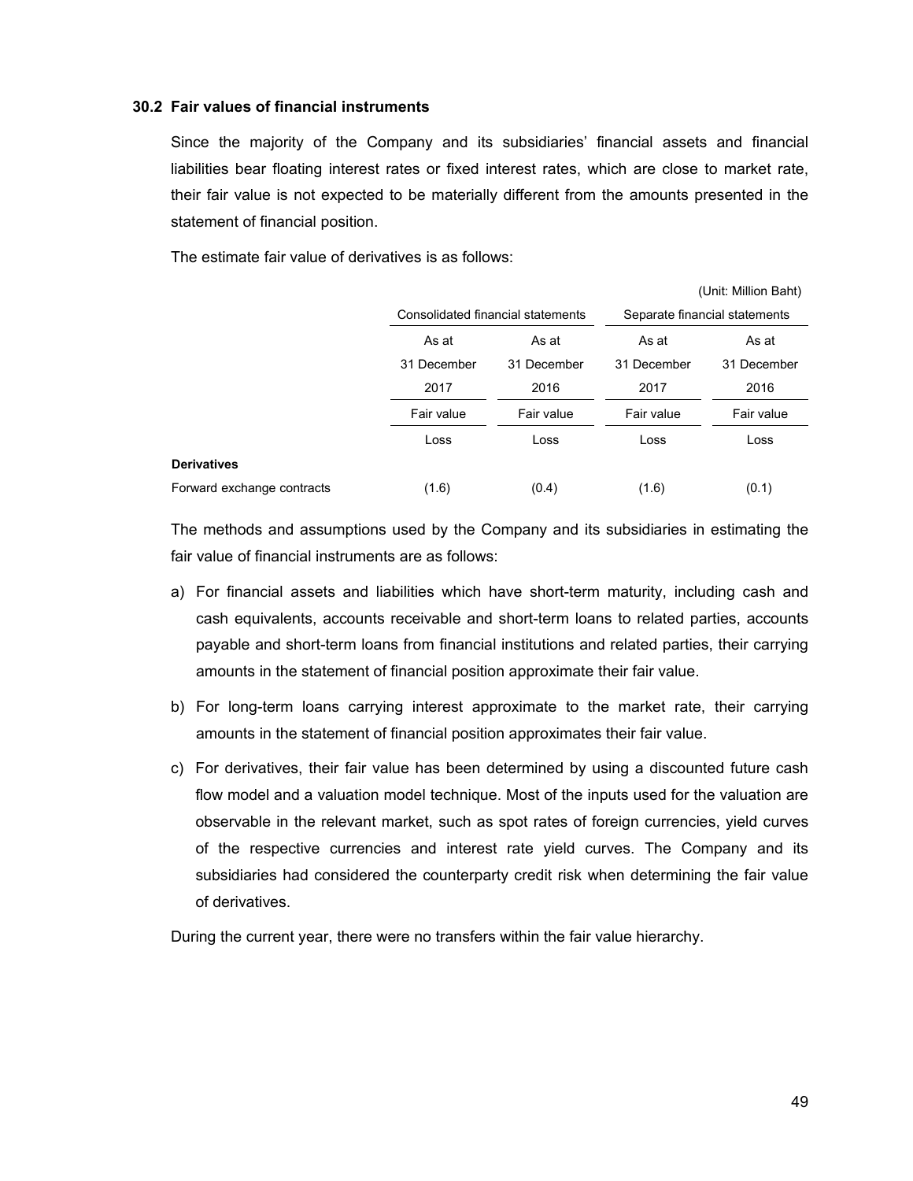### 30.2 Fair values of financial instruments

Since the majority of the Company and its subsidiaries' financial assets and financial liabilities bear floating interest rates or fixed interest rates, which are close to market rate, their fair value is not expected to be materially different from the amounts presented in the statement of financial position.

The estimate fair value of derivatives is as follows:

(Unit: Million Baht)

| | Consolidated financial statements | | Separate financial statements | |
|---|---|---|---|---|
| | As at 31 December 2017 | As at 31 December 2016 | As at 31 December 2017 | As at 31 December 2016 |
| | Fair value | Fair value | Fair value | Fair value |
| | Loss | Loss | Loss | Loss |
| **Derivatives** | | | | |
| Forward exchange contracts | (1.6) | (0.4) | (1.6) | (0.1) |

The methods and assumptions used by the Company and its subsidiaries in estimating the fair value of financial instruments are as follows:

a) For financial assets and liabilities which have short-term maturity, including cash and cash equivalents, accounts receivable and short-term loans to related parties, accounts payable and short-term loans from financial institutions and related parties, their carrying amounts in the statement of financial position approximate their fair value.

b) For long-term loans carrying interest approximate to the market rate, their carrying amounts in the statement of financial position approximates their fair value.

c) For derivatives, their fair value has been determined by using a discounted future cash flow model and a valuation model technique. Most of the inputs used for the valuation are observable in the relevant market, such as spot rates of foreign currencies, yield curves of the respective currencies and interest rate yield curves. The Company and its subsidiaries had considered the counterparty credit risk when determining the fair value of derivatives.

During the current year, there were no transfers within the fair value hierarchy.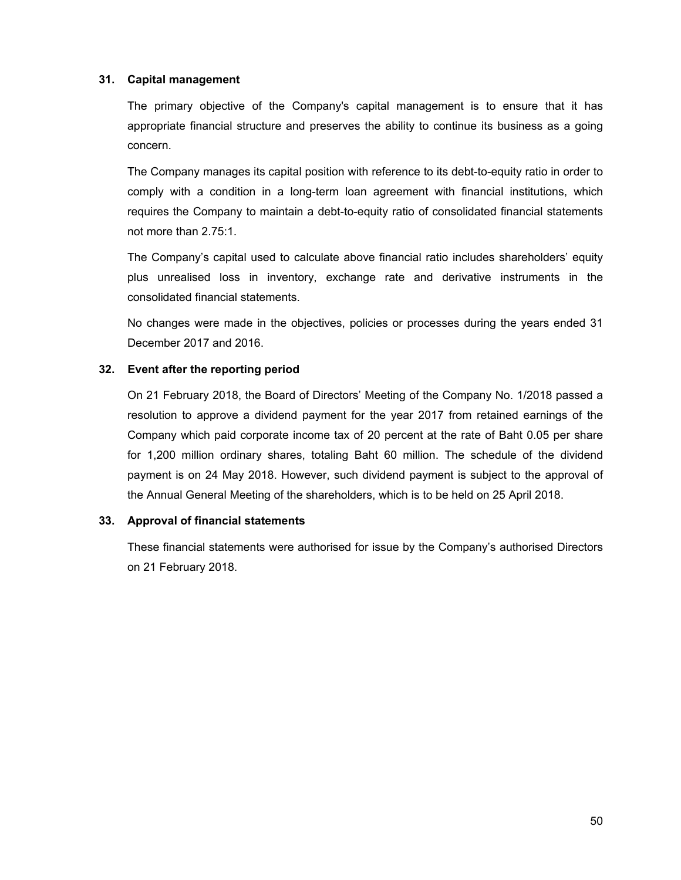## 31. Capital management

The primary objective of the Company's capital management is to ensure that it has appropriate financial structure and preserves the ability to continue its business as a going concern.

The Company manages its capital position with reference to its debt-to-equity ratio in order to comply with a condition in a long-term loan agreement with financial institutions, which requires the Company to maintain a debt-to-equity ratio of consolidated financial statements not more than 2.75:1.

The Company's capital used to calculate above financial ratio includes shareholders' equity plus unrealised loss in inventory, exchange rate and derivative instruments in the consolidated financial statements.

No changes were made in the objectives, policies or processes during the years ended 31 December 2017 and 2016.

## 32. Event after the reporting period

On 21 February 2018, the Board of Directors' Meeting of the Company No. 1/2018 passed a resolution to approve a dividend payment for the year 2017 from retained earnings of the Company which paid corporate income tax of 20 percent at the rate of Baht 0.05 per share for 1,200 million ordinary shares, totaling Baht 60 million. The schedule of the dividend payment is on 24 May 2018. However, such dividend payment is subject to the approval of the Annual General Meeting of the shareholders, which is to be held on 25 April 2018.

## 33. Approval of financial statements

These financial statements were authorised for issue by the Company's authorised Directors on 21 February 2018.